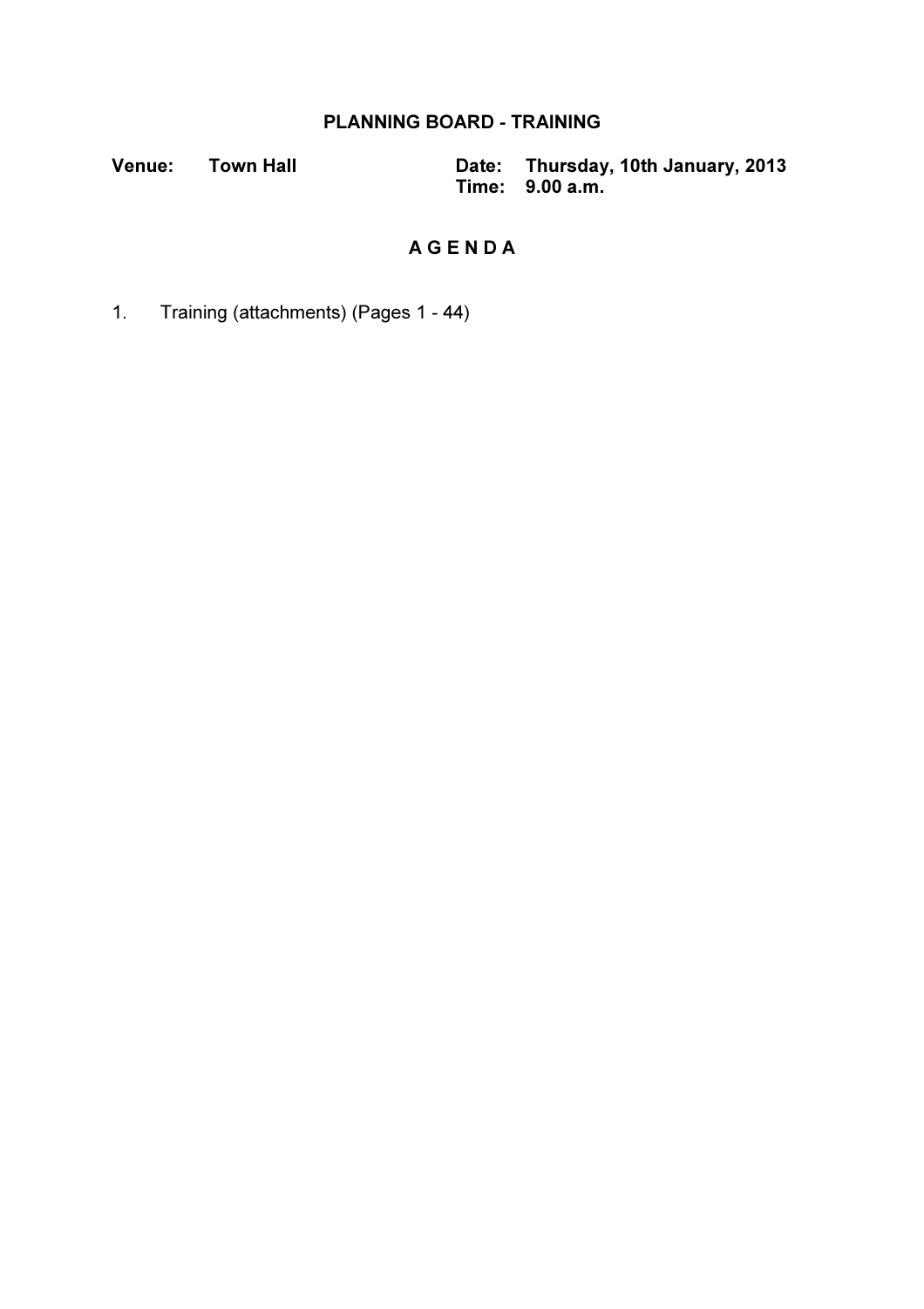# PLANNING BOARD - TRAINING

**Venue:** **Town Hall**

**Date:** **Thursday, 10th January, 2013**
**Time:** **9.00 a.m.**

## A G E N D A

1. Training (attachments) (Pages 1 - 44)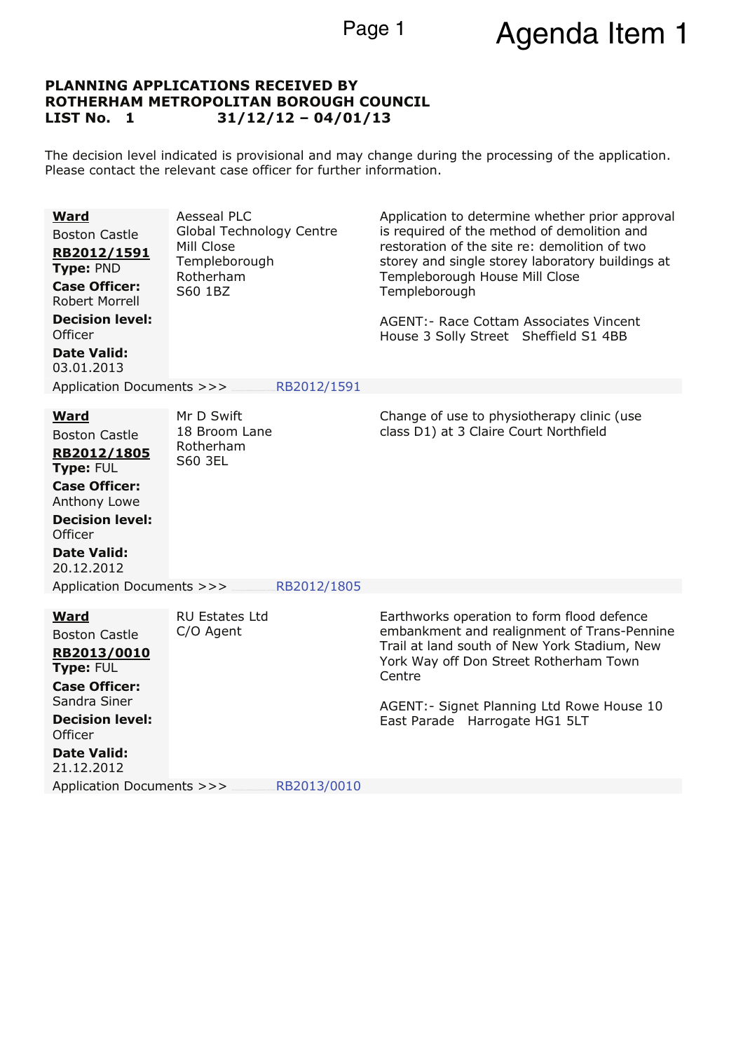# Agenda Item 1

**PLANNING APPLICATIONS RECEIVED BY**
**ROTHERHAM METROPOLITAN BOROUGH COUNCIL**
**LIST No. 1 31/12/12 – 04/01/13**

The decision level indicated is provisional and may change during the processing of the application. Please contact the relevant case officer for further information.

| | | |
|---|---|---|
| **Ward**<br>Boston Castle<br>**RB2012/1591**<br>**Type:** PND<br>**Case Officer:**<br>Robert Morrell<br>**Decision level:**<br>Officer<br>**Date Valid:**<br>03.01.2013 | Aesseal PLC<br>Global Technology Centre<br>Mill Close<br>Templeborough<br>Rotherham<br>S60 1BZ | Application to determine whether prior approval is required of the method of demolition and restoration of the site re: demolition of two storey and single storey laboratory buildings at Templeborough House Mill Close Templeborough<br><br>AGENT:- Race Cottam Associates Vincent House 3 Solly Street Sheffield S1 4BB |
| Application Documents >>> RB2012/1591 | | |
| **Ward**<br>Boston Castle<br>**RB2012/1805**<br>**Type:** FUL<br>**Case Officer:**<br>Anthony Lowe<br>**Decision level:**<br>Officer<br>**Date Valid:**<br>20.12.2012 | Mr D Swift<br>18 Broom Lane<br>Rotherham<br>S60 3EL | Change of use to physiotherapy clinic (use class D1) at 3 Claire Court Northfield |
| Application Documents >>> RB2012/1805 | | |
| **Ward**<br>Boston Castle<br>**RB2013/0010**<br>**Type:** FUL<br>**Case Officer:**<br>Sandra Siner<br>**Decision level:**<br>Officer<br>**Date Valid:**<br>21.12.2012 | RU Estates Ltd<br>C/O Agent | Earthworks operation to form flood defence embankment and realignment of Trans-Pennine Trail at land south of New York Stadium, New York Way off Don Street Rotherham Town Centre<br><br>AGENT:- Signet Planning Ltd Rowe House 10 East Parade Harrogate HG1 5LT |
| Application Documents >>> RB2013/0010 | | |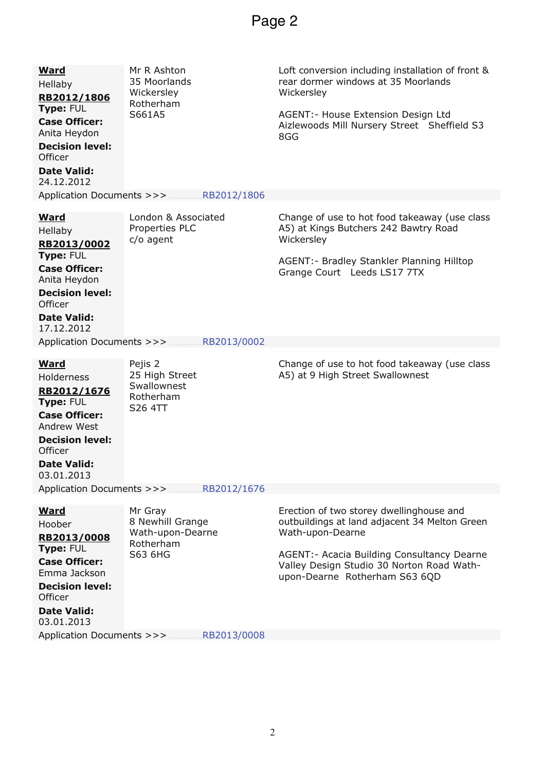| | | |
|---|---|---|
| **Ward**<br>Hellaby<br>**RB2012/1806**<br>**Type:** FUL<br>**Case Officer:**<br>Anita Heydon<br>**Decision level:**<br>Officer<br>**Date Valid:**<br>24.12.2012 | Mr R Ashton<br>35 Moorlands<br>Wickersley<br>Rotherham<br>S661A5 | Loft conversion including installation of front & rear dormer windows at 35 Moorlands Wickersley<br><br>AGENT:- House Extension Design Ltd Aizlewoods Mill Nursery Street Sheffield S3 8GG |
| Application Documents >>> | RB2012/1806 | |

| | | |
|---|---|---|
| **Ward**<br>Hellaby<br>**RB2013/0002**<br>**Type:** FUL<br>**Case Officer:**<br>Anita Heydon<br>**Decision level:**<br>Officer<br>**Date Valid:**<br>17.12.2012 | London & Associated Properties PLC<br>c/o agent | Change of use to hot food takeaway (use class A5) at Kings Butchers 242 Bawtry Road Wickersley<br><br>AGENT:- Bradley Stankler Planning Hilltop Grange Court Leeds LS17 7TX |
| Application Documents >>> | RB2013/0002 | |

| | | |
|---|---|---|
| **Ward**<br>Holderness<br>**RB2012/1676**<br>**Type:** FUL<br>**Case Officer:**<br>Andrew West<br>**Decision level:**<br>Officer<br>**Date Valid:**<br>03.01.2013 | Pejis 2<br>25 High Street<br>Swallownest<br>Rotherham<br>S26 4TT | Change of use to hot food takeaway (use class A5) at 9 High Street Swallownest |
| Application Documents >>> | RB2012/1676 | |

| | | |
|---|---|---|
| **Ward**<br>Hoober<br>**RB2013/0008**<br>**Type:** FUL<br>**Case Officer:**<br>Emma Jackson<br>**Decision level:**<br>Officer<br>**Date Valid:**<br>03.01.2013 | Mr Gray<br>8 Newhill Grange<br>Wath-upon-Dearne<br>Rotherham<br>S63 6HG | Erection of two storey dwellinghouse and outbuildings at land adjacent 34 Melton Green Wath-upon-Dearne<br><br>AGENT:- Acacia Building Consultancy Dearne Valley Design Studio 30 Norton Road Wath-upon-Dearne Rotherham S63 6QD |
| Application Documents >>> | RB2013/0008 | |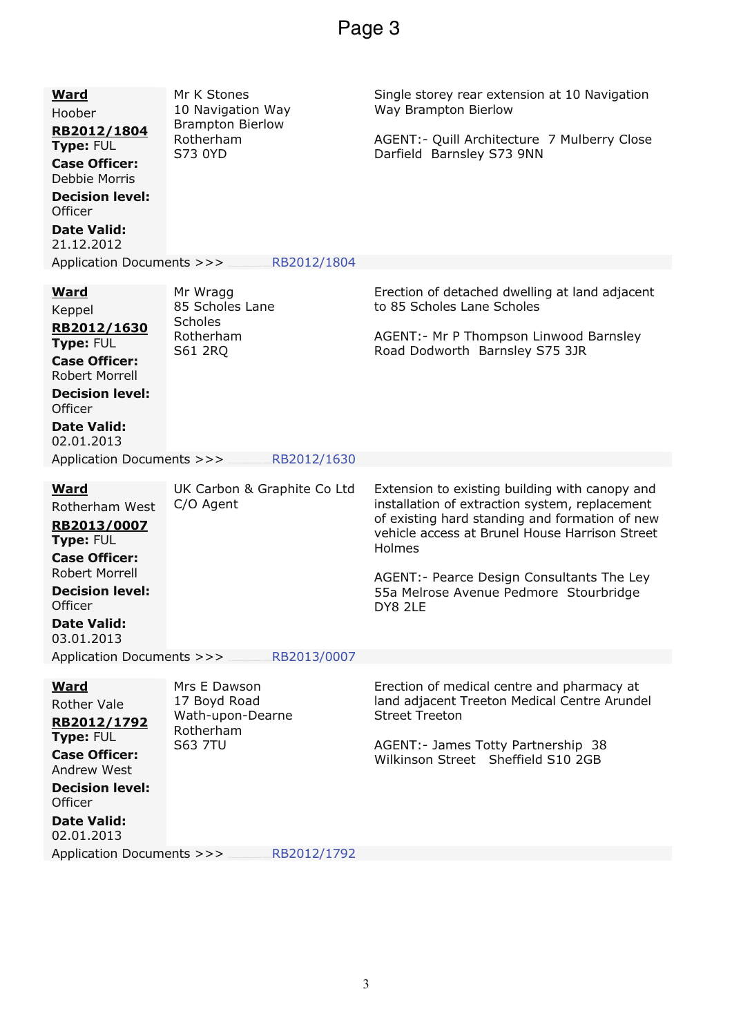| | | |
|---|---|---|
| **Ward**<br>Hoober<br>**RB2012/1804**<br>**Type:** FUL<br>**Case Officer:**<br>Debbie Morris<br>**Decision level:**<br>Officer<br>**Date Valid:**<br>21.12.2012 | Mr K Stones<br>10 Navigation Way<br>Brampton Bierlow<br>Rotherham<br>S73 0YD | Single storey rear extension at 10 Navigation Way Brampton Bierlow<br><br>AGENT:- Quill Architecture 7 Mulberry Close Darfield Barnsley S73 9NN |
| Application Documents >>> | RB2012/1804 | |

| | | |
|---|---|---|
| **Ward**<br>Keppel<br>**RB2012/1630**<br>**Type:** FUL<br>**Case Officer:**<br>Robert Morrell<br>**Decision level:**<br>Officer<br>**Date Valid:**<br>02.01.2013 | Mr Wragg<br>85 Scholes Lane<br>Scholes<br>Rotherham<br>S61 2RQ | Erection of detached dwelling at land adjacent to 85 Scholes Lane Scholes<br><br>AGENT:- Mr P Thompson Linwood Barnsley Road Dodworth Barnsley S75 3JR |
| Application Documents >>> | RB2012/1630 | |

| | | |
|---|---|---|
| **Ward**<br>Rotherham West<br>**RB2013/0007**<br>**Type:** FUL<br>**Case Officer:**<br>Robert Morrell<br>**Decision level:**<br>Officer<br>**Date Valid:**<br>03.01.2013 | UK Carbon & Graphite Co Ltd<br>C/O Agent | Extension to existing building with canopy and installation of extraction system, replacement of existing hard standing and formation of new vehicle access at Brunel House Harrison Street Holmes<br><br>AGENT:- Pearce Design Consultants The Ley 55a Melrose Avenue Pedmore Stourbridge DY8 2LE |
| Application Documents >>> | RB2013/0007 | |

| | | |
|---|---|---|
| **Ward**<br>Rother Vale<br>**RB2012/1792**<br>**Type:** FUL<br>**Case Officer:**<br>Andrew West<br>**Decision level:**<br>Officer<br>**Date Valid:**<br>02.01.2013 | Mrs E Dawson<br>17 Boyd Road<br>Wath-upon-Dearne<br>Rotherham<br>S63 7TU | Erection of medical centre and pharmacy at land adjacent Treeton Medical Centre Arundel Street Treeton<br><br>AGENT:- James Totty Partnership 38 Wilkinson Street Sheffield S10 2GB |
| Application Documents >>> | RB2012/1792 | |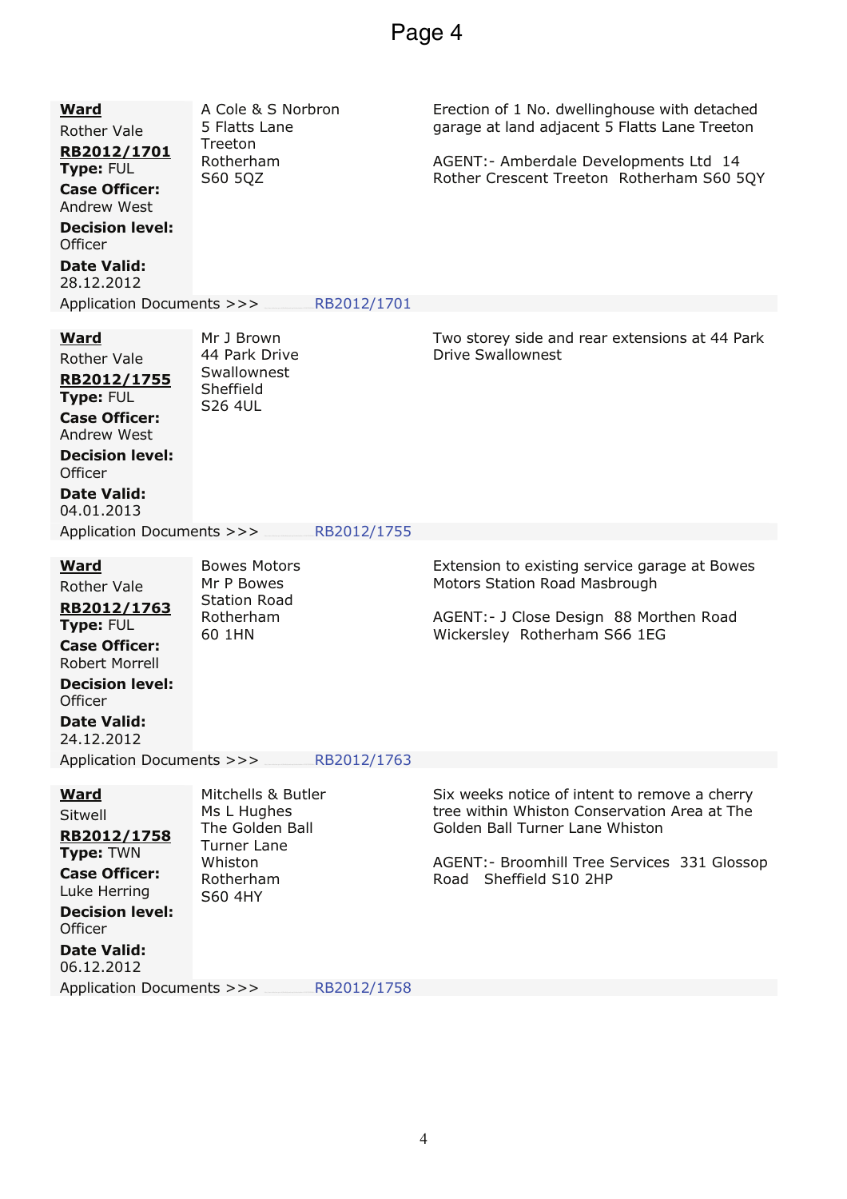| | | |
|---|---|---|
| **Ward**<br>Rother Vale<br>**RB2012/1701**<br>**Type:** FUL<br>**Case Officer:**<br>Andrew West<br>**Decision level:**<br>Officer<br>**Date Valid:**<br>28.12.2012 | A Cole & S Norbron<br>5 Flatts Lane<br>Treeton<br>Rotherham<br>S60 5QZ | Erection of 1 No. dwellinghouse with detached garage at land adjacent 5 Flatts Lane Treeton<br><br>AGENT:- Amberdale Developments Ltd 14 Rother Crescent Treeton Rotherham S60 5QY |
| Application Documents >>> | RB2012/1701 | |

| | | |
|---|---|---|
| **Ward**<br>Rother Vale<br>**RB2012/1755**<br>**Type:** FUL<br>**Case Officer:**<br>Andrew West<br>**Decision level:**<br>Officer<br>**Date Valid:**<br>04.01.2013 | Mr J Brown<br>44 Park Drive<br>Swallownest<br>Sheffield<br>S26 4UL | Two storey side and rear extensions at 44 Park Drive Swallownest |
| Application Documents >>> | RB2012/1755 | |

| | | |
|---|---|---|
| **Ward**<br>Rother Vale<br>**RB2012/1763**<br>**Type:** FUL<br>**Case Officer:**<br>Robert Morrell<br>**Decision level:**<br>Officer<br>**Date Valid:**<br>24.12.2012 | Bowes Motors<br>Mr P Bowes<br>Station Road<br>Rotherham<br>60 1HN | Extension to existing service garage at Bowes Motors Station Road Masbrough<br><br>AGENT:- J Close Design 88 Morthen Road Wickersley Rotherham S66 1EG |
| Application Documents >>> | RB2012/1763 | |

| | | |
|---|---|---|
| **Ward**<br>Sitwell<br>**RB2012/1758**<br>**Type:** TWN<br>**Case Officer:**<br>Luke Herring<br>**Decision level:**<br>Officer<br>**Date Valid:**<br>06.12.2012 | Mitchells & Butler<br>Ms L Hughes<br>The Golden Ball<br>Turner Lane<br>Whiston<br>Rotherham<br>S60 4HY | Six weeks notice of intent to remove a cherry tree within Whiston Conservation Area at The Golden Ball Turner Lane Whiston<br><br>AGENT:- Broomhill Tree Services 331 Glossop Road Sheffield S10 2HP |
| Application Documents >>> | RB2012/1758 | |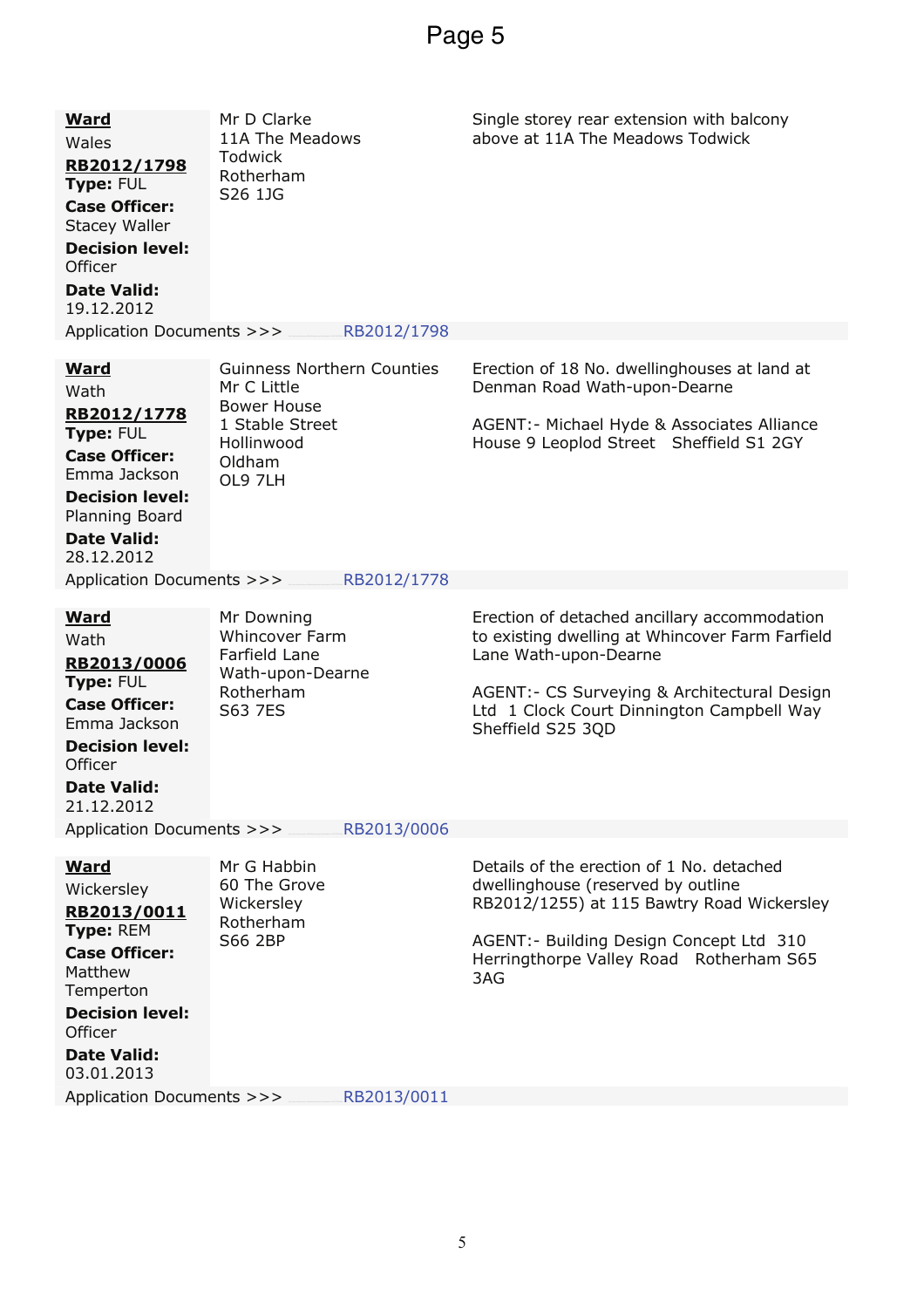| | | |
|---|---|---|
| **Ward**<br>Wales<br>**RB2012/1798**<br>**Type:** FUL<br>**Case Officer:**<br>Stacey Waller<br>**Decision level:**<br>Officer<br>**Date Valid:**<br>19.12.2012 | Mr D Clarke<br>11A The Meadows<br>Todwick<br>Rotherham<br>S26 1JG | Single storey rear extension with balcony above at 11A The Meadows Todwick |
| Application Documents >>> | RB2012/1798 | |

| | | |
|---|---|---|
| **Ward**<br>Wath<br>**RB2012/1778**<br>**Type:** FUL<br>**Case Officer:**<br>Emma Jackson<br>**Decision level:**<br>Planning Board<br>**Date Valid:**<br>28.12.2012 | Guinness Northern Counties<br>Mr C Little<br>Bower House<br>1 Stable Street<br>Hollinwood<br>Oldham<br>OL9 7LH | Erection of 18 No. dwellinghouses at land at Denman Road Wath-upon-Dearne<br><br>AGENT:- Michael Hyde & Associates Alliance House 9 Leoplod Street Sheffield S1 2GY |
| Application Documents >>> | RB2012/1778 | |

| | | |
|---|---|---|
| **Ward**<br>Wath<br>**RB2013/0006**<br>**Type:** FUL<br>**Case Officer:**<br>Emma Jackson<br>**Decision level:**<br>Officer<br>**Date Valid:**<br>21.12.2012 | Mr Downing<br>Whincover Farm<br>Farfield Lane<br>Wath-upon-Dearne<br>Rotherham<br>S63 7ES | Erection of detached ancillary accommodation to existing dwelling at Whincover Farm Farfield Lane Wath-upon-Dearne<br><br>AGENT:- CS Surveying & Architectural Design Ltd 1 Clock Court Dinnington Campbell Way Sheffield S25 3QD |
| Application Documents >>> | RB2013/0006 | |

| | | |
|---|---|---|
| **Ward**<br>Wickersley<br>**RB2013/0011**<br>**Type:** REM<br>**Case Officer:**<br>Matthew Temperton<br>**Decision level:**<br>Officer<br>**Date Valid:**<br>03.01.2013 | Mr G Habbin<br>60 The Grove<br>Wickersley<br>Rotherham<br>S66 2BP | Details of the erection of 1 No. detached dwellinghouse (reserved by outline RB2012/1255) at 115 Bawtry Road Wickersley<br><br>AGENT:- Building Design Concept Ltd 310 Herringthorpe Valley Road Rotherham S65 3AG |
| Application Documents >>> | RB2013/0011 | |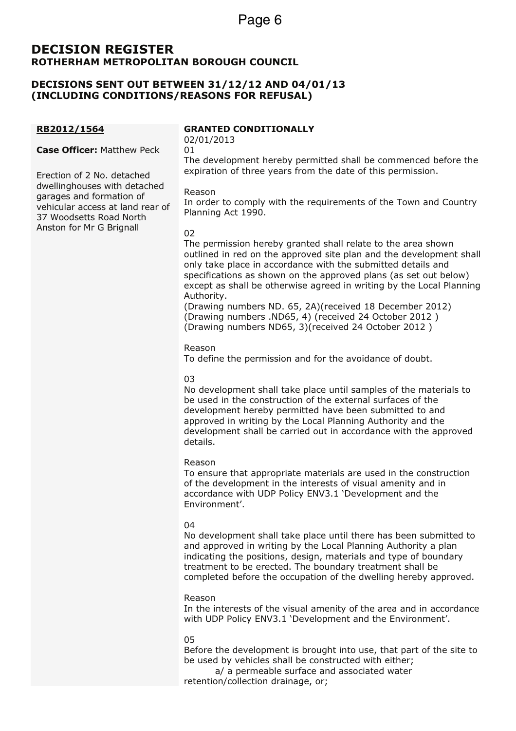# DECISION REGISTER

## ROTHERHAM METROPOLITAN BOROUGH COUNCIL

## DECISIONS SENT OUT BETWEEN 31/12/12 AND 04/01/13 (INCLUDING CONDITIONS/REASONS FOR REFUSAL)

**RB2012/1564**

**Case Officer:** Matthew Peck

Erection of 2 No. detached dwellinghouses with detached garages and formation of vehicular access at land rear of 37 Woodsetts Road North Anston for Mr G Brignall

**GRANTED CONDITIONALLY**

02/01/2013

01

The development hereby permitted shall be commenced before the expiration of three years from the date of this permission.

Reason

In order to comply with the requirements of the Town and Country Planning Act 1990.

02

The permission hereby granted shall relate to the area shown outlined in red on the approved site plan and the development shall only take place in accordance with the submitted details and specifications as shown on the approved plans (as set out below) except as shall be otherwise agreed in writing by the Local Planning Authority.

(Drawing numbers ND. 65, 2A)(received 18 December 2012)
(Drawing numbers .ND65, 4) (received 24 October 2012 )
(Drawing numbers ND65, 3)(received 24 October 2012 )

Reason

To define the permission and for the avoidance of doubt.

03

No development shall take place until samples of the materials to be used in the construction of the external surfaces of the development hereby permitted have been submitted to and approved in writing by the Local Planning Authority and the development shall be carried out in accordance with the approved details.

Reason

To ensure that appropriate materials are used in the construction of the development in the interests of visual amenity and in accordance with UDP Policy ENV3.1 'Development and the Environment'.

04

No development shall take place until there has been submitted to and approved in writing by the Local Planning Authority a plan indicating the positions, design, materials and type of boundary treatment to be erected. The boundary treatment shall be completed before the occupation of the dwelling hereby approved.

Reason

In the interests of the visual amenity of the area and in accordance with UDP Policy ENV3.1 'Development and the Environment'.

05

Before the development is brought into use, that part of the site to be used by vehicles shall be constructed with either;

a/ a permeable surface and associated water retention/collection drainage, or;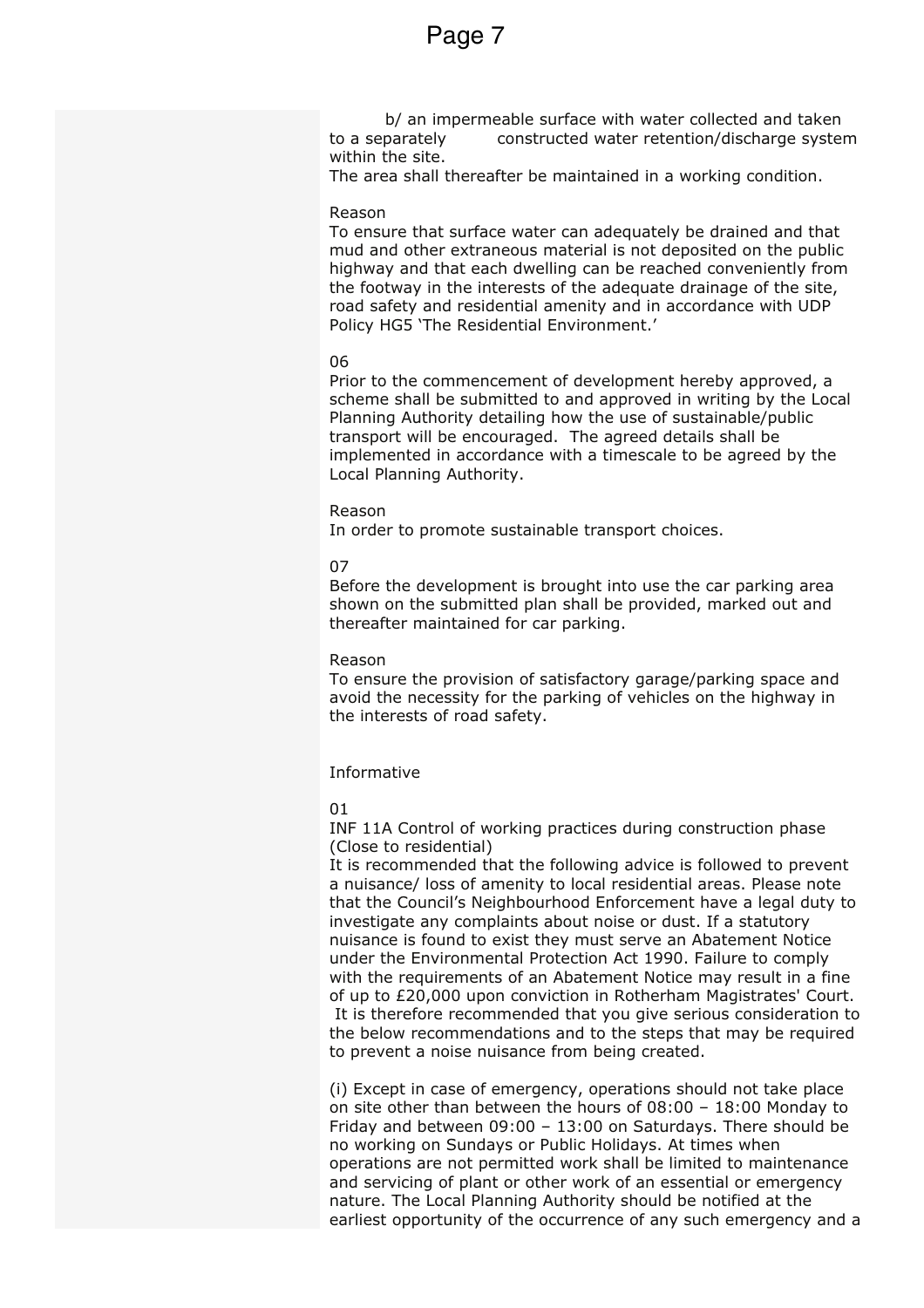b/ an impermeable surface with water collected and taken to a separately constructed water retention/discharge system within the site.

The area shall thereafter be maintained in a working condition.

Reason

To ensure that surface water can adequately be drained and that mud and other extraneous material is not deposited on the public highway and that each dwelling can be reached conveniently from the footway in the interests of the adequate drainage of the site, road safety and residential amenity and in accordance with UDP Policy HG5 'The Residential Environment.'

06

Prior to the commencement of development hereby approved, a scheme shall be submitted to and approved in writing by the Local Planning Authority detailing how the use of sustainable/public transport will be encouraged. The agreed details shall be implemented in accordance with a timescale to be agreed by the Local Planning Authority.

Reason

In order to promote sustainable transport choices.

07

Before the development is brought into use the car parking area shown on the submitted plan shall be provided, marked out and thereafter maintained for car parking.

Reason

To ensure the provision of satisfactory garage/parking space and avoid the necessity for the parking of vehicles on the highway in the interests of road safety.

Informative

01

INF 11A Control of working practices during construction phase (Close to residential)

It is recommended that the following advice is followed to prevent a nuisance/ loss of amenity to local residential areas. Please note that the Council's Neighbourhood Enforcement have a legal duty to investigate any complaints about noise or dust. If a statutory nuisance is found to exist they must serve an Abatement Notice under the Environmental Protection Act 1990. Failure to comply with the requirements of an Abatement Notice may result in a fine of up to £20,000 upon conviction in Rotherham Magistrates' Court. It is therefore recommended that you give serious consideration to the below recommendations and to the steps that may be required to prevent a noise nuisance from being created.

(i) Except in case of emergency, operations should not take place on site other than between the hours of 08:00 – 18:00 Monday to Friday and between 09:00 – 13:00 on Saturdays. There should be no working on Sundays or Public Holidays. At times when operations are not permitted work shall be limited to maintenance and servicing of plant or other work of an essential or emergency nature. The Local Planning Authority should be notified at the earliest opportunity of the occurrence of any such emergency and a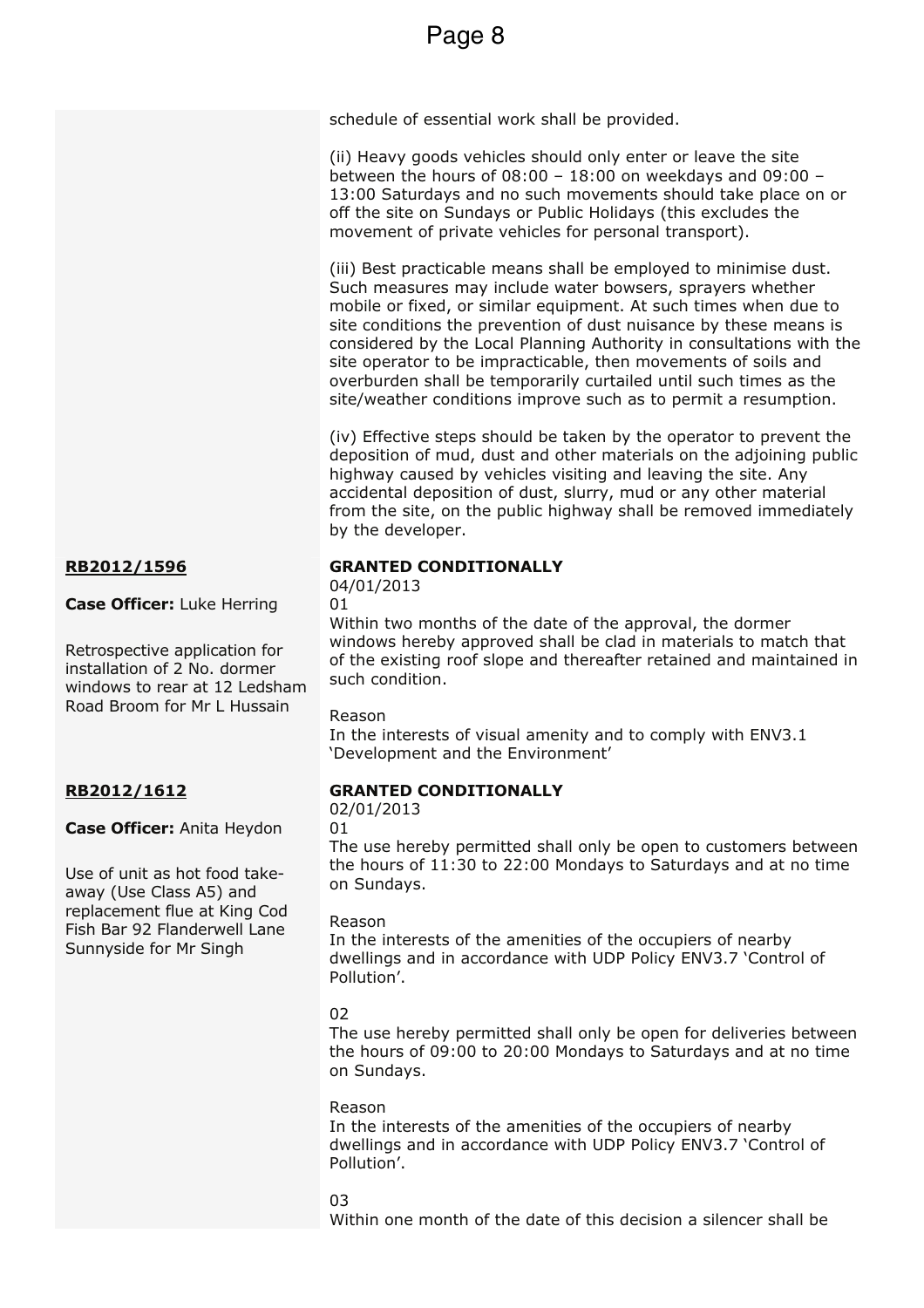schedule of essential work shall be provided.

(ii) Heavy goods vehicles should only enter or leave the site between the hours of 08:00 – 18:00 on weekdays and 09:00 – 13:00 Saturdays and no such movements should take place on or off the site on Sundays or Public Holidays (this excludes the movement of private vehicles for personal transport).

(iii) Best practicable means shall be employed to minimise dust. Such measures may include water bowsers, sprayers whether mobile or fixed, or similar equipment. At such times when due to site conditions the prevention of dust nuisance by these means is considered by the Local Planning Authority in consultations with the site operator to be impracticable, then movements of soils and overburden shall be temporarily curtailed until such times as the site/weather conditions improve such as to permit a resumption.

(iv) Effective steps should be taken by the operator to prevent the deposition of mud, dust and other materials on the adjoining public highway caused by vehicles visiting and leaving the site. Any accidental deposition of dust, slurry, mud or any other material from the site, on the public highway shall be removed immediately by the developer.

**RB2012/1596**

**Case Officer:** Luke Herring

Retrospective application for installation of 2 No. dormer windows to rear at 12 Ledsham Road Broom for Mr L Hussain

**GRANTED CONDITIONALLY**

04/01/2013

01

Within two months of the date of the approval, the dormer windows hereby approved shall be clad in materials to match that of the existing roof slope and thereafter retained and maintained in such condition.

Reason

In the interests of visual amenity and to comply with ENV3.1 'Development and the Environment'

**RB2012/1612**

**Case Officer:** Anita Heydon

Use of unit as hot food take-away (Use Class A5) and replacement flue at King Cod Fish Bar 92 Flanderwell Lane Sunnyside for Mr Singh

**GRANTED CONDITIONALLY**

02/01/2013

01

The use hereby permitted shall only be open to customers between the hours of 11:30 to 22:00 Mondays to Saturdays and at no time on Sundays.

Reason

In the interests of the amenities of the occupiers of nearby dwellings and in accordance with UDP Policy ENV3.7 'Control of Pollution'.

02

The use hereby permitted shall only be open for deliveries between the hours of 09:00 to 20:00 Mondays to Saturdays and at no time on Sundays.

Reason

In the interests of the amenities of the occupiers of nearby dwellings and in accordance with UDP Policy ENV3.7 'Control of Pollution'.

03

Within one month of the date of this decision a silencer shall be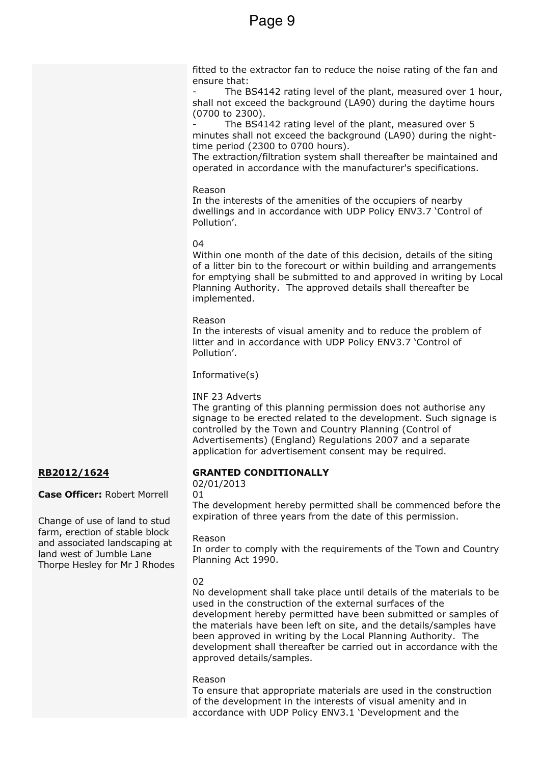fitted to the extractor fan to reduce the noise rating of the fan and ensure that:

- The BS4142 rating level of the plant, measured over 1 hour, shall not exceed the background (LA90) during the daytime hours (0700 to 2300).
- The BS4142 rating level of the plant, measured over 5 minutes shall not exceed the background (LA90) during the night-time period (2300 to 0700 hours).

The extraction/filtration system shall thereafter be maintained and operated in accordance with the manufacturer's specifications.

Reason
In the interests of the amenities of the occupiers of nearby dwellings and in accordance with UDP Policy ENV3.7 'Control of Pollution'.

04
Within one month of the date of this decision, details of the siting of a litter bin to the forecourt or within building and arrangements for emptying shall be submitted to and approved in writing by Local Planning Authority. The approved details shall thereafter be implemented.

Reason
In the interests of visual amenity and to reduce the problem of litter and in accordance with UDP Policy ENV3.7 'Control of Pollution'.

Informative(s)

INF 23 Adverts
The granting of this planning permission does not authorise any signage to be erected related to the development. Such signage is controlled by the Town and Country Planning (Control of Advertisements) (England) Regulations 2007 and a separate application for advertisement consent may be required.

**RB2012/1624**

**Case Officer:** Robert Morrell

Change of use of land to stud farm, erection of stable block and associated landscaping at land west of Jumble Lane Thorpe Hesley for Mr J Rhodes

**GRANTED CONDITIONALLY**
02/01/2013

01
The development hereby permitted shall be commenced before the expiration of three years from the date of this permission.

Reason
In order to comply with the requirements of the Town and Country Planning Act 1990.

02
No development shall take place until details of the materials to be used in the construction of the external surfaces of the development hereby permitted have been submitted or samples of the materials have been left on site, and the details/samples have been approved in writing by the Local Planning Authority. The development shall thereafter be carried out in accordance with the approved details/samples.

Reason
To ensure that appropriate materials are used in the construction of the development in the interests of visual amenity and in accordance with UDP Policy ENV3.1 'Development and the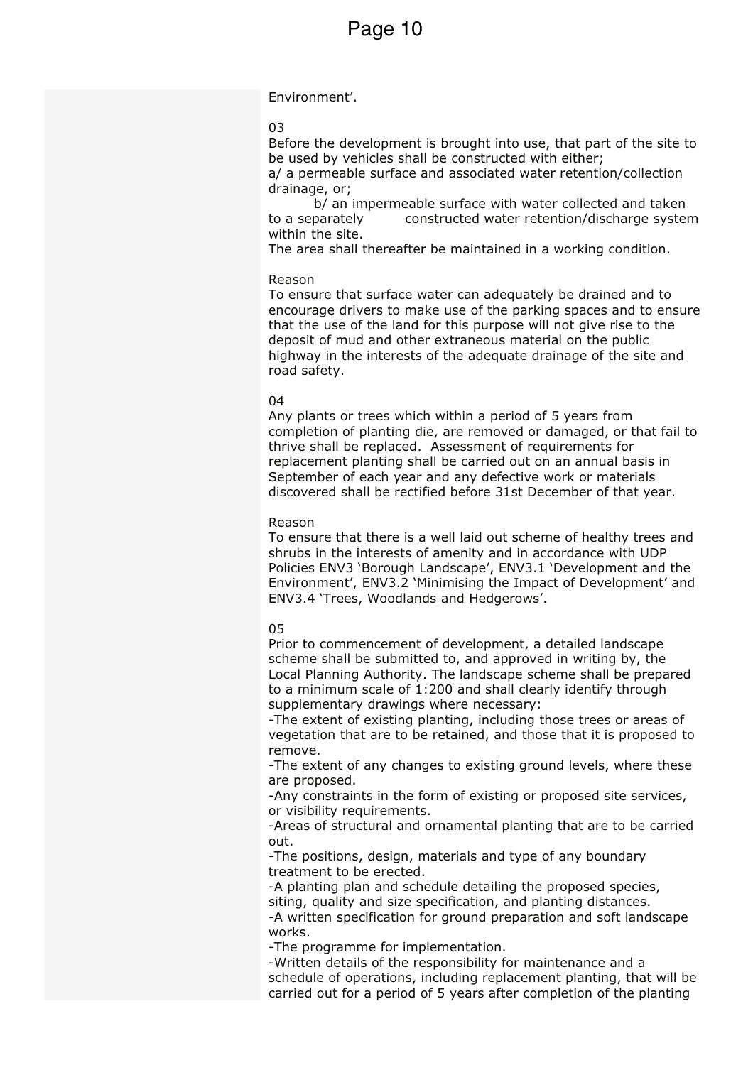Environment'.

03

Before the development is brought into use, that part of the site to be used by vehicles shall be constructed with either;

a/ a permeable surface and associated water retention/collection drainage, or;

b/ an impermeable surface with water collected and taken to a separately constructed water retention/discharge system within the site.

The area shall thereafter be maintained in a working condition.

Reason

To ensure that surface water can adequately be drained and to encourage drivers to make use of the parking spaces and to ensure that the use of the land for this purpose will not give rise to the deposit of mud and other extraneous material on the public highway in the interests of the adequate drainage of the site and road safety.

04

Any plants or trees which within a period of 5 years from completion of planting die, are removed or damaged, or that fail to thrive shall be replaced. Assessment of requirements for replacement planting shall be carried out on an annual basis in September of each year and any defective work or materials discovered shall be rectified before 31st December of that year.

Reason

To ensure that there is a well laid out scheme of healthy trees and shrubs in the interests of amenity and in accordance with UDP Policies ENV3 'Borough Landscape', ENV3.1 'Development and the Environment', ENV3.2 'Minimising the Impact of Development' and ENV3.4 'Trees, Woodlands and Hedgerows'.

05

Prior to commencement of development, a detailed landscape scheme shall be submitted to, and approved in writing by, the Local Planning Authority. The landscape scheme shall be prepared to a minimum scale of 1:200 and shall clearly identify through supplementary drawings where necessary:

-The extent of existing planting, including those trees or areas of vegetation that are to be retained, and those that it is proposed to remove.

-The extent of any changes to existing ground levels, where these are proposed.

-Any constraints in the form of existing or proposed site services, or visibility requirements.

-Areas of structural and ornamental planting that are to be carried out.

-The positions, design, materials and type of any boundary treatment to be erected.

-A planting plan and schedule detailing the proposed species, siting, quality and size specification, and planting distances.

-A written specification for ground preparation and soft landscape works.

-The programme for implementation.

-Written details of the responsibility for maintenance and a schedule of operations, including replacement planting, that will be carried out for a period of 5 years after completion of the planting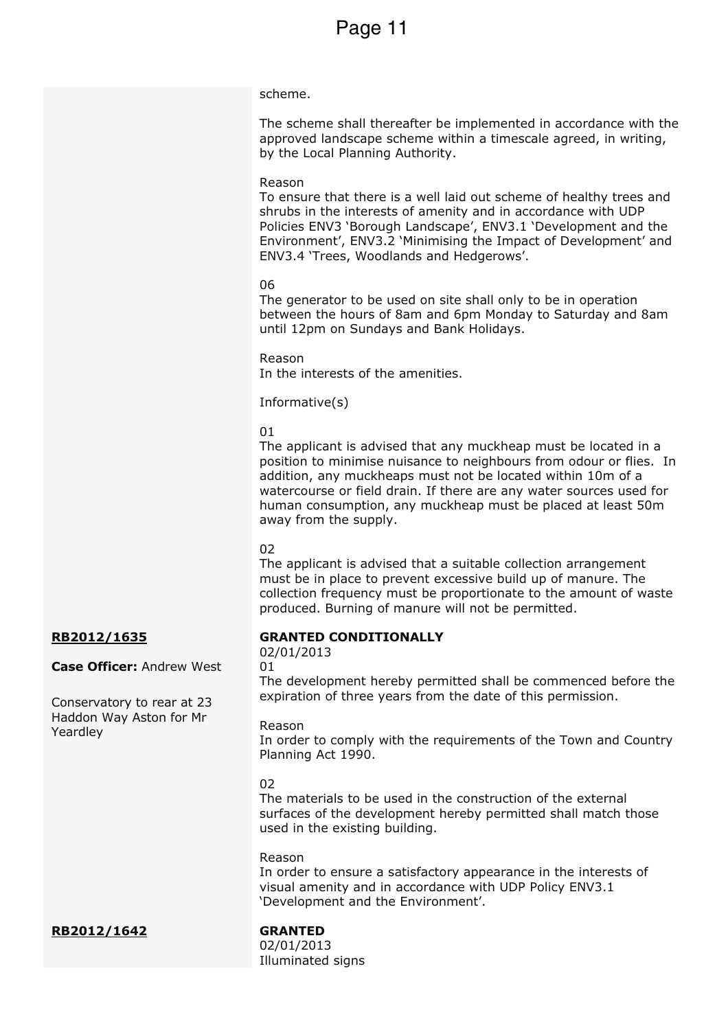scheme.

The scheme shall thereafter be implemented in accordance with the approved landscape scheme within a timescale agreed, in writing, by the Local Planning Authority.

Reason
To ensure that there is a well laid out scheme of healthy trees and shrubs in the interests of amenity and in accordance with UDP Policies ENV3 'Borough Landscape', ENV3.1 'Development and the Environment', ENV3.2 'Minimising the Impact of Development' and ENV3.4 'Trees, Woodlands and Hedgerows'.

06
The generator to be used on site shall only to be in operation between the hours of 8am and 6pm Monday to Saturday and 8am until 12pm on Sundays and Bank Holidays.

Reason
In the interests of the amenities.

Informative(s)

01
The applicant is advised that any muckheap must be located in a position to minimise nuisance to neighbours from odour or flies. In addition, any muckheaps must not be located within 10m of a watercourse or field drain. If there are any water sources used for human consumption, any muckheap must be placed at least 50m away from the supply.

02
The applicant is advised that a suitable collection arrangement must be in place to prevent excessive build up of manure. The collection frequency must be proportionate to the amount of waste produced. Burning of manure will not be permitted.

**RB2012/1635**

**Case Officer:** Andrew West

Conservatory to rear at 23 Haddon Way Aston for Mr Yeardley

**GRANTED CONDITIONALLY**
02/01/2013

01
The development hereby permitted shall be commenced before the expiration of three years from the date of this permission.

Reason
In order to comply with the requirements of the Town and Country Planning Act 1990.

02
The materials to be used in the construction of the external surfaces of the development hereby permitted shall match those used in the existing building.

Reason
In order to ensure a satisfactory appearance in the interests of visual amenity and in accordance with UDP Policy ENV3.1 'Development and the Environment'.

**RB2012/1642**

**GRANTED**
02/01/2013
Illuminated signs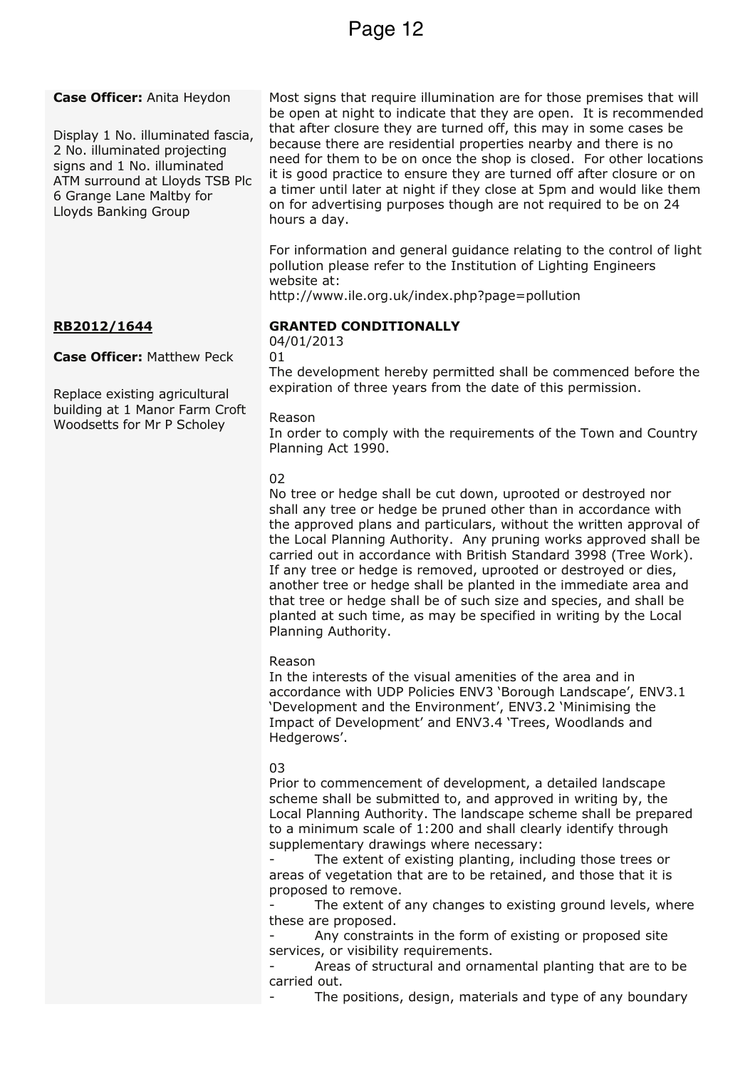**Case Officer:** Anita Heydon

Display 1 No. illuminated fascia, 2 No. illuminated projecting signs and 1 No. illuminated ATM surround at Lloyds TSB Plc 6 Grange Lane Maltby for Lloyds Banking Group

Most signs that require illumination are for those premises that will be open at night to indicate that they are open. It is recommended that after closure they are turned off, this may in some cases be because there are residential properties nearby and there is no need for them to be on once the shop is closed. For other locations it is good practice to ensure they are turned off after closure or on a timer until later at night if they close at 5pm and would like them on for advertising purposes though are not required to be on 24 hours a day.

For information and general guidance relating to the control of light pollution please refer to the Institution of Lighting Engineers website at:
http://www.ile.org.uk/index.php?page=pollution

**RB2012/1644**

**Case Officer:** Matthew Peck

Replace existing agricultural building at 1 Manor Farm Croft Woodsetts for Mr P Scholey

**GRANTED CONDITIONALLY**
04/01/2013

01
The development hereby permitted shall be commenced before the expiration of three years from the date of this permission.

Reason
In order to comply with the requirements of the Town and Country Planning Act 1990.

02
No tree or hedge shall be cut down, uprooted or destroyed nor shall any tree or hedge be pruned other than in accordance with the approved plans and particulars, without the written approval of the Local Planning Authority. Any pruning works approved shall be carried out in accordance with British Standard 3998 (Tree Work). If any tree or hedge is removed, uprooted or destroyed or dies, another tree or hedge shall be planted in the immediate area and that tree or hedge shall be of such size and species, and shall be planted at such time, as may be specified in writing by the Local Planning Authority.

Reason
In the interests of the visual amenities of the area and in accordance with UDP Policies ENV3 'Borough Landscape', ENV3.1 'Development and the Environment', ENV3.2 'Minimising the Impact of Development' and ENV3.4 'Trees, Woodlands and Hedgerows'.

03
Prior to commencement of development, a detailed landscape scheme shall be submitted to, and approved in writing by, the Local Planning Authority. The landscape scheme shall be prepared to a minimum scale of 1:200 and shall clearly identify through supplementary drawings where necessary:

- The extent of existing planting, including those trees or areas of vegetation that are to be retained, and those that it is proposed to remove.
- The extent of any changes to existing ground levels, where these are proposed.
- Any constraints in the form of existing or proposed site services, or visibility requirements.
- Areas of structural and ornamental planting that are to be carried out.
- The positions, design, materials and type of any boundary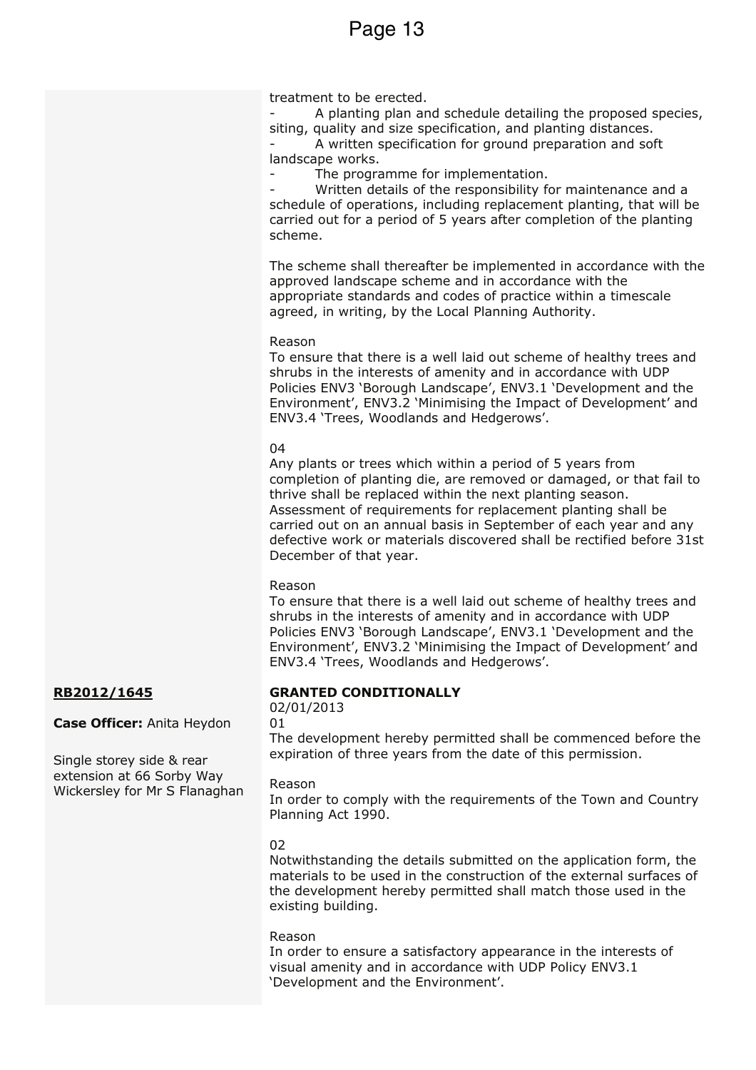treatment to be erected.

- A planting plan and schedule detailing the proposed species, siting, quality and size specification, and planting distances.
- A written specification for ground preparation and soft landscape works.
- The programme for implementation.
- Written details of the responsibility for maintenance and a schedule of operations, including replacement planting, that will be carried out for a period of 5 years after completion of the planting scheme.

The scheme shall thereafter be implemented in accordance with the approved landscape scheme and in accordance with the appropriate standards and codes of practice within a timescale agreed, in writing, by the Local Planning Authority.

Reason
To ensure that there is a well laid out scheme of healthy trees and shrubs in the interests of amenity and in accordance with UDP Policies ENV3 'Borough Landscape', ENV3.1 'Development and the Environment', ENV3.2 'Minimising the Impact of Development' and ENV3.4 'Trees, Woodlands and Hedgerows'.

04
Any plants or trees which within a period of 5 years from completion of planting die, are removed or damaged, or that fail to thrive shall be replaced within the next planting season. Assessment of requirements for replacement planting shall be carried out on an annual basis in September of each year and any defective work or materials discovered shall be rectified before 31st December of that year.

Reason
To ensure that there is a well laid out scheme of healthy trees and shrubs in the interests of amenity and in accordance with UDP Policies ENV3 'Borough Landscape', ENV3.1 'Development and the Environment', ENV3.2 'Minimising the Impact of Development' and ENV3.4 'Trees, Woodlands and Hedgerows'.

**RB2012/1645**

**Case Officer:** Anita Heydon

Single storey side & rear extension at 66 Sorby Way Wickersley for Mr S Flanaghan

**GRANTED CONDITIONALLY**
02/01/2013

01
The development hereby permitted shall be commenced before the expiration of three years from the date of this permission.

Reason
In order to comply with the requirements of the Town and Country Planning Act 1990.

02
Notwithstanding the details submitted on the application form, the materials to be used in the construction of the external surfaces of the development hereby permitted shall match those used in the existing building.

Reason
In order to ensure a satisfactory appearance in the interests of visual amenity and in accordance with UDP Policy ENV3.1 'Development and the Environment'.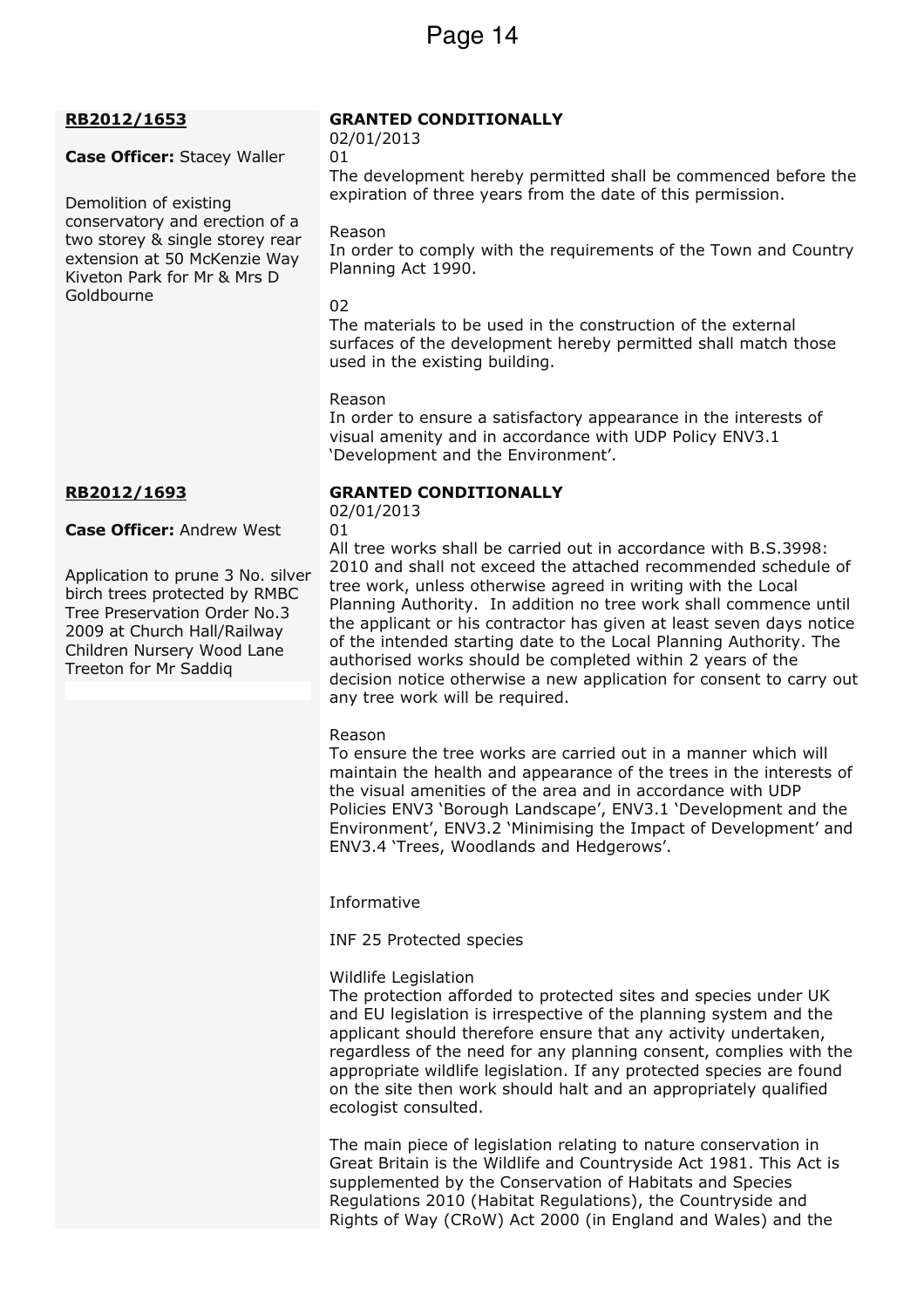**RB2012/1653**

**Case Officer:** Stacey Waller

Demolition of existing conservatory and erection of a two storey & single storey rear extension at 50 McKenzie Way Kiveton Park for Mr & Mrs D Goldbourne

**GRANTED CONDITIONALLY**

02/01/2013

01

The development hereby permitted shall be commenced before the expiration of three years from the date of this permission.

Reason

In order to comply with the requirements of the Town and Country Planning Act 1990.

02

The materials to be used in the construction of the external surfaces of the development hereby permitted shall match those used in the existing building.

Reason

In order to ensure a satisfactory appearance in the interests of visual amenity and in accordance with UDP Policy ENV3.1 'Development and the Environment'.

**RB2012/1693**

**Case Officer:** Andrew West

Application to prune 3 No. silver birch trees protected by RMBC Tree Preservation Order No.3 2009 at Church Hall/Railway Children Nursery Wood Lane Treeton for Mr Saddiq

**GRANTED CONDITIONALLY**

02/01/2013

01

All tree works shall be carried out in accordance with B.S.3998: 2010 and shall not exceed the attached recommended schedule of tree work, unless otherwise agreed in writing with the Local Planning Authority. In addition no tree work shall commence until the applicant or his contractor has given at least seven days notice of the intended starting date to the Local Planning Authority. The authorised works should be completed within 2 years of the decision notice otherwise a new application for consent to carry out any tree work will be required.

Reason

To ensure the tree works are carried out in a manner which will maintain the health and appearance of the trees in the interests of the visual amenities of the area and in accordance with UDP Policies ENV3 'Borough Landscape', ENV3.1 'Development and the Environment', ENV3.2 'Minimising the Impact of Development' and ENV3.4 'Trees, Woodlands and Hedgerows'.

Informative

INF 25 Protected species

Wildlife Legislation

The protection afforded to protected sites and species under UK and EU legislation is irrespective of the planning system and the applicant should therefore ensure that any activity undertaken, regardless of the need for any planning consent, complies with the appropriate wildlife legislation. If any protected species are found on the site then work should halt and an appropriately qualified ecologist consulted.

The main piece of legislation relating to nature conservation in Great Britain is the Wildlife and Countryside Act 1981. This Act is supplemented by the Conservation of Habitats and Species Regulations 2010 (Habitat Regulations), the Countryside and Rights of Way (CRoW) Act 2000 (in England and Wales) and the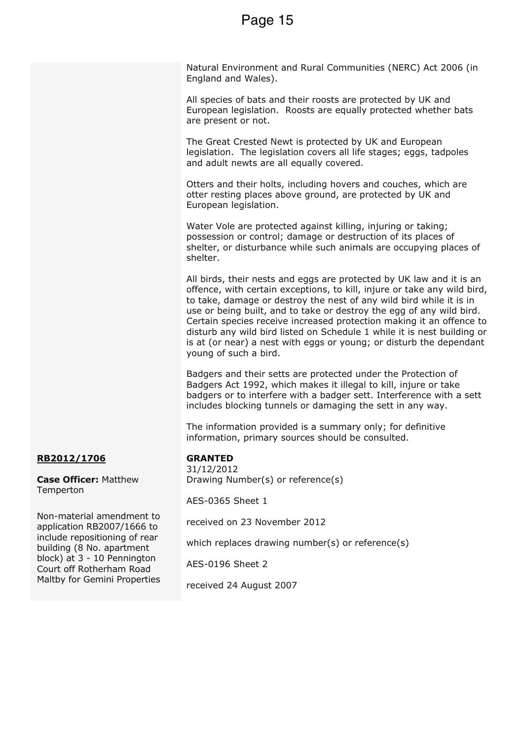Natural Environment and Rural Communities (NERC) Act 2006 (in England and Wales).

All species of bats and their roosts are protected by UK and European legislation. Roosts are equally protected whether bats are present or not.

The Great Crested Newt is protected by UK and European legislation. The legislation covers all life stages; eggs, tadpoles and adult newts are all equally covered.

Otters and their holts, including hovers and couches, which are otter resting places above ground, are protected by UK and European legislation.

Water Vole are protected against killing, injuring or taking; possession or control; damage or destruction of its places of shelter, or disturbance while such animals are occupying places of shelter.

All birds, their nests and eggs are protected by UK law and it is an offence, with certain exceptions, to kill, injure or take any wild bird, to take, damage or destroy the nest of any wild bird while it is in use or being built, and to take or destroy the egg of any wild bird. Certain species receive increased protection making it an offence to disturb any wild bird listed on Schedule 1 while it is nest building or is at (or near) a nest with eggs or young; or disturb the dependant young of such a bird.

Badgers and their setts are protected under the Protection of Badgers Act 1992, which makes it illegal to kill, injure or take badgers or to interfere with a badger sett. Interference with a sett includes blocking tunnels or damaging the sett in any way.

The information provided is a summary only; for definitive information, primary sources should be consulted.

**RB2012/1706**

**Case Officer:** Matthew Temperton

Non-material amendment to application RB2007/1666 to include repositioning of rear building (8 No. apartment block) at 3 - 10 Pennington Court off Rotherham Road Maltby for Gemini Properties

**GRANTED**
31/12/2012
Drawing Number(s) or reference(s)

AES-0365 Sheet 1

received on 23 November 2012

which replaces drawing number(s) or reference(s)

AES-0196 Sheet 2

received 24 August 2007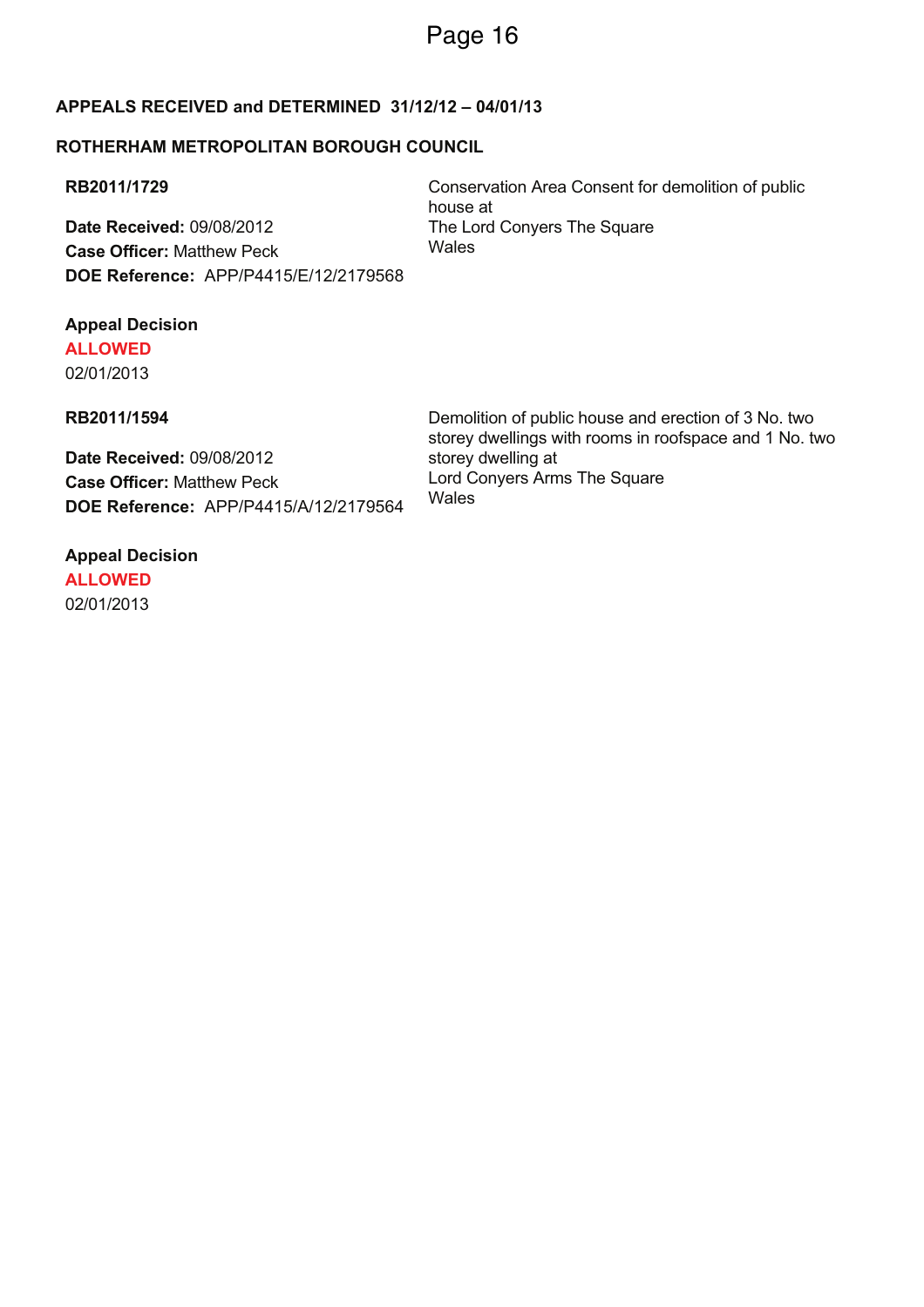**APPEALS RECEIVED and DETERMINED 31/12/12 – 04/01/13**

**ROTHERHAM METROPOLITAN BOROUGH COUNCIL**

**RB2011/1729**

Conservation Area Consent for demolition of public house at
The Lord Conyers The Square
Wales

**Date Received:** 09/08/2012
**Case Officer:** Matthew Peck
**DOE Reference:** APP/P4415/E/12/2179568

**Appeal Decision**
**ALLOWED**
02/01/2013

**RB2011/1594**

Demolition of public house and erection of 3 No. two storey dwellings with rooms in roofspace and 1 No. two storey dwelling at
Lord Conyers Arms The Square
Wales

**Date Received:** 09/08/2012
**Case Officer:** Matthew Peck
**DOE Reference:** APP/P4415/A/12/2179564

**Appeal Decision**
**ALLOWED**
02/01/2013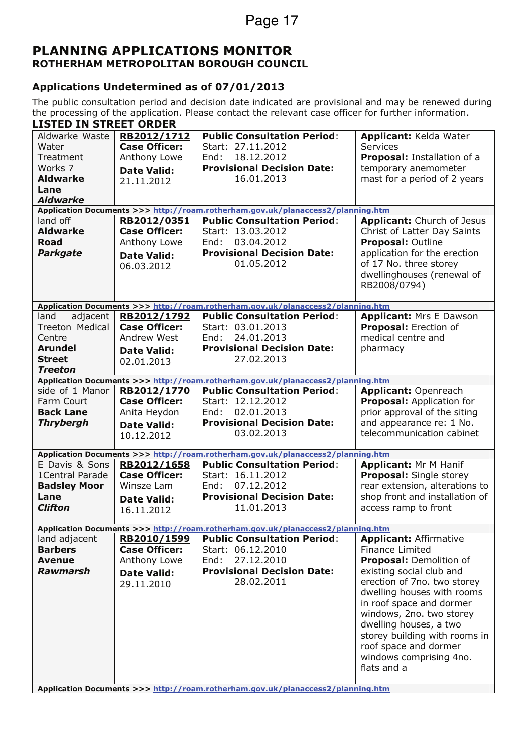# PLANNING APPLICATIONS MONITOR
## ROTHERHAM METROPOLITAN BOROUGH COUNCIL

### Applications Undetermined as of 07/01/2013

The public consultation period and decision date indicated are provisional and may be renewed during the processing of the application. Please contact the relevant case officer for further information.

**LISTED IN STREET ORDER**

| | | | |
|---|---|---|---|
| Aldwarke Waste Water Treatment Works 7 **Aldwarke Lane** ***Aldwarke*** | **RB2012/1712** **Case Officer:** Anthony Lowe **Date Valid:** 21.11.2012 | **Public Consultation Period**: Start: 27.11.2012 End: 18.12.2012 **Provisional Decision Date:** 16.01.2013 | **Applicant:** Kelda Water Services **Proposal:** Installation of a temporary anemometer mast for a period of 2 years |
| **Application Documents >>>** http://roam.rotherham.gov.uk/planaccess2/planning.htm | | | |
| land off **Aldwarke Road** ***Parkgate*** | **RB2012/0351** **Case Officer:** Anthony Lowe **Date Valid:** 06.03.2012 | **Public Consultation Period**: Start: 13.03.2012 End: 03.04.2012 **Provisional Decision Date:** 01.05.2012 | **Applicant:** Church of Jesus Christ of Latter Day Saints **Proposal:** Outline application for the erection of 17 No. three storey dwellinghouses (renewal of RB2008/0794) |
| **Application Documents >>>** http://roam.rotherham.gov.uk/planaccess2/planning.htm | | | |
| land adjacent Treeton Medical Centre **Arundel Street** ***Treeton*** | **RB2012/1792** **Case Officer:** Andrew West **Date Valid:** 02.01.2013 | **Public Consultation Period**: Start: 03.01.2013 End: 24.01.2013 **Provisional Decision Date:** 27.02.2013 | **Applicant:** Mrs E Dawson **Proposal:** Erection of medical centre and pharmacy |
| **Application Documents >>>** http://roam.rotherham.gov.uk/planaccess2/planning.htm | | | |
| side of 1 Manor Farm Court **Back Lane** ***Thrybergh*** | **RB2012/1770** **Case Officer:** Anita Heydon **Date Valid:** 10.12.2012 | **Public Consultation Period**: Start: 12.12.2012 End: 02.01.2013 **Provisional Decision Date:** 03.02.2013 | **Applicant:** Openreach **Proposal:** Application for prior approval of the siting and appearance re: 1 No. telecommunication cabinet |
| **Application Documents >>>** http://roam.rotherham.gov.uk/planaccess2/planning.htm | | | |
| E Davis & Sons 1Central Parade **Badsley Moor Lane** ***Clifton*** | **RB2012/1658** **Case Officer:** Winsze Lam **Date Valid:** 16.11.2012 | **Public Consultation Period**: Start: 16.11.2012 End: 07.12.2012 **Provisional Decision Date:** 11.01.2013 | **Applicant:** Mr M Hanif **Proposal:** Single storey rear extension, alterations to shop front and installation of access ramp to front |
| **Application Documents >>>** http://roam.rotherham.gov.uk/planaccess2/planning.htm | | | |
| land adjacent **Barbers Avenue** ***Rawmarsh*** | **RB2010/1599** **Case Officer:** Anthony Lowe **Date Valid:** 29.11.2010 | **Public Consultation Period**: Start: 06.12.2010 End: 27.12.2010 **Provisional Decision Date:** 28.02.2011 | **Applicant:** Affirmative Finance Limited **Proposal:** Demolition of existing social club and erection of 7no. two storey dwelling houses with rooms in roof space and dormer windows, 2no. two storey dwelling houses, a two storey building with rooms in roof space and dormer windows comprising 4no. flats and a |
| **Application Documents >>>** http://roam.rotherham.gov.uk/planaccess2/planning.htm | | | |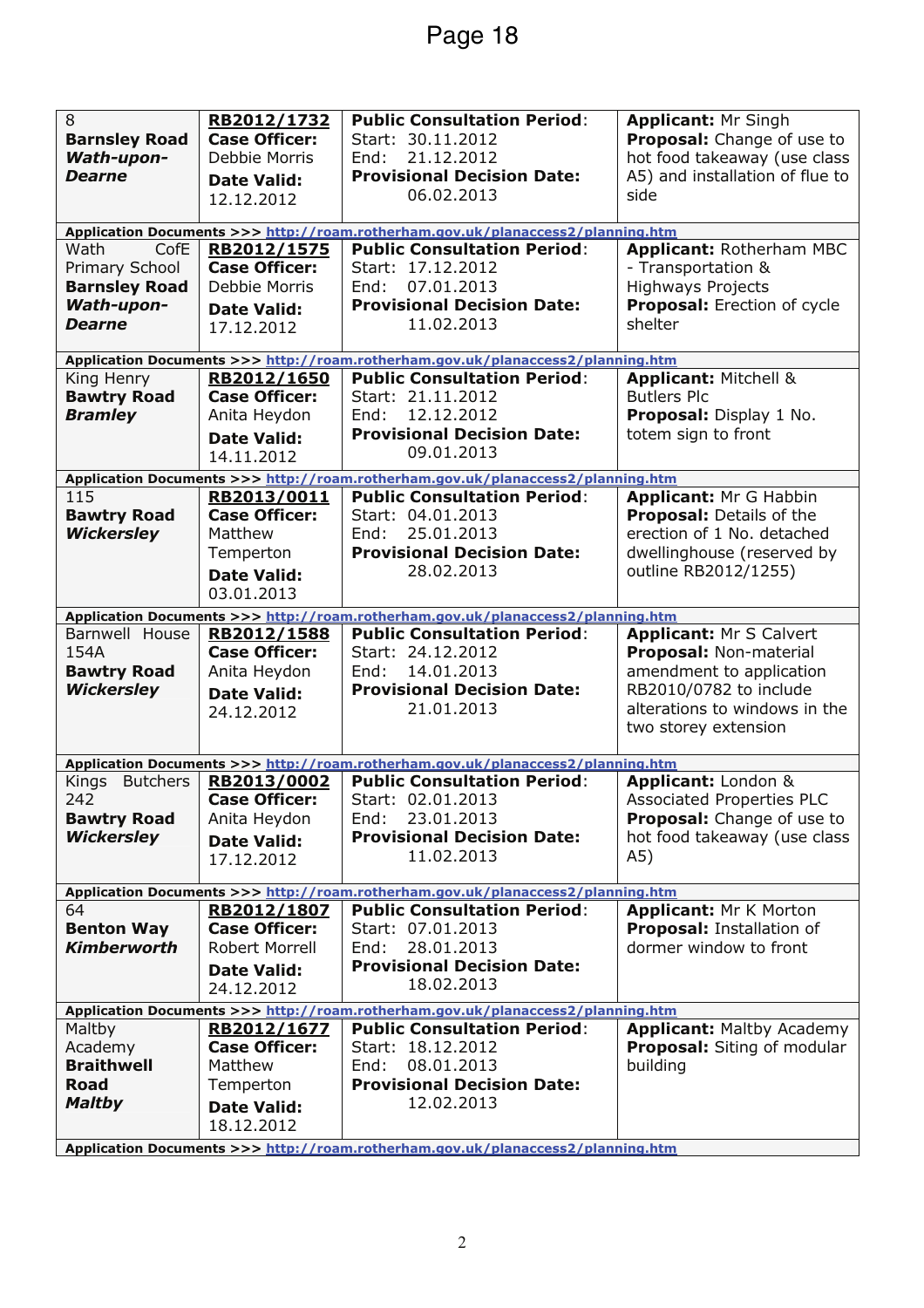| | | | |
|---|---|---|---|
| 8 **Barnsley Road** ***Wath-upon-Dearne*** | **RB2012/1732** **Case Officer:** Debbie Morris **Date Valid:** 12.12.2012 | **Public Consultation Period**: Start: 30.11.2012 End: 21.12.2012 **Provisional Decision Date:** 06.02.2013 | **Applicant:** Mr Singh **Proposal:** Change of use to hot food takeaway (use class A5) and installation of flue to side |
| **Application Documents >>> http://roam.rotherham.gov.uk/planaccess2/planning.htm** | | | |
| Wath CofE Primary School **Barnsley Road** ***Wath-upon-Dearne*** | **RB2012/1575** **Case Officer:** Debbie Morris **Date Valid:** 17.12.2012 | **Public Consultation Period**: Start: 17.12.2012 End: 07.01.2013 **Provisional Decision Date:** 11.02.2013 | **Applicant:** Rotherham MBC - Transportation & Highways Projects **Proposal:** Erection of cycle shelter |
| **Application Documents >>> http://roam.rotherham.gov.uk/planaccess2/planning.htm** | | | |
| King Henry **Bawtry Road** ***Bramley*** | **RB2012/1650** **Case Officer:** Anita Heydon **Date Valid:** 14.11.2012 | **Public Consultation Period**: Start: 21.11.2012 End: 12.12.2012 **Provisional Decision Date:** 09.01.2013 | **Applicant:** Mitchell & Butlers Plc **Proposal:** Display 1 No. totem sign to front |
| **Application Documents >>> http://roam.rotherham.gov.uk/planaccess2/planning.htm** | | | |
| 115 **Bawtry Road** ***Wickersley*** | **RB2013/0011** **Case Officer:** Matthew Temperton **Date Valid:** 03.01.2013 | **Public Consultation Period**: Start: 04.01.2013 End: 25.01.2013 **Provisional Decision Date:** 28.02.2013 | **Applicant:** Mr G Habbin **Proposal:** Details of the erection of 1 No. detached dwellinghouse (reserved by outline RB2012/1255) |
| **Application Documents >>> http://roam.rotherham.gov.uk/planaccess2/planning.htm** | | | |
| Barnwell House 154A **Bawtry Road** ***Wickersley*** | **RB2012/1588** **Case Officer:** Anita Heydon **Date Valid:** 24.12.2012 | **Public Consultation Period**: Start: 24.12.2012 End: 14.01.2013 **Provisional Decision Date:** 21.01.2013 | **Applicant:** Mr S Calvert **Proposal:** Non-material amendment to application RB2010/0782 to include alterations to windows in the two storey extension |
| **Application Documents >>> http://roam.rotherham.gov.uk/planaccess2/planning.htm** | | | |
| Kings Butchers 242 **Bawtry Road** ***Wickersley*** | **RB2013/0002** **Case Officer:** Anita Heydon **Date Valid:** 17.12.2012 | **Public Consultation Period**: Start: 02.01.2013 End: 23.01.2013 **Provisional Decision Date:** 11.02.2013 | **Applicant:** London & Associated Properties PLC **Proposal:** Change of use to hot food takeaway (use class A5) |
| **Application Documents >>> http://roam.rotherham.gov.uk/planaccess2/planning.htm** | | | |
| 64 **Benton Way** ***Kimberworth*** | **RB2012/1807** **Case Officer:** Robert Morrell **Date Valid:** 24.12.2012 | **Public Consultation Period**: Start: 07.01.2013 End: 28.01.2013 **Provisional Decision Date:** 18.02.2013 | **Applicant:** Mr K Morton **Proposal:** Installation of dormer window to front |
| **Application Documents >>> http://roam.rotherham.gov.uk/planaccess2/planning.htm** | | | |
| Maltby Academy **Braithwell Road** ***Maltby*** | **RB2012/1677** **Case Officer:** Matthew Temperton **Date Valid:** 18.12.2012 | **Public Consultation Period**: Start: 18.12.2012 End: 08.01.2013 **Provisional Decision Date:** 12.02.2013 | **Applicant:** Maltby Academy **Proposal:** Siting of modular building |
| **Application Documents >>> http://roam.rotherham.gov.uk/planaccess2/planning.htm** | | | |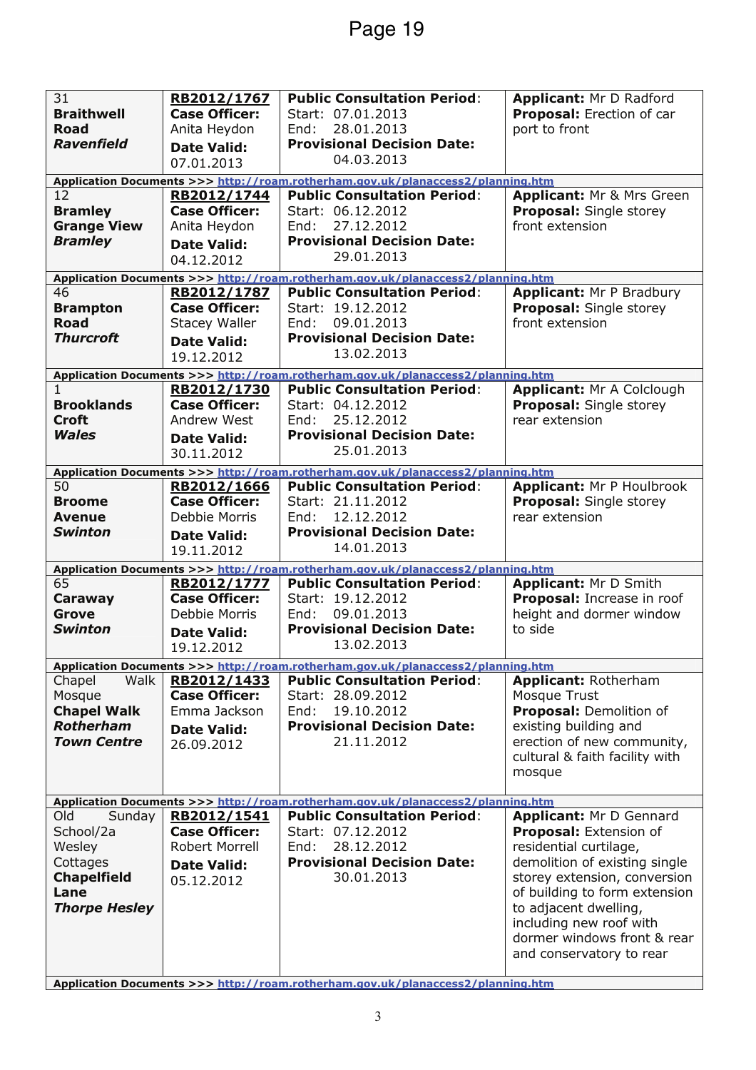| | | | |
|---|---|---|---|
| 31 **Braithwell Road** ***Ravenfield*** | **RB2012/1767** **Case Officer:** Anita Heydon **Date Valid:** 07.01.2013 | **Public Consultation Period**: Start: 07.01.2013 End: 28.01.2013 **Provisional Decision Date:** 04.03.2013 | **Applicant:** Mr D Radford **Proposal:** Erection of car port to front |
| **Application Documents >>>** http://roam.rotherham.gov.uk/planaccess2/planning.htm | | | |
| 12 **Bramley Grange View** ***Bramley*** | **RB2012/1744** **Case Officer:** Anita Heydon **Date Valid:** 04.12.2012 | **Public Consultation Period**: Start: 06.12.2012 End: 27.12.2012 **Provisional Decision Date:** 29.01.2013 | **Applicant:** Mr & Mrs Green **Proposal:** Single storey front extension |
| **Application Documents >>>** http://roam.rotherham.gov.uk/planaccess2/planning.htm | | | |
| 46 **Brampton Road** ***Thurcroft*** | **RB2012/1787** **Case Officer:** Stacey Waller **Date Valid:** 19.12.2012 | **Public Consultation Period**: Start: 19.12.2012 End: 09.01.2013 **Provisional Decision Date:** 13.02.2013 | **Applicant:** Mr P Bradbury **Proposal:** Single storey front extension |
| **Application Documents >>>** http://roam.rotherham.gov.uk/planaccess2/planning.htm | | | |
| 1 **Brooklands Croft** ***Wales*** | **RB2012/1730** **Case Officer:** Andrew West **Date Valid:** 30.11.2012 | **Public Consultation Period**: Start: 04.12.2012 End: 25.12.2012 **Provisional Decision Date:** 25.01.2013 | **Applicant:** Mr A Colclough **Proposal:** Single storey rear extension |
| **Application Documents >>>** http://roam.rotherham.gov.uk/planaccess2/planning.htm | | | |
| 50 **Broome Avenue** ***Swinton*** | **RB2012/1666** **Case Officer:** Debbie Morris **Date Valid:** 19.11.2012 | **Public Consultation Period**: Start: 21.11.2012 End: 12.12.2012 **Provisional Decision Date:** 14.01.2013 | **Applicant:** Mr P Houlbrook **Proposal:** Single storey rear extension |
| **Application Documents >>>** http://roam.rotherham.gov.uk/planaccess2/planning.htm | | | |
| 65 **Caraway Grove** ***Swinton*** | **RB2012/1777** **Case Officer:** Debbie Morris **Date Valid:** 19.12.2012 | **Public Consultation Period**: Start: 19.12.2012 End: 09.01.2013 **Provisional Decision Date:** 13.02.2013 | **Applicant:** Mr D Smith **Proposal:** Increase in roof height and dormer window to side |
| **Application Documents >>>** http://roam.rotherham.gov.uk/planaccess2/planning.htm | | | |
| Chapel Walk Mosque **Chapel Walk** ***Rotherham Town Centre*** | **RB2012/1433** **Case Officer:** Emma Jackson **Date Valid:** 26.09.2012 | **Public Consultation Period**: Start: 28.09.2012 End: 19.10.2012 **Provisional Decision Date:** 21.11.2012 | **Applicant:** Rotherham Mosque Trust **Proposal:** Demolition of existing building and erection of new community, cultural & faith facility with mosque |
| **Application Documents >>>** http://roam.rotherham.gov.uk/planaccess2/planning.htm | | | |
| Old Sunday School/2a Wesley Cottages **Chapelfield Lane** ***Thorpe Hesley*** | **RB2012/1541** **Case Officer:** Robert Morrell **Date Valid:** 05.12.2012 | **Public Consultation Period**: Start: 07.12.2012 End: 28.12.2012 **Provisional Decision Date:** 30.01.2013 | **Applicant:** Mr D Gennard **Proposal:** Extension of residential curtilage, demolition of existing single storey extension, conversion of building to form extension to adjacent dwelling, including new roof with dormer windows front & rear and conservatory to rear |
| **Application Documents >>>** http://roam.rotherham.gov.uk/planaccess2/planning.htm | | | |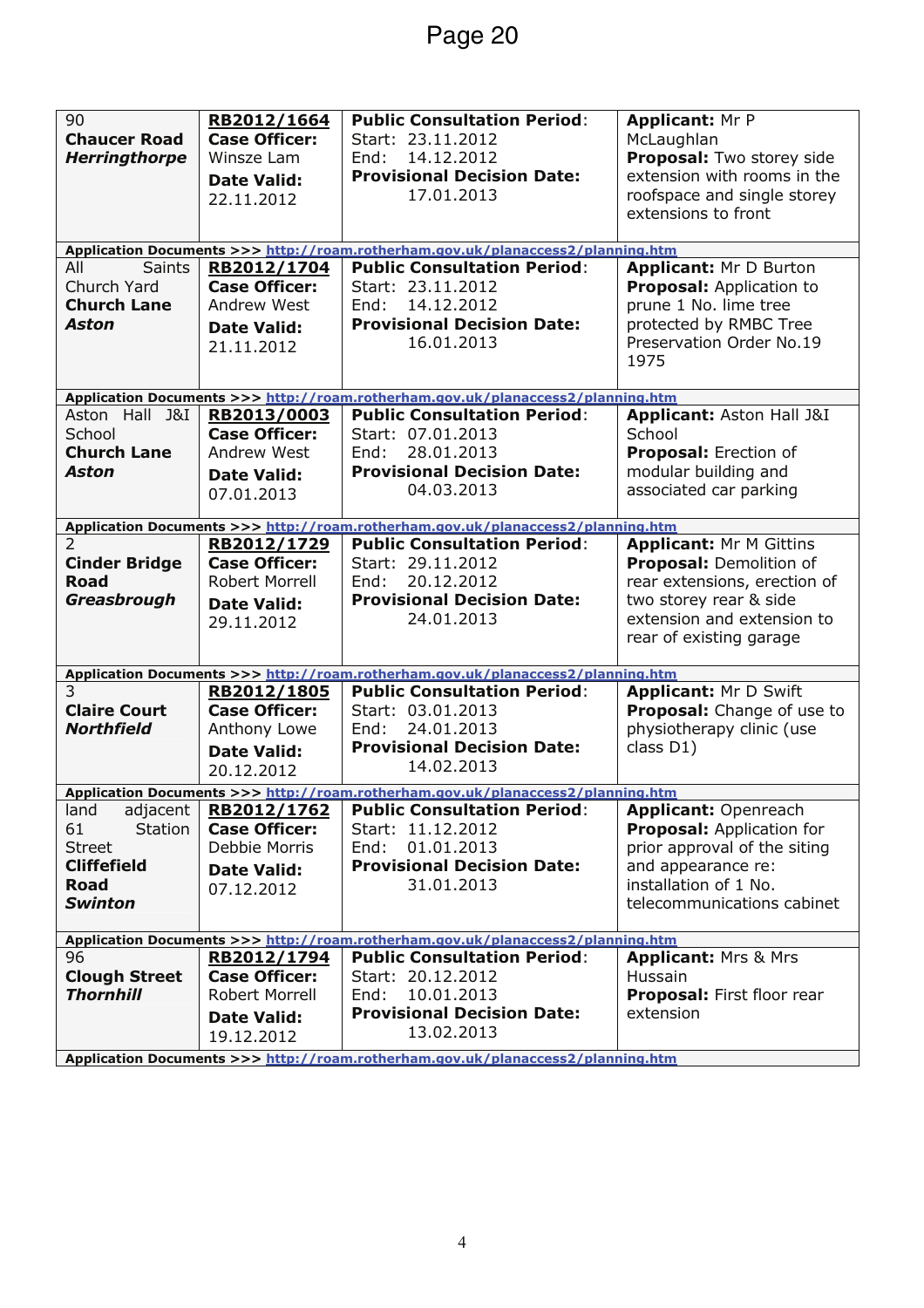| | | | |
|---|---|---|---|
| 90<br>**Chaucer Road**<br>***Herringthorpe*** | **RB2012/1664**<br>**Case Officer:**<br>Winsze Lam<br>**Date Valid:**<br>22.11.2012 | **Public Consultation Period**:<br>Start: 23.11.2012<br>End: 14.12.2012<br>**Provisional Decision Date:**<br>17.01.2013 | **Applicant:** Mr P McLaughlan<br>**Proposal:** Two storey side extension with rooms in the roofspace and single storey extensions to front |
| **Application Documents >>> http://roam.rotherham.gov.uk/planaccess2/planning.htm** | | | |
| All Saints Church Yard<br>**Church Lane**<br>***Aston*** | **RB2012/1704**<br>**Case Officer:**<br>Andrew West<br>**Date Valid:**<br>21.11.2012 | **Public Consultation Period**:<br>Start: 23.11.2012<br>End: 14.12.2012<br>**Provisional Decision Date:**<br>16.01.2013 | **Applicant:** Mr D Burton<br>**Proposal:** Application to prune 1 No. lime tree protected by RMBC Tree Preservation Order No.19 1975 |
| **Application Documents >>> http://roam.rotherham.gov.uk/planaccess2/planning.htm** | | | |
| Aston Hall J&I School<br>**Church Lane**<br>***Aston*** | **RB2013/0003**<br>**Case Officer:**<br>Andrew West<br>**Date Valid:**<br>07.01.2013 | **Public Consultation Period**:<br>Start: 07.01.2013<br>End: 28.01.2013<br>**Provisional Decision Date:**<br>04.03.2013 | **Applicant:** Aston Hall J&I School<br>**Proposal:** Erection of modular building and associated car parking |
| **Application Documents >>> http://roam.rotherham.gov.uk/planaccess2/planning.htm** | | | |
| 2<br>**Cinder Bridge Road**<br>***Greasbrough*** | **RB2012/1729**<br>**Case Officer:**<br>Robert Morrell<br>**Date Valid:**<br>29.11.2012 | **Public Consultation Period**:<br>Start: 29.11.2012<br>End: 20.12.2012<br>**Provisional Decision Date:**<br>24.01.2013 | **Applicant:** Mr M Gittins<br>**Proposal:** Demolition of rear extensions, erection of two storey rear & side extension and extension to rear of existing garage |
| **Application Documents >>> http://roam.rotherham.gov.uk/planaccess2/planning.htm** | | | |
| 3<br>**Claire Court**<br>***Northfield*** | **RB2012/1805**<br>**Case Officer:**<br>Anthony Lowe<br>**Date Valid:**<br>20.12.2012 | **Public Consultation Period**:<br>Start: 03.01.2013<br>End: 24.01.2013<br>**Provisional Decision Date:**<br>14.02.2013 | **Applicant:** Mr D Swift<br>**Proposal:** Change of use to physiotherapy clinic (use class D1) |
| **Application Documents >>> http://roam.rotherham.gov.uk/planaccess2/planning.htm** | | | |
| land adjacent 61 Station Street<br>**Cliffefield Road**<br>***Swinton*** | **RB2012/1762**<br>**Case Officer:**<br>Debbie Morris<br>**Date Valid:**<br>07.12.2012 | **Public Consultation Period**:<br>Start: 11.12.2012<br>End: 01.01.2013<br>**Provisional Decision Date:**<br>31.01.2013 | **Applicant:** Openreach<br>**Proposal:** Application for prior approval of the siting and appearance re: installation of 1 No. telecommunications cabinet |
| **Application Documents >>> http://roam.rotherham.gov.uk/planaccess2/planning.htm** | | | |
| 96<br>**Clough Street**<br>***Thornhill*** | **RB2012/1794**<br>**Case Officer:**<br>Robert Morrell<br>**Date Valid:**<br>19.12.2012 | **Public Consultation Period**:<br>Start: 20.12.2012<br>End: 10.01.2013<br>**Provisional Decision Date:**<br>13.02.2013 | **Applicant:** Mrs & Mrs Hussain<br>**Proposal:** First floor rear extension |
| **Application Documents >>> http://roam.rotherham.gov.uk/planaccess2/planning.htm** | | | |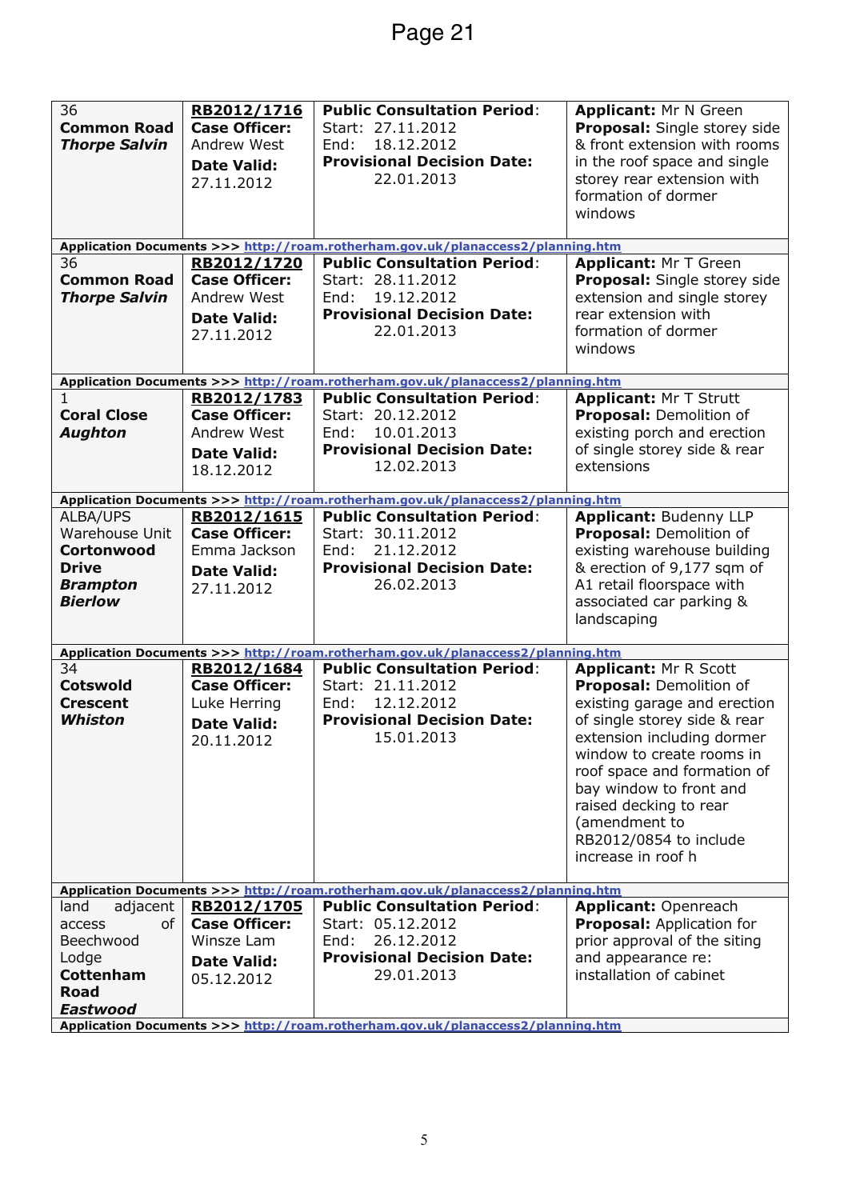| | | | |
|---|---|---|---|
| 36 **Common Road** ***Thorpe Salvin*** | **RB2012/1716** **Case Officer:** Andrew West **Date Valid:** 27.11.2012 | **Public Consultation Period**: Start: 27.11.2012 End: 18.12.2012 **Provisional Decision Date:** 22.01.2013 | **Applicant:** Mr N Green **Proposal:** Single storey side & front extension with rooms in the roof space and single storey rear extension with formation of dormer windows |
| **Application Documents >>>** http://roam.rotherham.gov.uk/planaccess2/planning.htm | | | |
| 36 **Common Road** ***Thorpe Salvin*** | **RB2012/1720** **Case Officer:** Andrew West **Date Valid:** 27.11.2012 | **Public Consultation Period**: Start: 28.11.2012 End: 19.12.2012 **Provisional Decision Date:** 22.01.2013 | **Applicant:** Mr T Green **Proposal:** Single storey side extension and single storey rear extension with formation of dormer windows |
| **Application Documents >>>** http://roam.rotherham.gov.uk/planaccess2/planning.htm | | | |
| 1 **Coral Close** ***Aughton*** | **RB2012/1783** **Case Officer:** Andrew West **Date Valid:** 18.12.2012 | **Public Consultation Period**: Start: 20.12.2012 End: 10.01.2013 **Provisional Decision Date:** 12.02.2013 | **Applicant:** Mr T Strutt **Proposal:** Demolition of existing porch and erection of single storey side & rear extensions |
| **Application Documents >>>** http://roam.rotherham.gov.uk/planaccess2/planning.htm | | | |
| ALBA/UPS Warehouse Unit **Cortonwood Drive** ***Brampton Bierlow*** | **RB2012/1615** **Case Officer:** Emma Jackson **Date Valid:** 27.11.2012 | **Public Consultation Period**: Start: 30.11.2012 End: 21.12.2012 **Provisional Decision Date:** 26.02.2013 | **Applicant:** Budenny LLP **Proposal:** Demolition of existing warehouse building & erection of 9,177 sqm of A1 retail floorspace with associated car parking & landscaping |
| **Application Documents >>>** http://roam.rotherham.gov.uk/planaccess2/planning.htm | | | |
| 34 **Cotswold Crescent** ***Whiston*** | **RB2012/1684** **Case Officer:** Luke Herring **Date Valid:** 20.11.2012 | **Public Consultation Period**: Start: 21.11.2012 End: 12.12.2012 **Provisional Decision Date:** 15.01.2013 | **Applicant:** Mr R Scott **Proposal:** Demolition of existing garage and erection of single storey side & rear extension including dormer window to create rooms in roof space and formation of bay window to front and raised decking to rear (amendment to RB2012/0854 to include increase in roof h |
| **Application Documents >>>** http://roam.rotherham.gov.uk/planaccess2/planning.htm | | | |
| land adjacent access of Beechwood Lodge **Cottenham Road** ***Eastwood*** | **RB2012/1705** **Case Officer:** Winsze Lam **Date Valid:** 05.12.2012 | **Public Consultation Period**: Start: 05.12.2012 End: 26.12.2012 **Provisional Decision Date:** 29.01.2013 | **Applicant:** Openreach **Proposal:** Application for prior approval of the siting and appearance re: installation of cabinet |
| **Application Documents >>>** http://roam.rotherham.gov.uk/planaccess2/planning.htm | | | |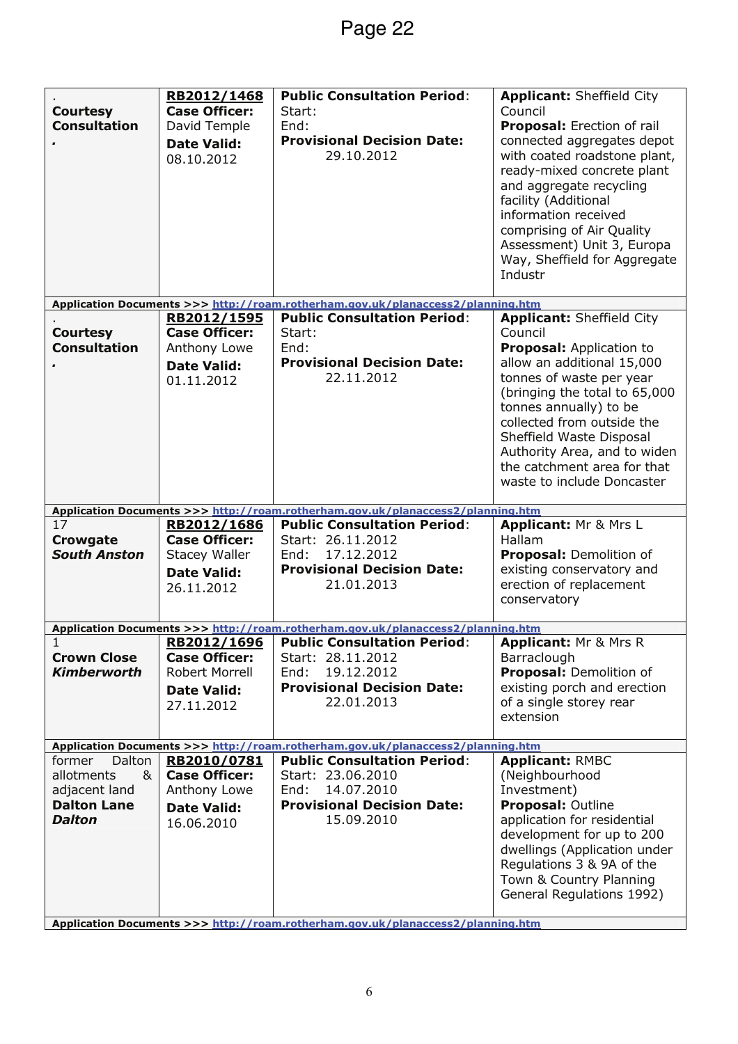| | | | |
|---|---|---|---|
| . **Courtesy Consultation** *.* | **RB2012/1468** **Case Officer:** David Temple **Date Valid:** 08.10.2012 | **Public Consultation Period**: Start: End: **Provisional Decision Date:** 29.10.2012 | **Applicant:** Sheffield City Council **Proposal:** Erection of rail connected aggregates depot with coated roadstone plant, ready-mixed concrete plant and aggregate recycling facility (Additional information received comprising of Air Quality Assessment) Unit 3, Europa Way, Sheffield for Aggregate Industr |
| **Application Documents >>> http://roam.rotherham.gov.uk/planaccess2/planning.htm** | | | |
| . **Courtesy Consultation** *.* | **RB2012/1595** **Case Officer:** Anthony Lowe **Date Valid:** 01.11.2012 | **Public Consultation Period**: Start: End: **Provisional Decision Date:** 22.11.2012 | **Applicant:** Sheffield City Council **Proposal:** Application to allow an additional 15,000 tonnes of waste per year (bringing the total to 65,000 tonnes annually) to be collected from outside the Sheffield Waste Disposal Authority Area, and to widen the catchment area for that waste to include Doncaster |
| **Application Documents >>> http://roam.rotherham.gov.uk/planaccess2/planning.htm** | | | |
| 17 **Crowgate** ***South Anston*** | **RB2012/1686** **Case Officer:** Stacey Waller **Date Valid:** 26.11.2012 | **Public Consultation Period**: Start: 26.11.2012 End: 17.12.2012 **Provisional Decision Date:** 21.01.2013 | **Applicant:** Mr & Mrs L Hallam **Proposal:** Demolition of existing conservatory and erection of replacement conservatory |
| **Application Documents >>> http://roam.rotherham.gov.uk/planaccess2/planning.htm** | | | |
| 1 **Crown Close** ***Kimberworth*** | **RB2012/1696** **Case Officer:** Robert Morrell **Date Valid:** 27.11.2012 | **Public Consultation Period**: Start: 28.11.2012 End: 19.12.2012 **Provisional Decision Date:** 22.01.2013 | **Applicant:** Mr & Mrs R Barraclough **Proposal:** Demolition of existing porch and erection of a single storey rear extension |
| **Application Documents >>> http://roam.rotherham.gov.uk/planaccess2/planning.htm** | | | |
| former Dalton allotments & adjacent land **Dalton Lane** ***Dalton*** | **RB2010/0781** **Case Officer:** Anthony Lowe **Date Valid:** 16.06.2010 | **Public Consultation Period**: Start: 23.06.2010 End: 14.07.2010 **Provisional Decision Date:** 15.09.2010 | **Applicant:** RMBC (Neighbourhood Investment) **Proposal:** Outline application for residential development for up to 200 dwellings (Application under Regulations 3 & 9A of the Town & Country Planning General Regulations 1992) |
| **Application Documents >>> http://roam.rotherham.gov.uk/planaccess2/planning.htm** | | | |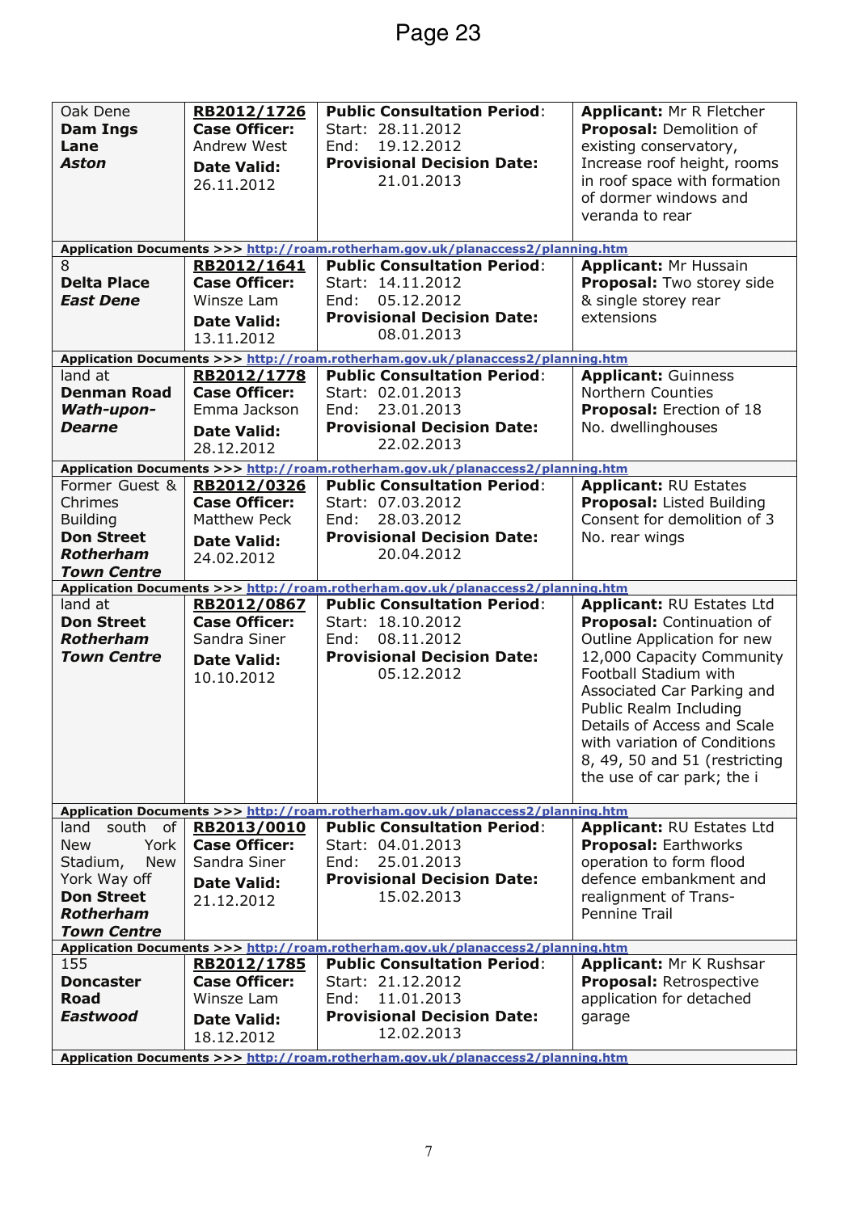| | | | |
|---|---|---|---|
| Oak Dene **Dam Ings Lane** ***Aston*** | **RB2012/1726** **Case Officer:** Andrew West **Date Valid:** 26.11.2012 | **Public Consultation Period**: Start: 28.11.2012 End: 19.12.2012 **Provisional Decision Date:** 21.01.2013 | **Applicant:** Mr R Fletcher **Proposal:** Demolition of existing conservatory, Increase roof height, rooms in roof space with formation of dormer windows and veranda to rear |
| **Application Documents >>> http://roam.rotherham.gov.uk/planaccess2/planning.htm** | | | |
| 8 **Delta Place** ***East Dene*** | **RB2012/1641** **Case Officer:** Winsze Lam **Date Valid:** 13.11.2012 | **Public Consultation Period**: Start: 14.11.2012 End: 05.12.2012 **Provisional Decision Date:** 08.01.2013 | **Applicant:** Mr Hussain **Proposal:** Two storey side & single storey rear extensions |
| **Application Documents >>> http://roam.rotherham.gov.uk/planaccess2/planning.htm** | | | |
| land at **Denman Road** ***Wath-upon-Dearne*** | **RB2012/1778** **Case Officer:** Emma Jackson **Date Valid:** 28.12.2012 | **Public Consultation Period**: Start: 02.01.2013 End: 23.01.2013 **Provisional Decision Date:** 22.02.2013 | **Applicant:** Guinness Northern Counties **Proposal:** Erection of 18 No. dwellinghouses |
| **Application Documents >>> http://roam.rotherham.gov.uk/planaccess2/planning.htm** | | | |
| Former Guest & Chrimes Building **Don Street** ***Rotherham Town Centre*** | **RB2012/0326** **Case Officer:** Matthew Peck **Date Valid:** 24.02.2012 | **Public Consultation Period**: Start: 07.03.2012 End: 28.03.2012 **Provisional Decision Date:** 20.04.2012 | **Applicant:** RU Estates **Proposal:** Listed Building Consent for demolition of 3 No. rear wings |
| **Application Documents >>> http://roam.rotherham.gov.uk/planaccess2/planning.htm** | | | |
| land at **Don Street** ***Rotherham Town Centre*** | **RB2012/0867** **Case Officer:** Sandra Siner **Date Valid:** 10.10.2012 | **Public Consultation Period**: Start: 18.10.2012 End: 08.11.2012 **Provisional Decision Date:** 05.12.2012 | **Applicant:** RU Estates Ltd **Proposal:** Continuation of Outline Application for new 12,000 Capacity Community Football Stadium with Associated Car Parking and Public Realm Including Details of Access and Scale with variation of Conditions 8, 49, 50 and 51 (restricting the use of car park; the i |
| **Application Documents >>> http://roam.rotherham.gov.uk/planaccess2/planning.htm** | | | |
| land south of New York Stadium, New York Way off **Don Street** ***Rotherham Town Centre*** | **RB2013/0010** **Case Officer:** Sandra Siner **Date Valid:** 21.12.2012 | **Public Consultation Period**: Start: 04.01.2013 End: 25.01.2013 **Provisional Decision Date:** 15.02.2013 | **Applicant:** RU Estates Ltd **Proposal:** Earthworks operation to form flood defence embankment and realignment of Trans-Pennine Trail |
| **Application Documents >>> http://roam.rotherham.gov.uk/planaccess2/planning.htm** | | | |
| 155 **Doncaster Road** ***Eastwood*** | **RB2012/1785** **Case Officer:** Winsze Lam **Date Valid:** 18.12.2012 | **Public Consultation Period**: Start: 21.12.2012 End: 11.01.2013 **Provisional Decision Date:** 12.02.2013 | **Applicant:** Mr K Rushsar **Proposal:** Retrospective application for detached garage |
| **Application Documents >>> http://roam.rotherham.gov.uk/planaccess2/planning.htm** | | | |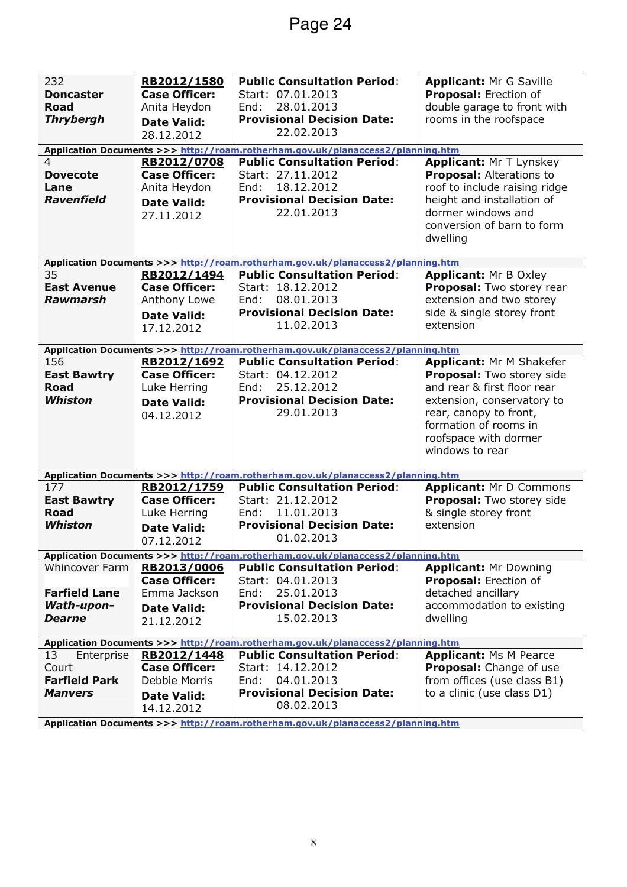| | | | |
|---|---|---|---|
| 232 **Doncaster Road** ***Thrybergh*** | **RB2012/1580** **Case Officer:** Anita Heydon **Date Valid:** 28.12.2012 | **Public Consultation Period**: Start: 07.01.2013 End: 28.01.2013 **Provisional Decision Date:** 22.02.2013 | **Applicant:** Mr G Saville **Proposal:** Erection of double garage to front with rooms in the roofspace |
| **Application Documents >>> http://roam.rotherham.gov.uk/planaccess2/planning.htm** | | | |
| 4 **Dovecote Lane** ***Ravenfield*** | **RB2012/0708** **Case Officer:** Anita Heydon **Date Valid:** 27.11.2012 | **Public Consultation Period**: Start: 27.11.2012 End: 18.12.2012 **Provisional Decision Date:** 22.01.2013 | **Applicant:** Mr T Lynskey **Proposal:** Alterations to roof to include raising ridge height and installation of dormer windows and conversion of barn to form dwelling |
| **Application Documents >>> http://roam.rotherham.gov.uk/planaccess2/planning.htm** | | | |
| 35 **East Avenue** ***Rawmarsh*** | **RB2012/1494** **Case Officer:** Anthony Lowe **Date Valid:** 17.12.2012 | **Public Consultation Period**: Start: 18.12.2012 End: 08.01.2013 **Provisional Decision Date:** 11.02.2013 | **Applicant:** Mr B Oxley **Proposal:** Two storey rear extension and two storey side & single storey front extension |
| **Application Documents >>> http://roam.rotherham.gov.uk/planaccess2/planning.htm** | | | |
| 156 **East Bawtry Road** ***Whiston*** | **RB2012/1692** **Case Officer:** Luke Herring **Date Valid:** 04.12.2012 | **Public Consultation Period**: Start: 04.12.2012 End: 25.12.2012 **Provisional Decision Date:** 29.01.2013 | **Applicant:** Mr M Shakefer **Proposal:** Two storey side and rear & first floor rear extension, conservatory to rear, canopy to front, formation of rooms in roofspace with dormer windows to rear |
| **Application Documents >>> http://roam.rotherham.gov.uk/planaccess2/planning.htm** | | | |
| 177 **East Bawtry Road** ***Whiston*** | **RB2012/1759** **Case Officer:** Luke Herring **Date Valid:** 07.12.2012 | **Public Consultation Period**: Start: 21.12.2012 End: 11.01.2013 **Provisional Decision Date:** 01.02.2013 | **Applicant:** Mr D Commons **Proposal:** Two storey side & single storey front extension |
| **Application Documents >>> http://roam.rotherham.gov.uk/planaccess2/planning.htm** | | | |
| Whincover Farm **Farfield Lane** ***Wath-upon-Dearne*** | **RB2013/0006** **Case Officer:** Emma Jackson **Date Valid:** 21.12.2012 | **Public Consultation Period**: Start: 04.01.2013 End: 25.01.2013 **Provisional Decision Date:** 15.02.2013 | **Applicant:** Mr Downing **Proposal:** Erection of detached ancillary accommodation to existing dwelling |
| **Application Documents >>> http://roam.rotherham.gov.uk/planaccess2/planning.htm** | | | |
| 13 Enterprise Court **Farfield Park** ***Manvers*** | **RB2012/1448** **Case Officer:** Debbie Morris **Date Valid:** 14.12.2012 | **Public Consultation Period**: Start: 14.12.2012 End: 04.01.2013 **Provisional Decision Date:** 08.02.2013 | **Applicant:** Ms M Pearce **Proposal:** Change of use from offices (use class B1) to a clinic (use class D1) |
| **Application Documents >>> http://roam.rotherham.gov.uk/planaccess2/planning.htm** | | | |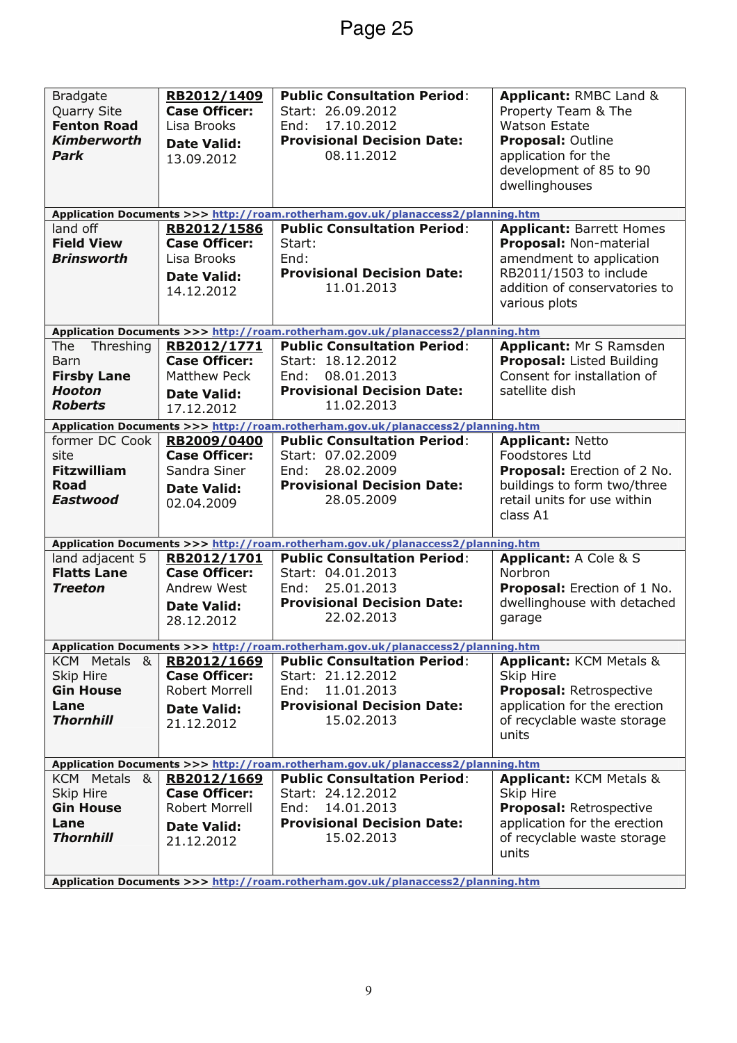| | | | |
|---|---|---|---|
| Bradgate Quarry Site **Fenton Road** ***Kimberworth Park*** | **RB2012/1409** **Case Officer:** Lisa Brooks **Date Valid:** 13.09.2012 | **Public Consultation Period**: Start: 26.09.2012 End: 17.10.2012 **Provisional Decision Date:** 08.11.2012 | **Applicant:** RMBC Land & Property Team & The Watson Estate **Proposal:** Outline application for the development of 85 to 90 dwellinghouses |
| **Application Documents >>> http://roam.rotherham.gov.uk/planaccess2/planning.htm** | | | |
| land off **Field View** ***Brinsworth*** | **RB2012/1586** **Case Officer:** Lisa Brooks **Date Valid:** 14.12.2012 | **Public Consultation Period**: Start: End: **Provisional Decision Date:** 11.01.2013 | **Applicant:** Barrett Homes **Proposal:** Non-material amendment to application RB2011/1503 to include addition of conservatories to various plots |
| **Application Documents >>> http://roam.rotherham.gov.uk/planaccess2/planning.htm** | | | |
| The Threshing Barn **Firsby Lane** ***Hooton Roberts*** | **RB2012/1771** **Case Officer:** Matthew Peck **Date Valid:** 17.12.2012 | **Public Consultation Period**: Start: 18.12.2012 End: 08.01.2013 **Provisional Decision Date:** 11.02.2013 | **Applicant:** Mr S Ramsden **Proposal:** Listed Building Consent for installation of satellite dish |
| **Application Documents >>> http://roam.rotherham.gov.uk/planaccess2/planning.htm** | | | |
| former DC Cook site **Fitzwilliam Road** ***Eastwood*** | **RB2009/0400** **Case Officer:** Sandra Siner **Date Valid:** 02.04.2009 | **Public Consultation Period**: Start: 07.02.2009 End: 28.02.2009 **Provisional Decision Date:** 28.05.2009 | **Applicant:** Netto Foodstores Ltd **Proposal:** Erection of 2 No. buildings to form two/three retail units for use within class A1 |
| **Application Documents >>> http://roam.rotherham.gov.uk/planaccess2/planning.htm** | | | |
| land adjacent 5 **Flatts Lane** ***Treeton*** | **RB2012/1701** **Case Officer:** Andrew West **Date Valid:** 28.12.2012 | **Public Consultation Period**: Start: 04.01.2013 End: 25.01.2013 **Provisional Decision Date:** 22.02.2013 | **Applicant:** A Cole & S Norbron **Proposal:** Erection of 1 No. dwellinghouse with detached garage |
| **Application Documents >>> http://roam.rotherham.gov.uk/planaccess2/planning.htm** | | | |
| KCM Metals & Skip Hire **Gin House Lane** ***Thornhill*** | **RB2012/1669** **Case Officer:** Robert Morrell **Date Valid:** 21.12.2012 | **Public Consultation Period**: Start: 21.12.2012 End: 11.01.2013 **Provisional Decision Date:** 15.02.2013 | **Applicant:** KCM Metals & Skip Hire **Proposal:** Retrospective application for the erection of recyclable waste storage units |
| **Application Documents >>> http://roam.rotherham.gov.uk/planaccess2/planning.htm** | | | |
| KCM Metals & Skip Hire **Gin House Lane** ***Thornhill*** | **RB2012/1669** **Case Officer:** Robert Morrell **Date Valid:** 21.12.2012 | **Public Consultation Period**: Start: 24.12.2012 End: 14.01.2013 **Provisional Decision Date:** 15.02.2013 | **Applicant:** KCM Metals & Skip Hire **Proposal:** Retrospective application for the erection of recyclable waste storage units |
| **Application Documents >>> http://roam.rotherham.gov.uk/planaccess2/planning.htm** | | | |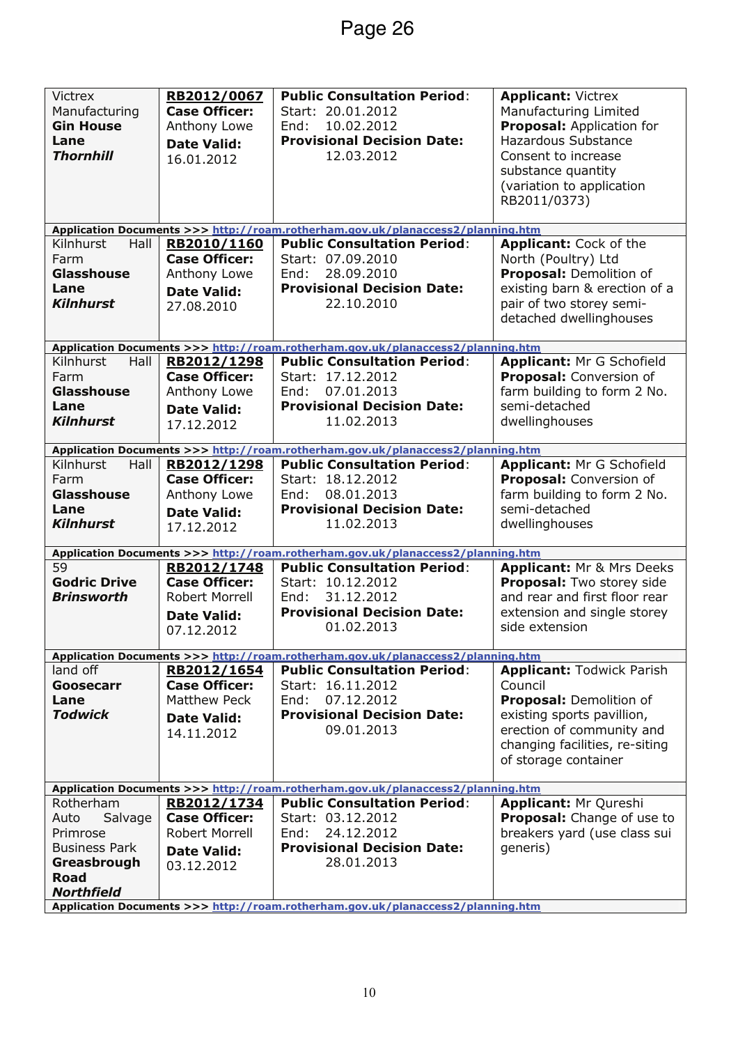| Location | Reference | Consultation | Details |
|---|---|---|---|
| Victrex Manufacturing **Gin House Lane** ***Thornhill*** | **RB2012/0067** **Case Officer:** Anthony Lowe **Date Valid:** 16.01.2012 | **Public Consultation Period**: Start: 20.01.2012 End: 10.02.2012 **Provisional Decision Date:** 12.03.2012 | **Applicant:** Victrex Manufacturing Limited **Proposal:** Application for Hazardous Substance Consent to increase substance quantity (variation to application RB2011/0373) |
| **Application Documents >>> http://roam.rotherham.gov.uk/planaccess2/planning.htm** | | | |
| Kilnhurst Hall Farm **Glasshouse Lane** ***Kilnhurst*** | **RB2010/1160** **Case Officer:** Anthony Lowe **Date Valid:** 27.08.2010 | **Public Consultation Period**: Start: 07.09.2010 End: 28.09.2010 **Provisional Decision Date:** 22.10.2010 | **Applicant:** Cock of the North (Poultry) Ltd **Proposal:** Demolition of existing barn & erection of a pair of two storey semi-detached dwellinghouses |
| **Application Documents >>> http://roam.rotherham.gov.uk/planaccess2/planning.htm** | | | |
| Kilnhurst Hall Farm **Glasshouse Lane** ***Kilnhurst*** | **RB2012/1298** **Case Officer:** Anthony Lowe **Date Valid:** 17.12.2012 | **Public Consultation Period**: Start: 17.12.2012 End: 07.01.2013 **Provisional Decision Date:** 11.02.2013 | **Applicant:** Mr G Schofield **Proposal:** Conversion of farm building to form 2 No. semi-detached dwellinghouses |
| **Application Documents >>> http://roam.rotherham.gov.uk/planaccess2/planning.htm** | | | |
| Kilnhurst Hall Farm **Glasshouse Lane** ***Kilnhurst*** | **RB2012/1298** **Case Officer:** Anthony Lowe **Date Valid:** 17.12.2012 | **Public Consultation Period**: Start: 18.12.2012 End: 08.01.2013 **Provisional Decision Date:** 11.02.2013 | **Applicant:** Mr G Schofield **Proposal:** Conversion of farm building to form 2 No. semi-detached dwellinghouses |
| **Application Documents >>> http://roam.rotherham.gov.uk/planaccess2/planning.htm** | | | |
| 59 **Godric Drive** ***Brinsworth*** | **RB2012/1748** **Case Officer:** Robert Morrell **Date Valid:** 07.12.2012 | **Public Consultation Period**: Start: 10.12.2012 End: 31.12.2012 **Provisional Decision Date:** 01.02.2013 | **Applicant:** Mr & Mrs Deeks **Proposal:** Two storey side and rear and first floor rear extension and single storey side extension |
| **Application Documents >>> http://roam.rotherham.gov.uk/planaccess2/planning.htm** | | | |
| land off **Goosecarr Lane** ***Todwick*** | **RB2012/1654** **Case Officer:** Matthew Peck **Date Valid:** 14.11.2012 | **Public Consultation Period**: Start: 16.11.2012 End: 07.12.2012 **Provisional Decision Date:** 09.01.2013 | **Applicant:** Todwick Parish Council **Proposal:** Demolition of existing sports pavillion, erection of community and changing facilities, re-siting of storage container |
| **Application Documents >>> http://roam.rotherham.gov.uk/planaccess2/planning.htm** | | | |
| Rotherham Auto Salvage Primrose Business Park **Greasbrough Road** ***Northfield*** | **RB2012/1734** **Case Officer:** Robert Morrell **Date Valid:** 03.12.2012 | **Public Consultation Period**: Start: 03.12.2012 End: 24.12.2012 **Provisional Decision Date:** 28.01.2013 | **Applicant:** Mr Qureshi **Proposal:** Change of use to breakers yard (use class sui generis) |
| **Application Documents >>> http://roam.rotherham.gov.uk/planaccess2/planning.htm** | | | |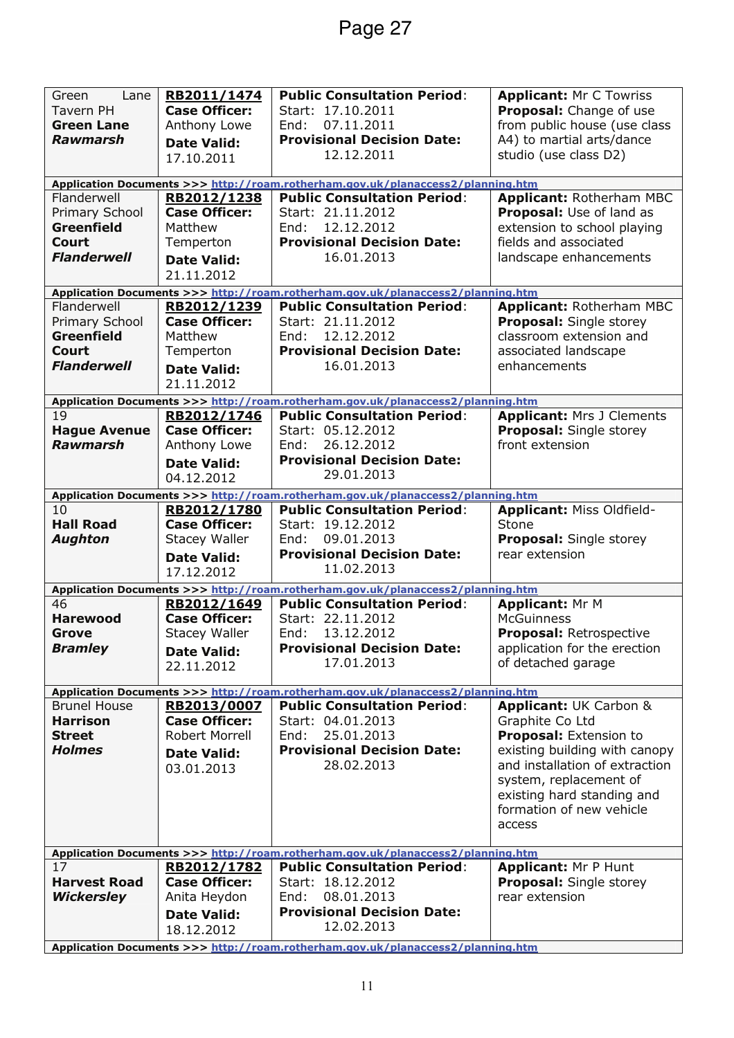| | | | |
|---|---|---|---|
| Green Lane Tavern PH **Green Lane** ***Rawmarsh*** | **RB2011/1474** **Case Officer:** Anthony Lowe **Date Valid:** 17.10.2011 | **Public Consultation Period**: Start: 17.10.2011 End: 07.11.2011 **Provisional Decision Date:** 12.12.2011 | **Applicant:** Mr C Towriss **Proposal:** Change of use from public house (use class A4) to martial arts/dance studio (use class D2) |
| **Application Documents >>>** http://roam.rotherham.gov.uk/planaccess2/planning.htm | | | |
| Flanderwell Primary School **Greenfield Court** ***Flanderwell*** | **RB2012/1238** **Case Officer:** Matthew Temperton **Date Valid:** 21.11.2012 | **Public Consultation Period**: Start: 21.11.2012 End: 12.12.2012 **Provisional Decision Date:** 16.01.2013 | **Applicant:** Rotherham MBC **Proposal:** Use of land as extension to school playing fields and associated landscape enhancements |
| **Application Documents >>>** http://roam.rotherham.gov.uk/planaccess2/planning.htm | | | |
| Flanderwell Primary School **Greenfield Court** ***Flanderwell*** | **RB2012/1239** **Case Officer:** Matthew Temperton **Date Valid:** 21.11.2012 | **Public Consultation Period**: Start: 21.11.2012 End: 12.12.2012 **Provisional Decision Date:** 16.01.2013 | **Applicant:** Rotherham MBC **Proposal:** Single storey classroom extension and associated landscape enhancements |
| **Application Documents >>>** http://roam.rotherham.gov.uk/planaccess2/planning.htm | | | |
| 19 **Hague Avenue** ***Rawmarsh*** | **RB2012/1746** **Case Officer:** Anthony Lowe **Date Valid:** 04.12.2012 | **Public Consultation Period**: Start: 05.12.2012 End: 26.12.2012 **Provisional Decision Date:** 29.01.2013 | **Applicant:** Mrs J Clements **Proposal:** Single storey front extension |
| **Application Documents >>>** http://roam.rotherham.gov.uk/planaccess2/planning.htm | | | |
| 10 **Hall Road** ***Aughton*** | **RB2012/1780** **Case Officer:** Stacey Waller **Date Valid:** 17.12.2012 | **Public Consultation Period**: Start: 19.12.2012 End: 09.01.2013 **Provisional Decision Date:** 11.02.2013 | **Applicant:** Miss Oldfield-Stone **Proposal:** Single storey rear extension |
| **Application Documents >>>** http://roam.rotherham.gov.uk/planaccess2/planning.htm | | | |
| 46 **Harewood Grove** ***Bramley*** | **RB2012/1649** **Case Officer:** Stacey Waller **Date Valid:** 22.11.2012 | **Public Consultation Period**: Start: 22.11.2012 End: 13.12.2012 **Provisional Decision Date:** 17.01.2013 | **Applicant:** Mr M McGuinness **Proposal:** Retrospective application for the erection of detached garage |
| **Application Documents >>>** http://roam.rotherham.gov.uk/planaccess2/planning.htm | | | |
| Brunel House **Harrison Street** ***Holmes*** | **RB2013/0007** **Case Officer:** Robert Morrell **Date Valid:** 03.01.2013 | **Public Consultation Period**: Start: 04.01.2013 End: 25.01.2013 **Provisional Decision Date:** 28.02.2013 | **Applicant:** UK Carbon & Graphite Co Ltd **Proposal:** Extension to existing building with canopy and installation of extraction system, replacement of existing hard standing and formation of new vehicle access |
| **Application Documents >>>** http://roam.rotherham.gov.uk/planaccess2/planning.htm | | | |
| 17 **Harvest Road** ***Wickersley*** | **RB2012/1782** **Case Officer:** Anita Heydon **Date Valid:** 18.12.2012 | **Public Consultation Period**: Start: 18.12.2012 End: 08.01.2013 **Provisional Decision Date:** 12.02.2013 | **Applicant:** Mr P Hunt **Proposal:** Single storey rear extension |
| **Application Documents >>>** http://roam.rotherham.gov.uk/planaccess2/planning.htm | | | |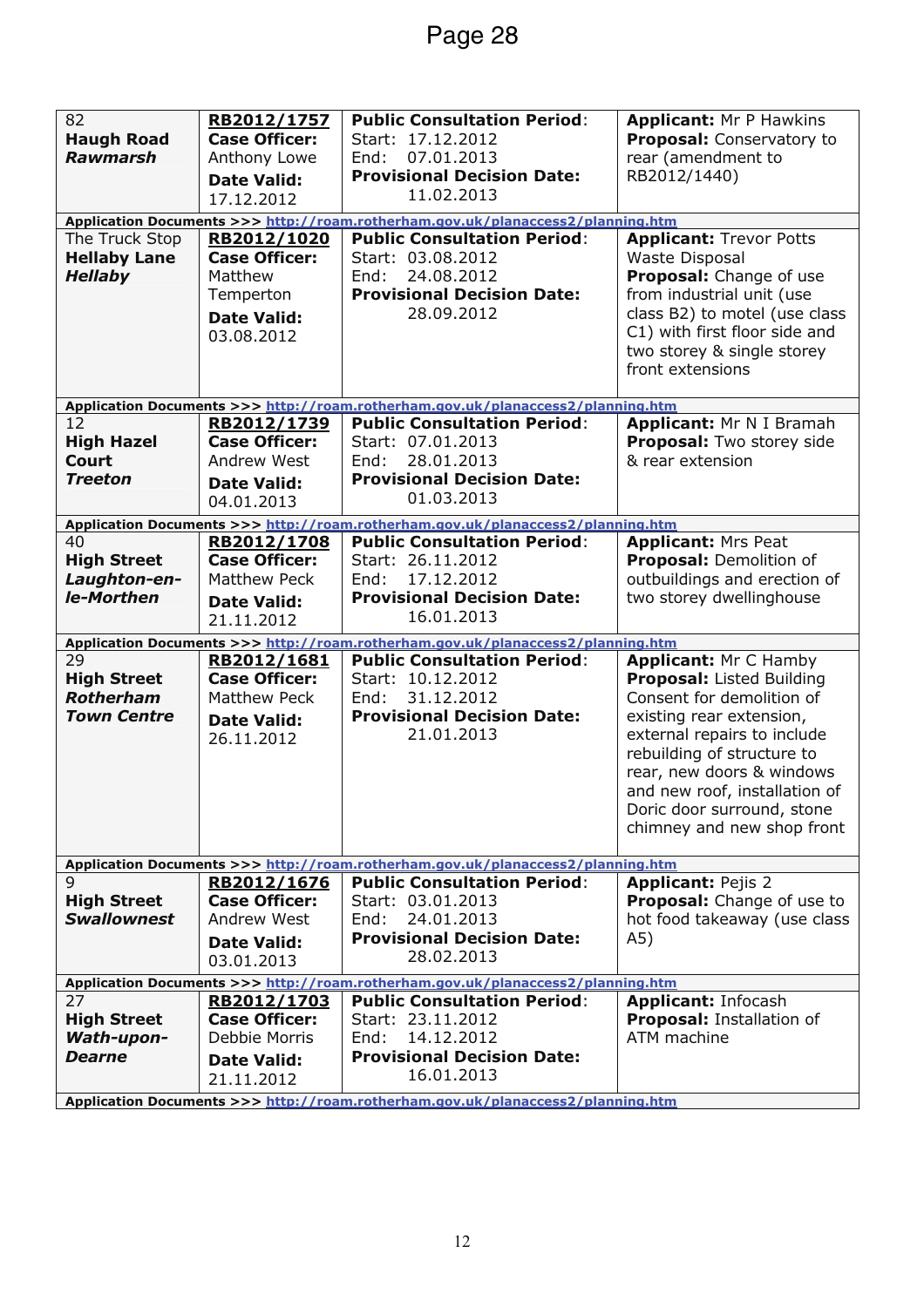| | | | |
|---|---|---|---|
| 82<br>**Haugh Road**<br>***Rawmarsh*** | **RB2012/1757**<br>**Case Officer:**<br>Anthony Lowe<br>**Date Valid:**<br>17.12.2012 | **Public Consultation Period**:<br>Start: 17.12.2012<br>End: 07.01.2013<br>**Provisional Decision Date:**<br>11.02.2013 | **Applicant:** Mr P Hawkins<br>**Proposal:** Conservatory to rear (amendment to RB2012/1440) |
| **Application Documents >>>** http://roam.rotherham.gov.uk/planaccess2/planning.htm | | | |
| The Truck Stop<br>**Hellaby Lane**<br>***Hellaby*** | **RB2012/1020**<br>**Case Officer:**<br>Matthew Temperton<br>**Date Valid:**<br>03.08.2012 | **Public Consultation Period**:<br>Start: 03.08.2012<br>End: 24.08.2012<br>**Provisional Decision Date:**<br>28.09.2012 | **Applicant:** Trevor Potts Waste Disposal<br>**Proposal:** Change of use from industrial unit (use class B2) to motel (use class C1) with first floor side and two storey & single storey front extensions |
| **Application Documents >>>** http://roam.rotherham.gov.uk/planaccess2/planning.htm | | | |
| 12<br>**High Hazel Court**<br>***Treeton*** | **RB2012/1739**<br>**Case Officer:**<br>Andrew West<br>**Date Valid:**<br>04.01.2013 | **Public Consultation Period**:<br>Start: 07.01.2013<br>End: 28.01.2013<br>**Provisional Decision Date:**<br>01.03.2013 | **Applicant:** Mr N I Bramah<br>**Proposal:** Two storey side & rear extension |
| **Application Documents >>>** http://roam.rotherham.gov.uk/planaccess2/planning.htm | | | |
| 40<br>**High Street**<br>***Laughton-en-le-Morthen*** | **RB2012/1708**<br>**Case Officer:**<br>Matthew Peck<br>**Date Valid:**<br>21.11.2012 | **Public Consultation Period**:<br>Start: 26.11.2012<br>End: 17.12.2012<br>**Provisional Decision Date:**<br>16.01.2013 | **Applicant:** Mrs Peat<br>**Proposal:** Demolition of outbuildings and erection of two storey dwellinghouse |
| **Application Documents >>>** http://roam.rotherham.gov.uk/planaccess2/planning.htm | | | |
| 29<br>**High Street**<br>***Rotherham Town Centre*** | **RB2012/1681**<br>**Case Officer:**<br>Matthew Peck<br>**Date Valid:**<br>26.11.2012 | **Public Consultation Period**:<br>Start: 10.12.2012<br>End: 31.12.2012<br>**Provisional Decision Date:**<br>21.01.2013 | **Applicant:** Mr C Hamby<br>**Proposal:** Listed Building Consent for demolition of existing rear extension, external repairs to include rebuilding of structure to rear, new doors & windows and new roof, installation of Doric door surround, stone chimney and new shop front |
| **Application Documents >>>** http://roam.rotherham.gov.uk/planaccess2/planning.htm | | | |
| 9<br>**High Street**<br>***Swallownest*** | **RB2012/1676**<br>**Case Officer:**<br>Andrew West<br>**Date Valid:**<br>03.01.2013 | **Public Consultation Period**:<br>Start: 03.01.2013<br>End: 24.01.2013<br>**Provisional Decision Date:**<br>28.02.2013 | **Applicant:** Pejis 2<br>**Proposal:** Change of use to hot food takeaway (use class A5) |
| **Application Documents >>>** http://roam.rotherham.gov.uk/planaccess2/planning.htm | | | |
| 27<br>**High Street**<br>***Wath-upon-Dearne*** | **RB2012/1703**<br>**Case Officer:**<br>Debbie Morris<br>**Date Valid:**<br>21.11.2012 | **Public Consultation Period**:<br>Start: 23.11.2012<br>End: 14.12.2012<br>**Provisional Decision Date:**<br>16.01.2013 | **Applicant:** Infocash<br>**Proposal:** Installation of ATM machine |
| **Application Documents >>>** http://roam.rotherham.gov.uk/planaccess2/planning.htm | | | |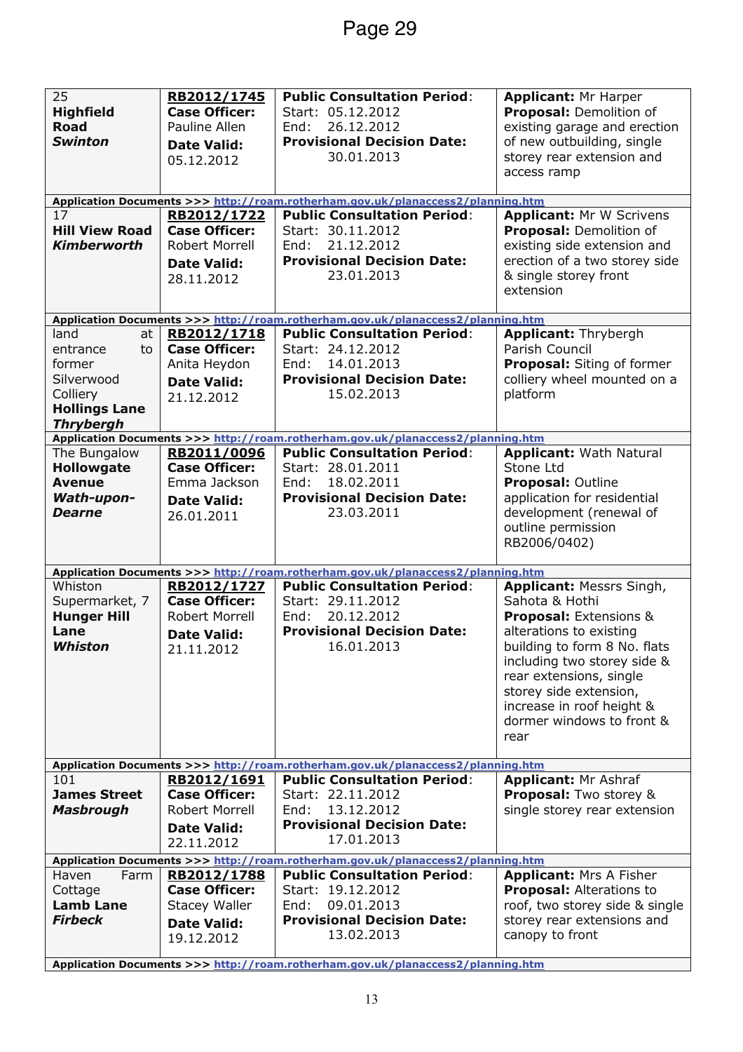| | | | |
|---|---|---|---|
| 25 **Highfield Road** ***Swinton*** | **RB2012/1745** **Case Officer:** Pauline Allen **Date Valid:** 05.12.2012 | **Public Consultation Period**: Start: 05.12.2012 End: 26.12.2012 **Provisional Decision Date:** 30.01.2013 | **Applicant:** Mr Harper **Proposal:** Demolition of existing garage and erection of new outbuilding, single storey rear extension and access ramp |
| **Application Documents >>> http://roam.rotherham.gov.uk/planaccess2/planning.htm** | | | |
| 17 **Hill View Road** ***Kimberworth*** | **RB2012/1722** **Case Officer:** Robert Morrell **Date Valid:** 28.11.2012 | **Public Consultation Period**: Start: 30.11.2012 End: 21.12.2012 **Provisional Decision Date:** 23.01.2013 | **Applicant:** Mr W Scrivens **Proposal:** Demolition of existing side extension and erection of a two storey side & single storey front extension |
| **Application Documents >>> http://roam.rotherham.gov.uk/planaccess2/planning.htm** | | | |
| land at entrance to former Silverwood Colliery **Hollings Lane** ***Thrybergh*** | **RB2012/1718** **Case Officer:** Anita Heydon **Date Valid:** 21.12.2012 | **Public Consultation Period**: Start: 24.12.2012 End: 14.01.2013 **Provisional Decision Date:** 15.02.2013 | **Applicant:** Thrybergh Parish Council **Proposal:** Siting of former colliery wheel mounted on a platform |
| **Application Documents >>> http://roam.rotherham.gov.uk/planaccess2/planning.htm** | | | |
| The Bungalow **Hollowgate Avenue** ***Wath-upon-Dearne*** | **RB2011/0096** **Case Officer:** Emma Jackson **Date Valid:** 26.01.2011 | **Public Consultation Period**: Start: 28.01.2011 End: 18.02.2011 **Provisional Decision Date:** 23.03.2011 | **Applicant:** Wath Natural Stone Ltd **Proposal:** Outline application for residential development (renewal of outline permission RB2006/0402) |
| **Application Documents >>> http://roam.rotherham.gov.uk/planaccess2/planning.htm** | | | |
| Whiston Supermarket, 7 **Hunger Hill Lane** ***Whiston*** | **RB2012/1727** **Case Officer:** Robert Morrell **Date Valid:** 21.11.2012 | **Public Consultation Period**: Start: 29.11.2012 End: 20.12.2012 **Provisional Decision Date:** 16.01.2013 | **Applicant:** Messrs Singh, Sahota & Hothi **Proposal:** Extensions & alterations to existing building to form 8 No. flats including two storey side & rear extensions, single storey side extension, increase in roof height & dormer windows to front & rear |
| **Application Documents >>> http://roam.rotherham.gov.uk/planaccess2/planning.htm** | | | |
| 101 **James Street** ***Masbrough*** | **RB2012/1691** **Case Officer:** Robert Morrell **Date Valid:** 22.11.2012 | **Public Consultation Period**: Start: 22.11.2012 End: 13.12.2012 **Provisional Decision Date:** 17.01.2013 | **Applicant:** Mr Ashraf **Proposal:** Two storey & single storey rear extension |
| **Application Documents >>> http://roam.rotherham.gov.uk/planaccess2/planning.htm** | | | |
| Haven Farm Cottage **Lamb Lane** ***Firbeck*** | **RB2012/1788** **Case Officer:** Stacey Waller **Date Valid:** 19.12.2012 | **Public Consultation Period**: Start: 19.12.2012 End: 09.01.2013 **Provisional Decision Date:** 13.02.2013 | **Applicant:** Mrs A Fisher **Proposal:** Alterations to roof, two storey side & single storey rear extensions and canopy to front |
| **Application Documents >>> http://roam.rotherham.gov.uk/planaccess2/planning.htm** | | | |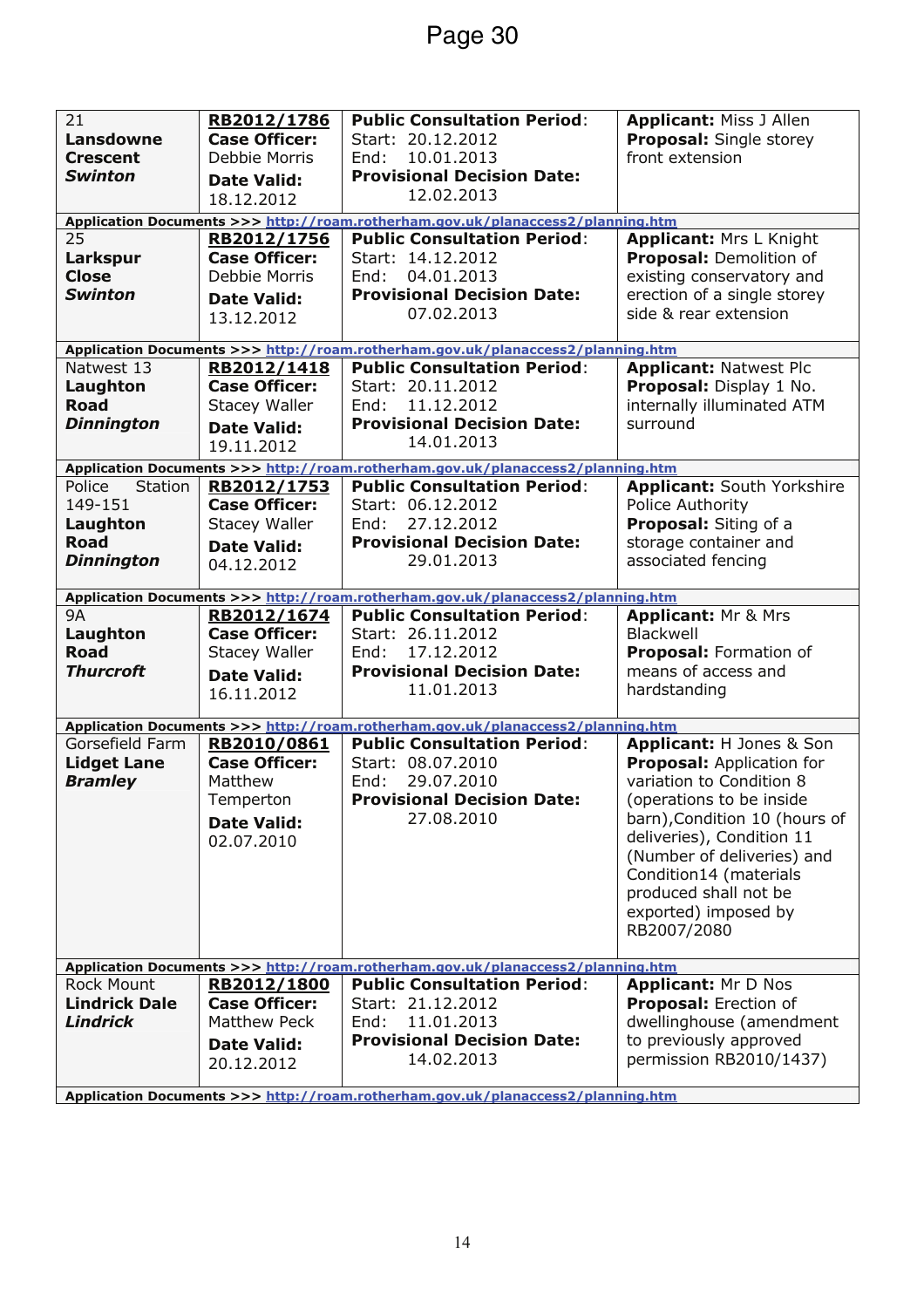| | | | |
|---|---|---|---|
| 21 **Lansdowne Crescent** ***Swinton*** | **RB2012/1786** **Case Officer:** Debbie Morris **Date Valid:** 18.12.2012 | **Public Consultation Period**: Start: 20.12.2012 End: 10.01.2013 **Provisional Decision Date:** 12.02.2013 | **Applicant:** Miss J Allen **Proposal:** Single storey front extension |
| **Application Documents >>> http://roam.rotherham.gov.uk/planaccess2/planning.htm** | | | |
| 25 **Larkspur Close** ***Swinton*** | **RB2012/1756** **Case Officer:** Debbie Morris **Date Valid:** 13.12.2012 | **Public Consultation Period**: Start: 14.12.2012 End: 04.01.2013 **Provisional Decision Date:** 07.02.2013 | **Applicant:** Mrs L Knight **Proposal:** Demolition of existing conservatory and erection of a single storey side & rear extension |
| **Application Documents >>> http://roam.rotherham.gov.uk/planaccess2/planning.htm** | | | |
| Natwest 13 **Laughton Road** ***Dinnington*** | **RB2012/1418** **Case Officer:** Stacey Waller **Date Valid:** 19.11.2012 | **Public Consultation Period**: Start: 20.11.2012 End: 11.12.2012 **Provisional Decision Date:** 14.01.2013 | **Applicant:** Natwest Plc **Proposal:** Display 1 No. internally illuminated ATM surround |
| **Application Documents >>> http://roam.rotherham.gov.uk/planaccess2/planning.htm** | | | |
| Police Station 149-151 **Laughton Road** ***Dinnington*** | **RB2012/1753** **Case Officer:** Stacey Waller **Date Valid:** 04.12.2012 | **Public Consultation Period**: Start: 06.12.2012 End: 27.12.2012 **Provisional Decision Date:** 29.01.2013 | **Applicant:** South Yorkshire Police Authority **Proposal:** Siting of a storage container and associated fencing |
| **Application Documents >>> http://roam.rotherham.gov.uk/planaccess2/planning.htm** | | | |
| 9A **Laughton Road** ***Thurcroft*** | **RB2012/1674** **Case Officer:** Stacey Waller **Date Valid:** 16.11.2012 | **Public Consultation Period**: Start: 26.11.2012 End: 17.12.2012 **Provisional Decision Date:** 11.01.2013 | **Applicant:** Mr & Mrs Blackwell **Proposal:** Formation of means of access and hardstanding |
| **Application Documents >>> http://roam.rotherham.gov.uk/planaccess2/planning.htm** | | | |
| Gorsefield Farm **Lidget Lane** ***Bramley*** | **RB2010/0861** **Case Officer:** Matthew Temperton **Date Valid:** 02.07.2010 | **Public Consultation Period**: Start: 08.07.2010 End: 29.07.2010 **Provisional Decision Date:** 27.08.2010 | **Applicant:** H Jones & Son **Proposal:** Application for variation to Condition 8 (operations to be inside barn),Condition 10 (hours of deliveries), Condition 11 (Number of deliveries) and Condition14 (materials produced shall not be exported) imposed by RB2007/2080 |
| **Application Documents >>> http://roam.rotherham.gov.uk/planaccess2/planning.htm** | | | |
| Rock Mount **Lindrick Dale** ***Lindrick*** | **RB2012/1800** **Case Officer:** Matthew Peck **Date Valid:** 20.12.2012 | **Public Consultation Period**: Start: 21.12.2012 End: 11.01.2013 **Provisional Decision Date:** 14.02.2013 | **Applicant:** Mr D Nos **Proposal:** Erection of dwellinghouse (amendment to previously approved permission RB2010/1437) |
| **Application Documents >>> http://roam.rotherham.gov.uk/planaccess2/planning.htm** | | | |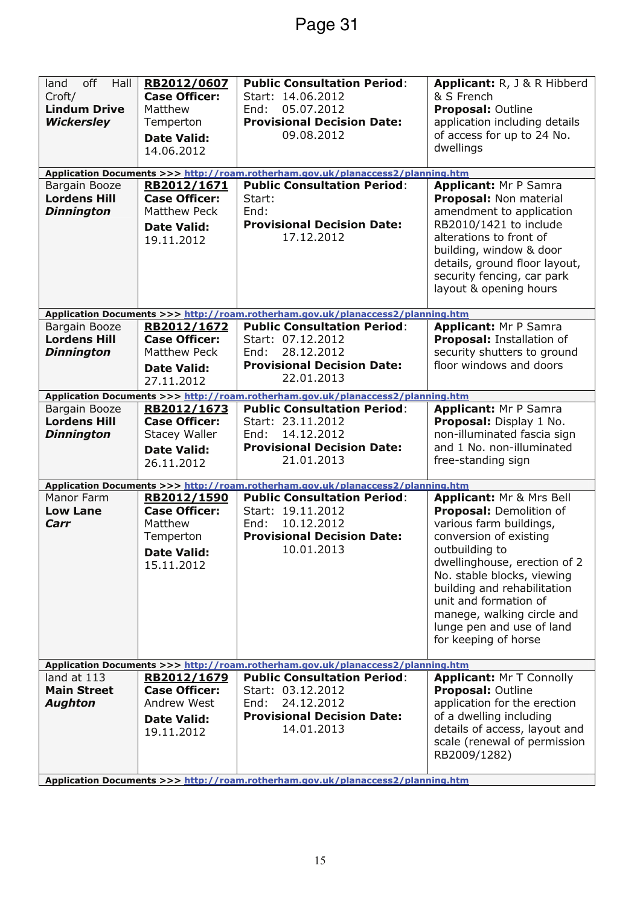Page 31

| | | | |
|---|---|---|---|
| land off Hall Croft/ **Lindum Drive** ***Wickersley*** | **RB2012/0607** **Case Officer:** Matthew Temperton **Date Valid:** 14.06.2012 | **Public Consultation Period**: Start: 14.06.2012 End: 05.07.2012 **Provisional Decision Date:** 09.08.2012 | **Applicant:** R, J & R Hibberd & S French **Proposal:** Outline application including details of access for up to 24 No. dwellings |
| **Application Documents >>> http://roam.rotherham.gov.uk/planaccess2/planning.htm** | | | |
| Bargain Booze **Lordens Hill** ***Dinnington*** | **RB2012/1671** **Case Officer:** Matthew Peck **Date Valid:** 19.11.2012 | **Public Consultation Period**: Start: End: **Provisional Decision Date:** 17.12.2012 | **Applicant:** Mr P Samra **Proposal:** Non material amendment to application RB2010/1421 to include alterations to front of building, window & door details, ground floor layout, security fencing, car park layout & opening hours |
| **Application Documents >>> http://roam.rotherham.gov.uk/planaccess2/planning.htm** | | | |
| Bargain Booze **Lordens Hill** ***Dinnington*** | **RB2012/1672** **Case Officer:** Matthew Peck **Date Valid:** 27.11.2012 | **Public Consultation Period**: Start: 07.12.2012 End: 28.12.2012 **Provisional Decision Date:** 22.01.2013 | **Applicant:** Mr P Samra **Proposal:** Installation of security shutters to ground floor windows and doors |
| **Application Documents >>> http://roam.rotherham.gov.uk/planaccess2/planning.htm** | | | |
| Bargain Booze **Lordens Hill** ***Dinnington*** | **RB2012/1673** **Case Officer:** Stacey Waller **Date Valid:** 26.11.2012 | **Public Consultation Period**: Start: 23.11.2012 End: 14.12.2012 **Provisional Decision Date:** 21.01.2013 | **Applicant:** Mr P Samra **Proposal:** Display 1 No. non-illuminated fascia sign and 1 No. non-illuminated free-standing sign |
| **Application Documents >>> http://roam.rotherham.gov.uk/planaccess2/planning.htm** | | | |
| Manor Farm **Low Lane** ***Carr*** | **RB2012/1590** **Case Officer:** Matthew Temperton **Date Valid:** 15.11.2012 | **Public Consultation Period**: Start: 19.11.2012 End: 10.12.2012 **Provisional Decision Date:** 10.01.2013 | **Applicant:** Mr & Mrs Bell **Proposal:** Demolition of various farm buildings, conversion of existing outbuilding to dwellinghouse, erection of 2 No. stable blocks, viewing building and rehabilitation unit and formation of manege, walking circle and lunge pen and use of land for keeping of horse |
| **Application Documents >>> http://roam.rotherham.gov.uk/planaccess2/planning.htm** | | | |
| land at 113 **Main Street** ***Aughton*** | **RB2012/1679** **Case Officer:** Andrew West **Date Valid:** 19.11.2012 | **Public Consultation Period**: Start: 03.12.2012 End: 24.12.2012 **Provisional Decision Date:** 14.01.2013 | **Applicant:** Mr T Connolly **Proposal:** Outline application for the erection of a dwelling including details of access, layout and scale (renewal of permission RB2009/1282) |
| **Application Documents >>> http://roam.rotherham.gov.uk/planaccess2/planning.htm** | | | |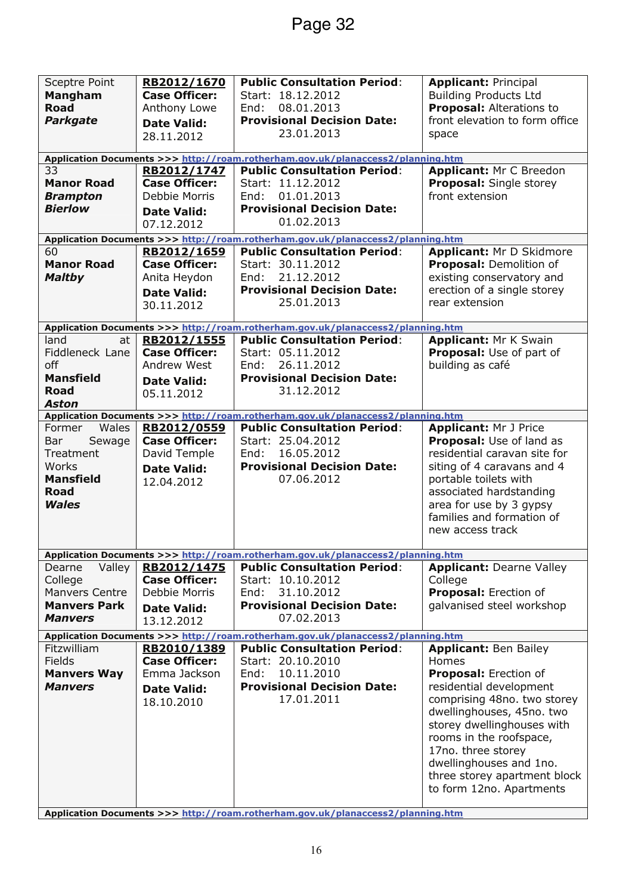| | | | |
|---|---|---|---|
| Sceptre Point **Mangham Road** ***Parkgate*** | **RB2012/1670** **Case Officer:** Anthony Lowe **Date Valid:** 28.11.2012 | **Public Consultation Period**: Start: 18.12.2012 End: 08.01.2013 **Provisional Decision Date:** 23.01.2013 | **Applicant:** Principal Building Products Ltd **Proposal:** Alterations to front elevation to form office space |
| **Application Documents >>> http://roam.rotherham.gov.uk/planaccess2/planning.htm** | | | |
| 33 **Manor Road** ***Brampton Bierlow*** | **RB2012/1747** **Case Officer:** Debbie Morris **Date Valid:** 07.12.2012 | **Public Consultation Period**: Start: 11.12.2012 End: 01.01.2013 **Provisional Decision Date:** 01.02.2013 | **Applicant:** Mr C Breedon **Proposal:** Single storey front extension |
| **Application Documents >>> http://roam.rotherham.gov.uk/planaccess2/planning.htm** | | | |
| 60 **Manor Road** ***Maltby*** | **RB2012/1659** **Case Officer:** Anita Heydon **Date Valid:** 30.11.2012 | **Public Consultation Period**: Start: 30.11.2012 End: 21.12.2012 **Provisional Decision Date:** 25.01.2013 | **Applicant:** Mr D Skidmore **Proposal:** Demolition of existing conservatory and erection of a single storey rear extension |
| **Application Documents >>> http://roam.rotherham.gov.uk/planaccess2/planning.htm** | | | |
| land at Fiddleneck Lane off **Mansfield Road** ***Aston*** | **RB2012/1555** **Case Officer:** Andrew West **Date Valid:** 05.11.2012 | **Public Consultation Period**: Start: 05.11.2012 End: 26.11.2012 **Provisional Decision Date:** 31.12.2012 | **Applicant:** Mr K Swain **Proposal:** Use of part of building as café |
| **Application Documents >>> http://roam.rotherham.gov.uk/planaccess2/planning.htm** | | | |
| Former Wales Bar Sewage Treatment Works **Mansfield Road** ***Wales*** | **RB2012/0559** **Case Officer:** David Temple **Date Valid:** 12.04.2012 | **Public Consultation Period**: Start: 25.04.2012 End: 16.05.2012 **Provisional Decision Date:** 07.06.2012 | **Applicant:** Mr J Price **Proposal:** Use of land as residential caravan site for siting of 4 caravans and 4 portable toilets with associated hardstanding area for use by 3 gypsy families and formation of new access track |
| **Application Documents >>> http://roam.rotherham.gov.uk/planaccess2/planning.htm** | | | |
| Dearne Valley College Manvers Centre **Manvers Park** ***Manvers*** | **RB2012/1475** **Case Officer:** Debbie Morris **Date Valid:** 13.12.2012 | **Public Consultation Period**: Start: 10.10.2012 End: 31.10.2012 **Provisional Decision Date:** 07.02.2013 | **Applicant:** Dearne Valley College **Proposal:** Erection of galvanised steel workshop |
| **Application Documents >>> http://roam.rotherham.gov.uk/planaccess2/planning.htm** | | | |
| Fitzwilliam Fields **Manvers Way** ***Manvers*** | **RB2010/1389** **Case Officer:** Emma Jackson **Date Valid:** 18.10.2010 | **Public Consultation Period**: Start: 20.10.2010 End: 10.11.2010 **Provisional Decision Date:** 17.01.2011 | **Applicant:** Ben Bailey Homes **Proposal:** Erection of residential development comprising 48no. two storey dwellinghouses, 45no. two storey dwellinghouses with rooms in the roofspace, 17no. three storey dwellinghouses and 1no. three storey apartment block to form 12no. Apartments |
| **Application Documents >>> http://roam.rotherham.gov.uk/planaccess2/planning.htm** | | | |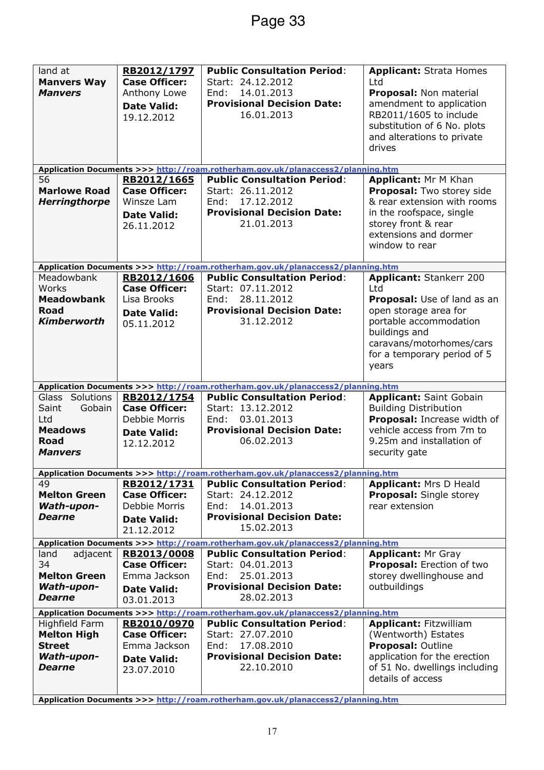| | | | |
|---|---|---|---|
| land at **Manvers Way** ***Manvers*** | **RB2012/1797** **Case Officer:** Anthony Lowe **Date Valid:** 19.12.2012 | **Public Consultation Period**: Start: 24.12.2012 End: 14.01.2013 **Provisional Decision Date:** 16.01.2013 | **Applicant:** Strata Homes Ltd **Proposal:** Non material amendment to application RB2011/1605 to include substitution of 6 No. plots and alterations to private drives |
| **Application Documents >>> http://roam.rotherham.gov.uk/planaccess2/planning.htm** | | | |
| 56 **Marlowe Road** ***Herringthorpe*** | **RB2012/1665** **Case Officer:** Winsze Lam **Date Valid:** 26.11.2012 | **Public Consultation Period**: Start: 26.11.2012 End: 17.12.2012 **Provisional Decision Date:** 21.01.2013 | **Applicant:** Mr M Khan **Proposal:** Two storey side & rear extension with rooms in the roofspace, single storey front & rear extensions and dormer window to rear |
| **Application Documents >>> http://roam.rotherham.gov.uk/planaccess2/planning.htm** | | | |
| Meadowbank Works **Meadowbank Road** ***Kimberworth*** | **RB2012/1606** **Case Officer:** Lisa Brooks **Date Valid:** 05.11.2012 | **Public Consultation Period**: Start: 07.11.2012 End: 28.11.2012 **Provisional Decision Date:** 31.12.2012 | **Applicant:** Stankerr 200 Ltd **Proposal:** Use of land as an open storage area for portable accommodation buildings and caravans/motorhomes/cars for a temporary period of 5 years |
| **Application Documents >>> http://roam.rotherham.gov.uk/planaccess2/planning.htm** | | | |
| Glass Solutions Saint Gobain Ltd **Meadows Road** ***Manvers*** | **RB2012/1754** **Case Officer:** Debbie Morris **Date Valid:** 12.12.2012 | **Public Consultation Period**: Start: 13.12.2012 End: 03.01.2013 **Provisional Decision Date:** 06.02.2013 | **Applicant:** Saint Gobain Building Distribution **Proposal:** Increase width of vehicle access from 7m to 9.25m and installation of security gate |
| **Application Documents >>> http://roam.rotherham.gov.uk/planaccess2/planning.htm** | | | |
| 49 **Melton Green** ***Wath-upon-Dearne*** | **RB2012/1731** **Case Officer:** Debbie Morris **Date Valid:** 21.12.2012 | **Public Consultation Period**: Start: 24.12.2012 End: 14.01.2013 **Provisional Decision Date:** 15.02.2013 | **Applicant:** Mrs D Heald **Proposal:** Single storey rear extension |
| **Application Documents >>> http://roam.rotherham.gov.uk/planaccess2/planning.htm** | | | |
| land adjacent 34 **Melton Green** ***Wath-upon-Dearne*** | **RB2013/0008** **Case Officer:** Emma Jackson **Date Valid:** 03.01.2013 | **Public Consultation Period**: Start: 04.01.2013 End: 25.01.2013 **Provisional Decision Date:** 28.02.2013 | **Applicant:** Mr Gray **Proposal:** Erection of two storey dwellinghouse and outbuildings |
| **Application Documents >>> http://roam.rotherham.gov.uk/planaccess2/planning.htm** | | | |
| Highfield Farm **Melton High Street** ***Wath-upon-Dearne*** | **RB2010/0970** **Case Officer:** Emma Jackson **Date Valid:** 23.07.2010 | **Public Consultation Period**: Start: 27.07.2010 End: 17.08.2010 **Provisional Decision Date:** 22.10.2010 | **Applicant:** Fitzwilliam (Wentworth) Estates **Proposal:** Outline application for the erection of 51 No. dwellings including details of access |
| **Application Documents >>> http://roam.rotherham.gov.uk/planaccess2/planning.htm** | | | |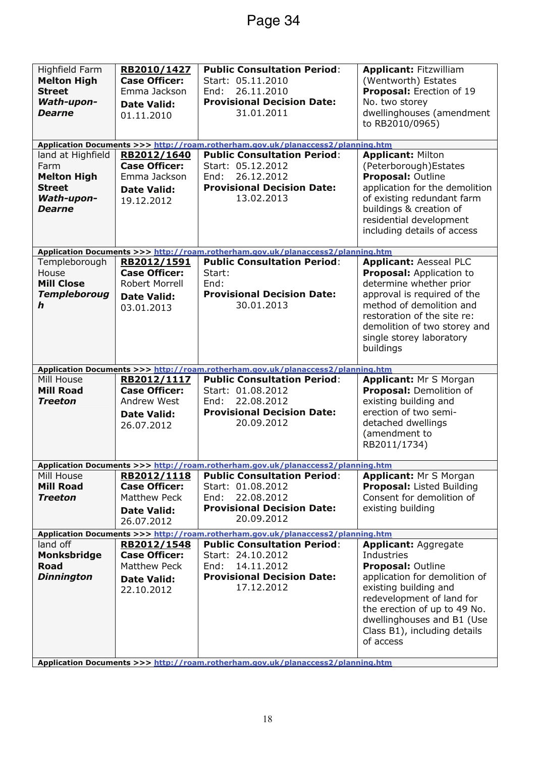| | | | |
|---|---|---|---|
| Highfield Farm **Melton High Street** ***Wath-upon-Dearne*** | **RB2010/1427** **Case Officer:** Emma Jackson **Date Valid:** 01.11.2010 | **Public Consultation Period**: Start: 05.11.2010 End: 26.11.2010 **Provisional Decision Date:** 31.01.2011 | **Applicant:** Fitzwilliam (Wentworth) Estates **Proposal:** Erection of 19 No. two storey dwellinghouses (amendment to RB2010/0965) |
| **Application Documents >>> http://roam.rotherham.gov.uk/planaccess2/planning.htm** | | | |
| land at Highfield Farm **Melton High Street** ***Wath-upon-Dearne*** | **RB2012/1640** **Case Officer:** Emma Jackson **Date Valid:** 19.12.2012 | **Public Consultation Period**: Start: 05.12.2012 End: 26.12.2012 **Provisional Decision Date:** 13.02.2013 | **Applicant:** Milton (Peterborough)Estates **Proposal:** Outline application for the demolition of existing redundant farm buildings & creation of residential development including details of access |
| **Application Documents >>> http://roam.rotherham.gov.uk/planaccess2/planning.htm** | | | |
| Templeborough House **Mill Close** ***Templeborough*** | **RB2012/1591** **Case Officer:** Robert Morrell **Date Valid:** 03.01.2013 | **Public Consultation Period**: Start: End: **Provisional Decision Date:** 30.01.2013 | **Applicant:** Aesseal PLC **Proposal:** Application to determine whether prior approval is required of the method of demolition and restoration of the site re: demolition of two storey and single storey laboratory buildings |
| **Application Documents >>> http://roam.rotherham.gov.uk/planaccess2/planning.htm** | | | |
| Mill House **Mill Road** ***Treeton*** | **RB2012/1117** **Case Officer:** Andrew West **Date Valid:** 26.07.2012 | **Public Consultation Period**: Start: 01.08.2012 End: 22.08.2012 **Provisional Decision Date:** 20.09.2012 | **Applicant:** Mr S Morgan **Proposal:** Demolition of existing building and erection of two semi-detached dwellings (amendment to RB2011/1734) |
| **Application Documents >>> http://roam.rotherham.gov.uk/planaccess2/planning.htm** | | | |
| Mill House **Mill Road** ***Treeton*** | **RB2012/1118** **Case Officer:** Matthew Peck **Date Valid:** 26.07.2012 | **Public Consultation Period**: Start: 01.08.2012 End: 22.08.2012 **Provisional Decision Date:** 20.09.2012 | **Applicant:** Mr S Morgan **Proposal:** Listed Building Consent for demolition of existing building |
| **Application Documents >>> http://roam.rotherham.gov.uk/planaccess2/planning.htm** | | | |
| land off **Monksbridge Road** ***Dinnington*** | **RB2012/1548** **Case Officer:** Matthew Peck **Date Valid:** 22.10.2012 | **Public Consultation Period**: Start: 24.10.2012 End: 14.11.2012 **Provisional Decision Date:** 17.12.2012 | **Applicant:** Aggregate Industries **Proposal:** Outline application for demolition of existing building and redevelopment of land for the erection of up to 49 No. dwellinghouses and B1 (Use Class B1), including details of access |
| **Application Documents >>> http://roam.rotherham.gov.uk/planaccess2/planning.htm** | | | |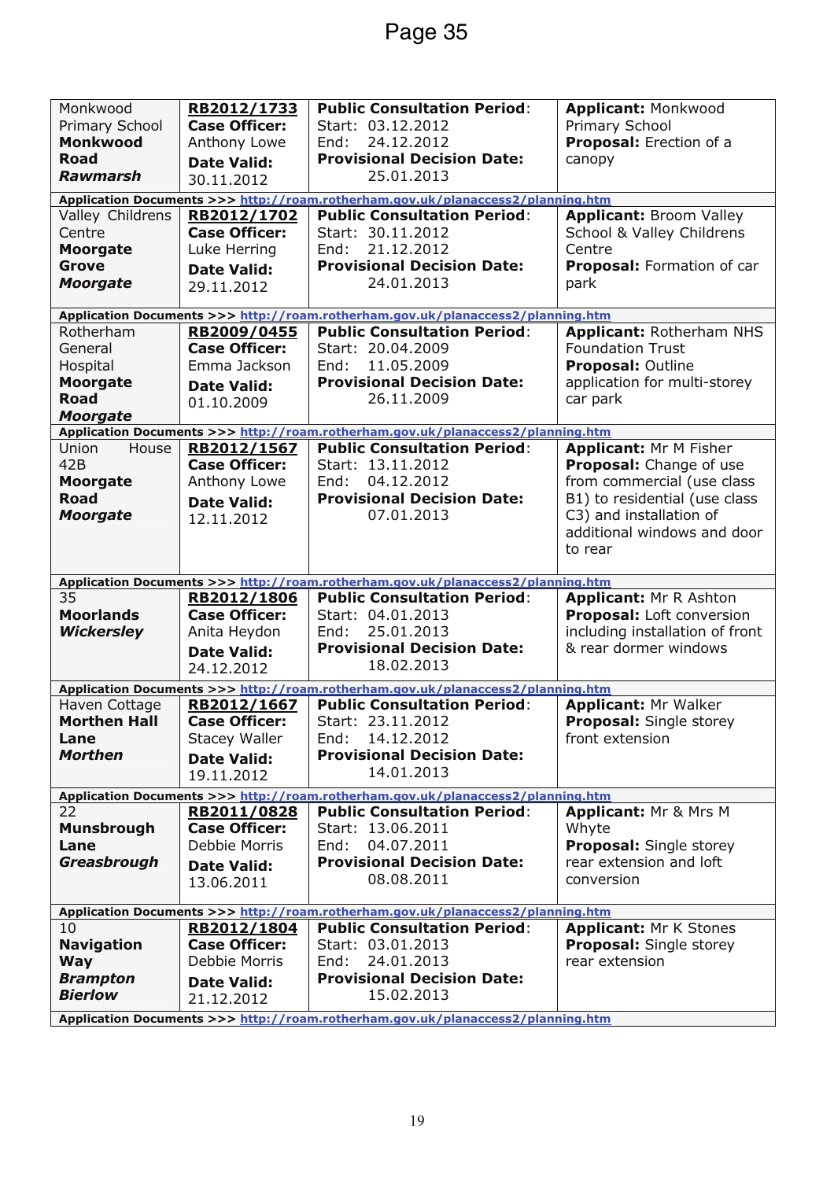| | | | |
|---|---|---|---|
| Monkwood Primary School **Monkwood Road** ***Rawmarsh*** | **RB2012/1733** **Case Officer:** Anthony Lowe **Date Valid:** 30.11.2012 | **Public Consultation Period**: Start: 03.12.2012 End: 24.12.2012 **Provisional Decision Date:** 25.01.2013 | **Applicant:** Monkwood Primary School **Proposal:** Erection of a canopy |
| **Application Documents >>> http://roam.rotherham.gov.uk/planaccess2/planning.htm** | | | |
| Valley Childrens Centre **Moorgate Grove** ***Moorgate*** | **RB2012/1702** **Case Officer:** Luke Herring **Date Valid:** 29.11.2012 | **Public Consultation Period**: Start: 30.11.2012 End: 21.12.2012 **Provisional Decision Date:** 24.01.2013 | **Applicant:** Broom Valley School & Valley Childrens Centre **Proposal:** Formation of car park |
| **Application Documents >>> http://roam.rotherham.gov.uk/planaccess2/planning.htm** | | | |
| Rotherham General Hospital **Moorgate Road** ***Moorgate*** | **RB2009/0455** **Case Officer:** Emma Jackson **Date Valid:** 01.10.2009 | **Public Consultation Period**: Start: 20.04.2009 End: 11.05.2009 **Provisional Decision Date:** 26.11.2009 | **Applicant:** Rotherham NHS Foundation Trust **Proposal:** Outline application for multi-storey car park |
| **Application Documents >>> http://roam.rotherham.gov.uk/planaccess2/planning.htm** | | | |
| Union House 42B **Moorgate Road** ***Moorgate*** | **RB2012/1567** **Case Officer:** Anthony Lowe **Date Valid:** 12.11.2012 | **Public Consultation Period**: Start: 13.11.2012 End: 04.12.2012 **Provisional Decision Date:** 07.01.2013 | **Applicant:** Mr M Fisher **Proposal:** Change of use from commercial (use class B1) to residential (use class C3) and installation of additional windows and door to rear |
| **Application Documents >>> http://roam.rotherham.gov.uk/planaccess2/planning.htm** | | | |
| 35 **Moorlands** ***Wickersley*** | **RB2012/1806** **Case Officer:** Anita Heydon **Date Valid:** 24.12.2012 | **Public Consultation Period**: Start: 04.01.2013 End: 25.01.2013 **Provisional Decision Date:** 18.02.2013 | **Applicant:** Mr R Ashton **Proposal:** Loft conversion including installation of front & rear dormer windows |
| **Application Documents >>> http://roam.rotherham.gov.uk/planaccess2/planning.htm** | | | |
| Haven Cottage **Morthen Hall Lane** ***Morthen*** | **RB2012/1667** **Case Officer:** Stacey Waller **Date Valid:** 19.11.2012 | **Public Consultation Period**: Start: 23.11.2012 End: 14.12.2012 **Provisional Decision Date:** 14.01.2013 | **Applicant:** Mr Walker **Proposal:** Single storey front extension |
| **Application Documents >>> http://roam.rotherham.gov.uk/planaccess2/planning.htm** | | | |
| 22 **Munsbrough Lane** ***Greasbrough*** | **RB2011/0828** **Case Officer:** Debbie Morris **Date Valid:** 13.06.2011 | **Public Consultation Period**: Start: 13.06.2011 End: 04.07.2011 **Provisional Decision Date:** 08.08.2011 | **Applicant:** Mr & Mrs M Whyte **Proposal:** Single storey rear extension and loft conversion |
| **Application Documents >>> http://roam.rotherham.gov.uk/planaccess2/planning.htm** | | | |
| 10 **Navigation Way** ***Brampton Bierlow*** | **RB2012/1804** **Case Officer:** Debbie Morris **Date Valid:** 21.12.2012 | **Public Consultation Period**: Start: 03.01.2013 End: 24.01.2013 **Provisional Decision Date:** 15.02.2013 | **Applicant:** Mr K Stones **Proposal:** Single storey rear extension |
| **Application Documents >>> http://roam.rotherham.gov.uk/planaccess2/planning.htm** | | | |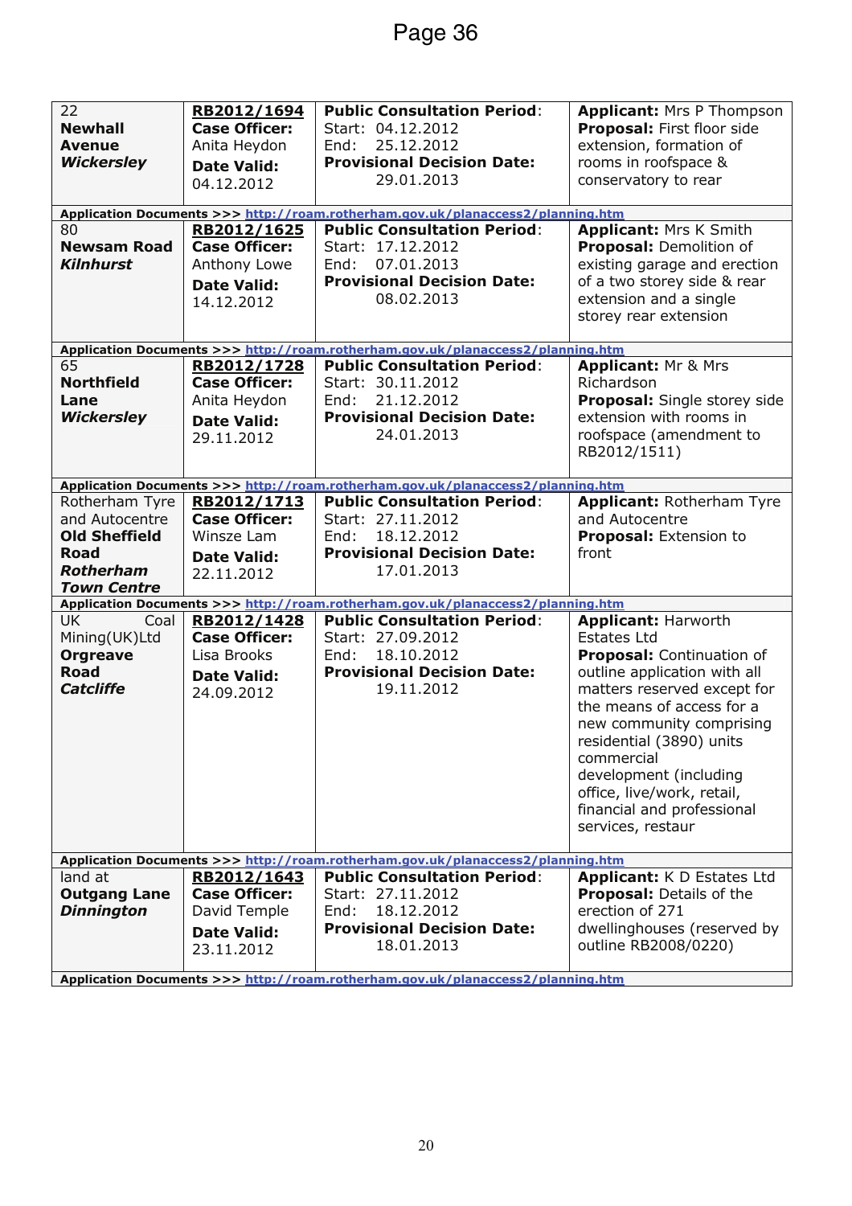| | | | |
|---|---|---|---|
| 22 **Newhall Avenue** ***Wickersley*** | **RB2012/1694** **Case Officer:** Anita Heydon **Date Valid:** 04.12.2012 | **Public Consultation Period**: Start: 04.12.2012 End: 25.12.2012 **Provisional Decision Date:** 29.01.2013 | **Applicant:** Mrs P Thompson **Proposal:** First floor side extension, formation of rooms in roofspace & conservatory to rear |
| **Application Documents >>>** http://roam.rotherham.gov.uk/planaccess2/planning.htm | | | |
| 80 **Newsam Road** ***Kilnhurst*** | **RB2012/1625** **Case Officer:** Anthony Lowe **Date Valid:** 14.12.2012 | **Public Consultation Period**: Start: 17.12.2012 End: 07.01.2013 **Provisional Decision Date:** 08.02.2013 | **Applicant:** Mrs K Smith **Proposal:** Demolition of existing garage and erection of a two storey side & rear extension and a single storey rear extension |
| **Application Documents >>>** http://roam.rotherham.gov.uk/planaccess2/planning.htm | | | |
| 65 **Northfield Lane** ***Wickersley*** | **RB2012/1728** **Case Officer:** Anita Heydon **Date Valid:** 29.11.2012 | **Public Consultation Period**: Start: 30.11.2012 End: 21.12.2012 **Provisional Decision Date:** 24.01.2013 | **Applicant:** Mr & Mrs Richardson **Proposal:** Single storey side extension with rooms in roofspace (amendment to RB2012/1511) |
| **Application Documents >>>** http://roam.rotherham.gov.uk/planaccess2/planning.htm | | | |
| Rotherham Tyre and Autocentre **Old Sheffield Road** ***Rotherham Town Centre*** | **RB2012/1713** **Case Officer:** Winsze Lam **Date Valid:** 22.11.2012 | **Public Consultation Period**: Start: 27.11.2012 End: 18.12.2012 **Provisional Decision Date:** 17.01.2013 | **Applicant:** Rotherham Tyre and Autocentre **Proposal:** Extension to front |
| **Application Documents >>>** http://roam.rotherham.gov.uk/planaccess2/planning.htm | | | |
| UK Coal Mining(UK)Ltd **Orgreave Road** ***Catcliffe*** | **RB2012/1428** **Case Officer:** Lisa Brooks **Date Valid:** 24.09.2012 | **Public Consultation Period**: Start: 27.09.2012 End: 18.10.2012 **Provisional Decision Date:** 19.11.2012 | **Applicant:** Harworth Estates Ltd **Proposal:** Continuation of outline application with all matters reserved except for the means of access for a new community comprising residential (3890) units commercial development (including office, live/work, retail, financial and professional services, restaur |
| **Application Documents >>>** http://roam.rotherham.gov.uk/planaccess2/planning.htm | | | |
| land at **Outgang Lane** ***Dinnington*** | **RB2012/1643** **Case Officer:** David Temple **Date Valid:** 23.11.2012 | **Public Consultation Period**: Start: 27.11.2012 End: 18.12.2012 **Provisional Decision Date:** 18.01.2013 | **Applicant:** K D Estates Ltd **Proposal:** Details of the erection of 271 dwellinghouses (reserved by outline RB2008/0220) |
| **Application Documents >>>** http://roam.rotherham.gov.uk/planaccess2/planning.htm | | | |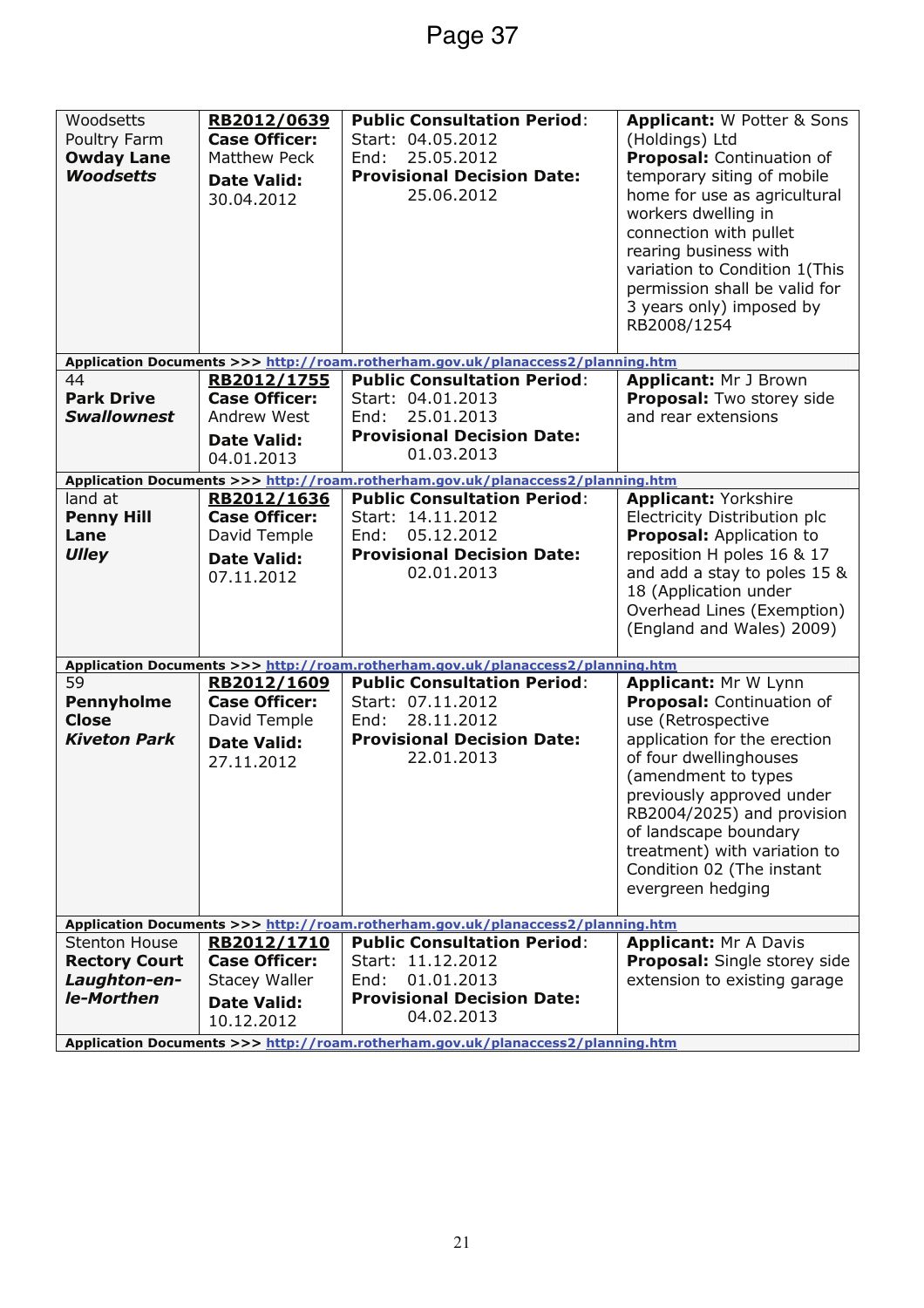| | | | |
|---|---|---|---|
| Woodsetts Poultry Farm **Owday Lane** ***Woodsetts*** | **RB2012/0639** **Case Officer:** Matthew Peck **Date Valid:** 30.04.2012 | **Public Consultation Period**: Start: 04.05.2012 End: 25.05.2012 **Provisional Decision Date:** 25.06.2012 | **Applicant:** W Potter & Sons (Holdings) Ltd **Proposal:** Continuation of temporary siting of mobile home for use as agricultural workers dwelling in connection with pullet rearing business with variation to Condition 1(This permission shall be valid for 3 years only) imposed by RB2008/1254 |
| **Application Documents >>> http://roam.rotherham.gov.uk/planaccess2/planning.htm** | | | |
| 44 **Park Drive** ***Swallownest*** | **RB2012/1755** **Case Officer:** Andrew West **Date Valid:** 04.01.2013 | **Public Consultation Period**: Start: 04.01.2013 End: 25.01.2013 **Provisional Decision Date:** 01.03.2013 | **Applicant:** Mr J Brown **Proposal:** Two storey side and rear extensions |
| **Application Documents >>> http://roam.rotherham.gov.uk/planaccess2/planning.htm** | | | |
| land at **Penny Hill Lane** ***Ulley*** | **RB2012/1636** **Case Officer:** David Temple **Date Valid:** 07.11.2012 | **Public Consultation Period**: Start: 14.11.2012 End: 05.12.2012 **Provisional Decision Date:** 02.01.2013 | **Applicant:** Yorkshire Electricity Distribution plc **Proposal:** Application to reposition H poles 16 & 17 and add a stay to poles 15 & 18 (Application under Overhead Lines (Exemption) (England and Wales) 2009) |
| **Application Documents >>> http://roam.rotherham.gov.uk/planaccess2/planning.htm** | | | |
| 59 **Pennyholme Close** ***Kiveton Park*** | **RB2012/1609** **Case Officer:** David Temple **Date Valid:** 27.11.2012 | **Public Consultation Period**: Start: 07.11.2012 End: 28.11.2012 **Provisional Decision Date:** 22.01.2013 | **Applicant:** Mr W Lynn **Proposal:** Continuation of use (Retrospective application for the erection of four dwellinghouses (amendment to types previously approved under RB2004/2025) and provision of landscape boundary treatment) with variation to Condition 02 (The instant evergreen hedging |
| **Application Documents >>> http://roam.rotherham.gov.uk/planaccess2/planning.htm** | | | |
| Stenton House **Rectory Court** ***Laughton-en-le-Morthen*** | **RB2012/1710** **Case Officer:** Stacey Waller **Date Valid:** 10.12.2012 | **Public Consultation Period**: Start: 11.12.2012 End: 01.01.2013 **Provisional Decision Date:** 04.02.2013 | **Applicant:** Mr A Davis **Proposal:** Single storey side extension to existing garage |
| **Application Documents >>> http://roam.rotherham.gov.uk/planaccess2/planning.htm** | | | |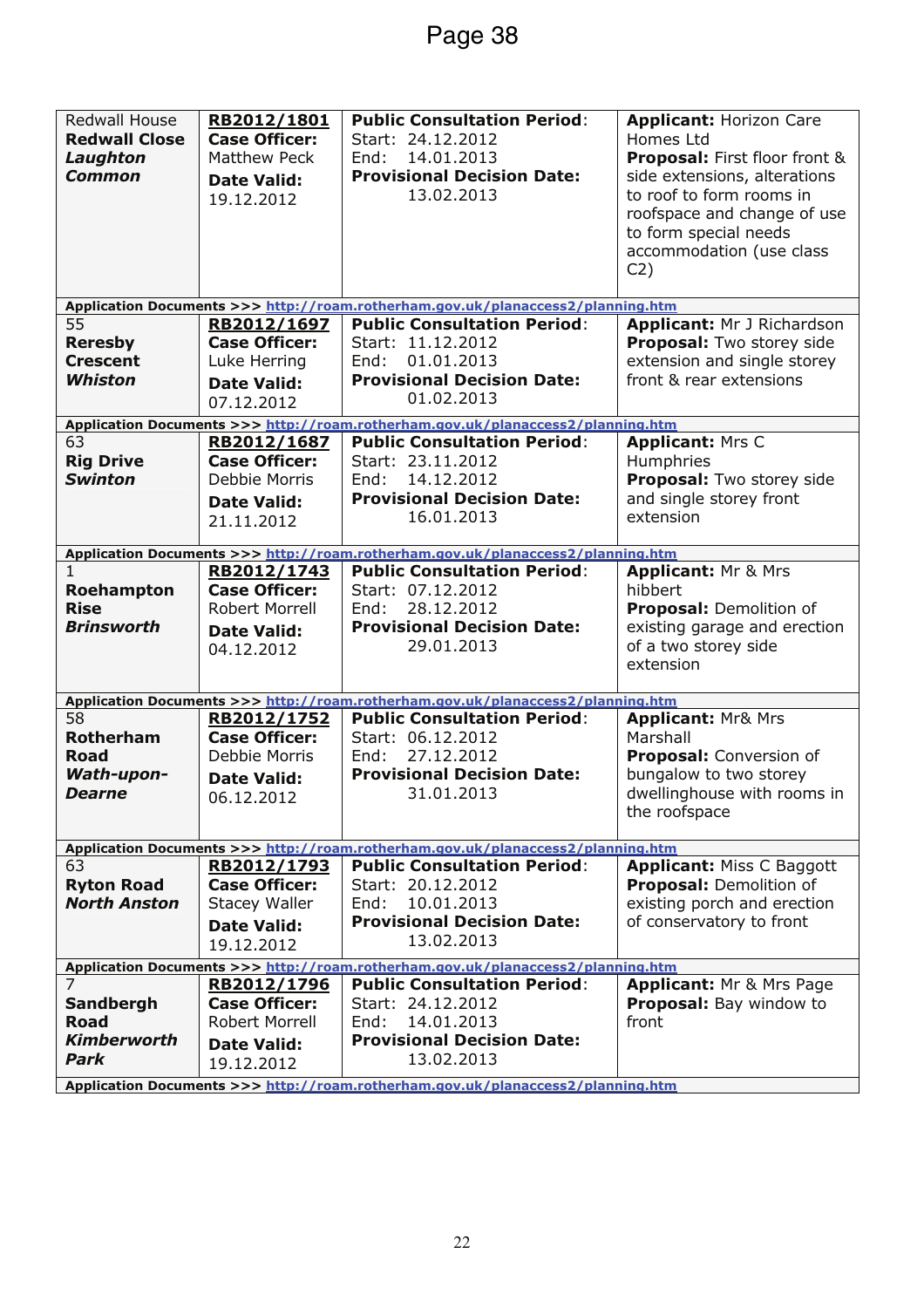| | | | |
|---|---|---|---|
| Redwall House **Redwall Close** ***Laughton Common*** | **RB2012/1801** **Case Officer:** Matthew Peck **Date Valid:** 19.12.2012 | **Public Consultation Period**: Start: 24.12.2012 End: 14.01.2013 **Provisional Decision Date:** 13.02.2013 | **Applicant:** Horizon Care Homes Ltd **Proposal:** First floor front & side extensions, alterations to roof to form rooms in roofspace and change of use to form special needs accommodation (use class C2) |
| **Application Documents >>>** http://roam.rotherham.gov.uk/planaccess2/planning.htm | | | |
| 55 **Reresby Crescent** ***Whiston*** | **RB2012/1697** **Case Officer:** Luke Herring **Date Valid:** 07.12.2012 | **Public Consultation Period**: Start: 11.12.2012 End: 01.01.2013 **Provisional Decision Date:** 01.02.2013 | **Applicant:** Mr J Richardson **Proposal:** Two storey side extension and single storey front & rear extensions |
| **Application Documents >>>** http://roam.rotherham.gov.uk/planaccess2/planning.htm | | | |
| 63 **Rig Drive** ***Swinton*** | **RB2012/1687** **Case Officer:** Debbie Morris **Date Valid:** 21.11.2012 | **Public Consultation Period**: Start: 23.11.2012 End: 14.12.2012 **Provisional Decision Date:** 16.01.2013 | **Applicant:** Mrs C Humphries **Proposal:** Two storey side and single storey front extension |
| **Application Documents >>>** http://roam.rotherham.gov.uk/planaccess2/planning.htm | | | |
| 1 **Roehampton Rise** ***Brinsworth*** | **RB2012/1743** **Case Officer:** Robert Morrell **Date Valid:** 04.12.2012 | **Public Consultation Period**: Start: 07.12.2012 End: 28.12.2012 **Provisional Decision Date:** 29.01.2013 | **Applicant:** Mr & Mrs hibbert **Proposal:** Demolition of existing garage and erection of a two storey side extension |
| **Application Documents >>>** http://roam.rotherham.gov.uk/planaccess2/planning.htm | | | |
| 58 **Rotherham Road** ***Wath-upon-Dearne*** | **RB2012/1752** **Case Officer:** Debbie Morris **Date Valid:** 06.12.2012 | **Public Consultation Period**: Start: 06.12.2012 End: 27.12.2012 **Provisional Decision Date:** 31.01.2013 | **Applicant:** Mr& Mrs Marshall **Proposal:** Conversion of bungalow to two storey dwellinghouse with rooms in the roofspace |
| **Application Documents >>>** http://roam.rotherham.gov.uk/planaccess2/planning.htm | | | |
| 63 **Ryton Road** ***North Anston*** | **RB2012/1793** **Case Officer:** Stacey Waller **Date Valid:** 19.12.2012 | **Public Consultation Period**: Start: 20.12.2012 End: 10.01.2013 **Provisional Decision Date:** 13.02.2013 | **Applicant:** Miss C Baggott **Proposal:** Demolition of existing porch and erection of conservatory to front |
| **Application Documents >>>** http://roam.rotherham.gov.uk/planaccess2/planning.htm | | | |
| 7 **Sandbergh Road** ***Kimberworth Park*** | **RB2012/1796** **Case Officer:** Robert Morrell **Date Valid:** 19.12.2012 | **Public Consultation Period**: Start: 24.12.2012 End: 14.01.2013 **Provisional Decision Date:** 13.02.2013 | **Applicant:** Mr & Mrs Page **Proposal:** Bay window to front |
| **Application Documents >>>** http://roam.rotherham.gov.uk/planaccess2/planning.htm | | | |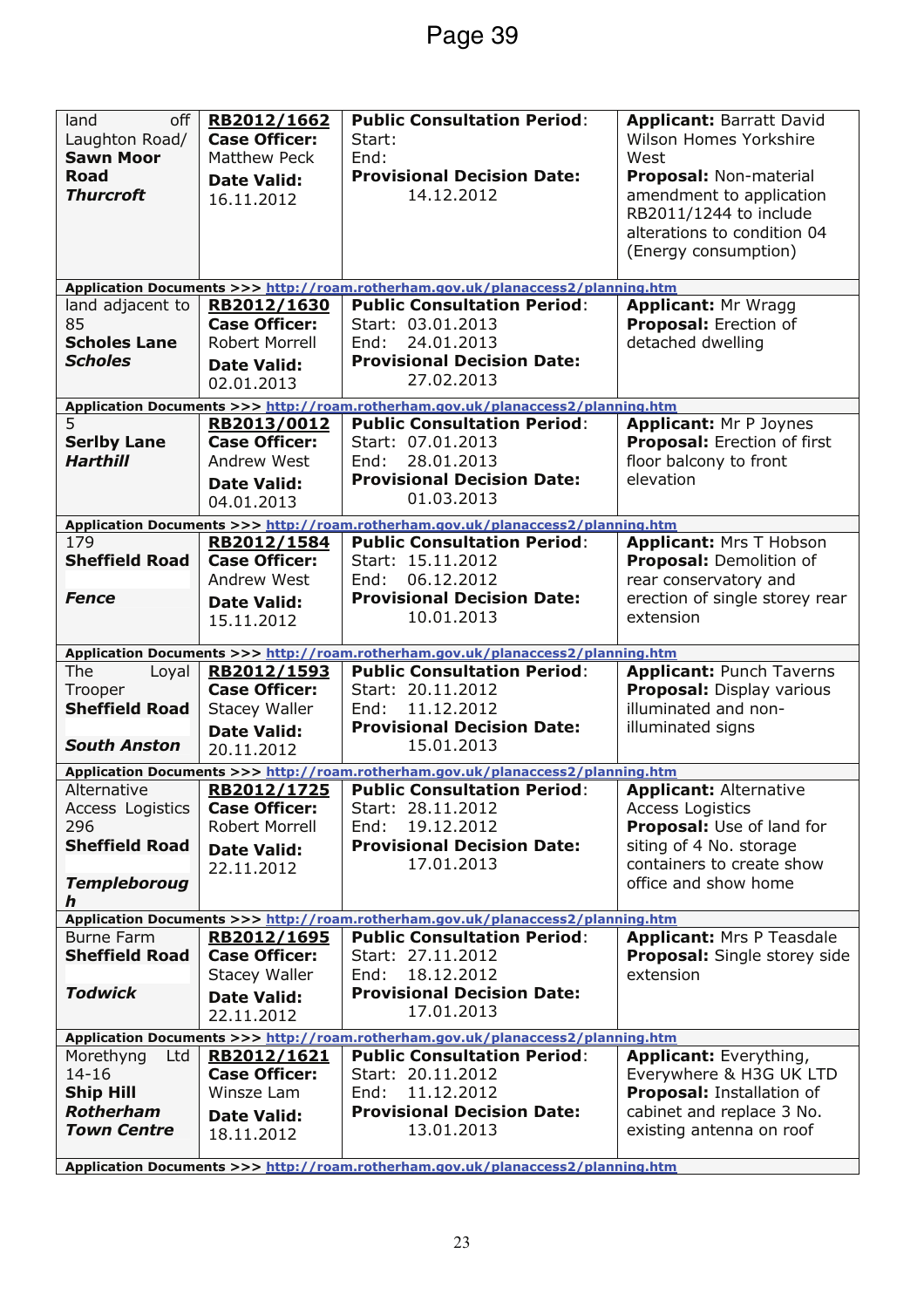| | | | |
|---|---|---|---|
| land off Laughton Road/ **Sawn Moor Road** ***Thurcroft*** | **RB2012/1662** **Case Officer:** Matthew Peck **Date Valid:** 16.11.2012 | **Public Consultation Period**: Start: End: **Provisional Decision Date:** 14.12.2012 | **Applicant:** Barratt David Wilson Homes Yorkshire West **Proposal:** Non-material amendment to application RB2011/1244 to include alterations to condition 04 (Energy consumption) |
| **Application Documents >>> http://roam.rotherham.gov.uk/planaccess2/planning.htm** | | | |
| land adjacent to 85 **Scholes Lane** ***Scholes*** | **RB2012/1630** **Case Officer:** Robert Morrell **Date Valid:** 02.01.2013 | **Public Consultation Period**: Start: 03.01.2013 End: 24.01.2013 **Provisional Decision Date:** 27.02.2013 | **Applicant:** Mr Wragg **Proposal:** Erection of detached dwelling |
| **Application Documents >>> http://roam.rotherham.gov.uk/planaccess2/planning.htm** | | | |
| 5 **Serlby Lane** ***Harthill*** | **RB2013/0012** **Case Officer:** Andrew West **Date Valid:** 04.01.2013 | **Public Consultation Period**: Start: 07.01.2013 End: 28.01.2013 **Provisional Decision Date:** 01.03.2013 | **Applicant:** Mr P Joynes **Proposal:** Erection of first floor balcony to front elevation |
| **Application Documents >>> http://roam.rotherham.gov.uk/planaccess2/planning.htm** | | | |
| 179 **Sheffield Road** ***Fence*** | **RB2012/1584** **Case Officer:** Andrew West **Date Valid:** 15.11.2012 | **Public Consultation Period**: Start: 15.11.2012 End: 06.12.2012 **Provisional Decision Date:** 10.01.2013 | **Applicant:** Mrs T Hobson **Proposal:** Demolition of rear conservatory and erection of single storey rear extension |
| **Application Documents >>> http://roam.rotherham.gov.uk/planaccess2/planning.htm** | | | |
| The Loyal Trooper **Sheffield Road** ***South Anston*** | **RB2012/1593** **Case Officer:** Stacey Waller **Date Valid:** 20.11.2012 | **Public Consultation Period**: Start: 20.11.2012 End: 11.12.2012 **Provisional Decision Date:** 15.01.2013 | **Applicant:** Punch Taverns **Proposal:** Display various illuminated and non-illuminated signs |
| **Application Documents >>> http://roam.rotherham.gov.uk/planaccess2/planning.htm** | | | |
| Alternative Access Logistics 296 **Sheffield Road** ***Templeborough*** | **RB2012/1725** **Case Officer:** Robert Morrell **Date Valid:** 22.11.2012 | **Public Consultation Period**: Start: 28.11.2012 End: 19.12.2012 **Provisional Decision Date:** 17.01.2013 | **Applicant:** Alternative Access Logistics **Proposal:** Use of land for siting of 4 No. storage containers to create show office and show home |
| **Application Documents >>> http://roam.rotherham.gov.uk/planaccess2/planning.htm** | | | |
| Burne Farm **Sheffield Road** ***Todwick*** | **RB2012/1695** **Case Officer:** Stacey Waller **Date Valid:** 22.11.2012 | **Public Consultation Period**: Start: 27.11.2012 End: 18.12.2012 **Provisional Decision Date:** 17.01.2013 | **Applicant:** Mrs P Teasdale **Proposal:** Single storey side extension |
| **Application Documents >>> http://roam.rotherham.gov.uk/planaccess2/planning.htm** | | | |
| Morethyng Ltd 14-16 **Ship Hill** ***Rotherham Town Centre*** | **RB2012/1621** **Case Officer:** Winsze Lam **Date Valid:** 18.11.2012 | **Public Consultation Period**: Start: 20.11.2012 End: 11.12.2012 **Provisional Decision Date:** 13.01.2013 | **Applicant:** Everything, Everywhere & H3G UK LTD **Proposal:** Installation of cabinet and replace 3 No. existing antenna on roof |
| **Application Documents >>> http://roam.rotherham.gov.uk/planaccess2/planning.htm** | | | |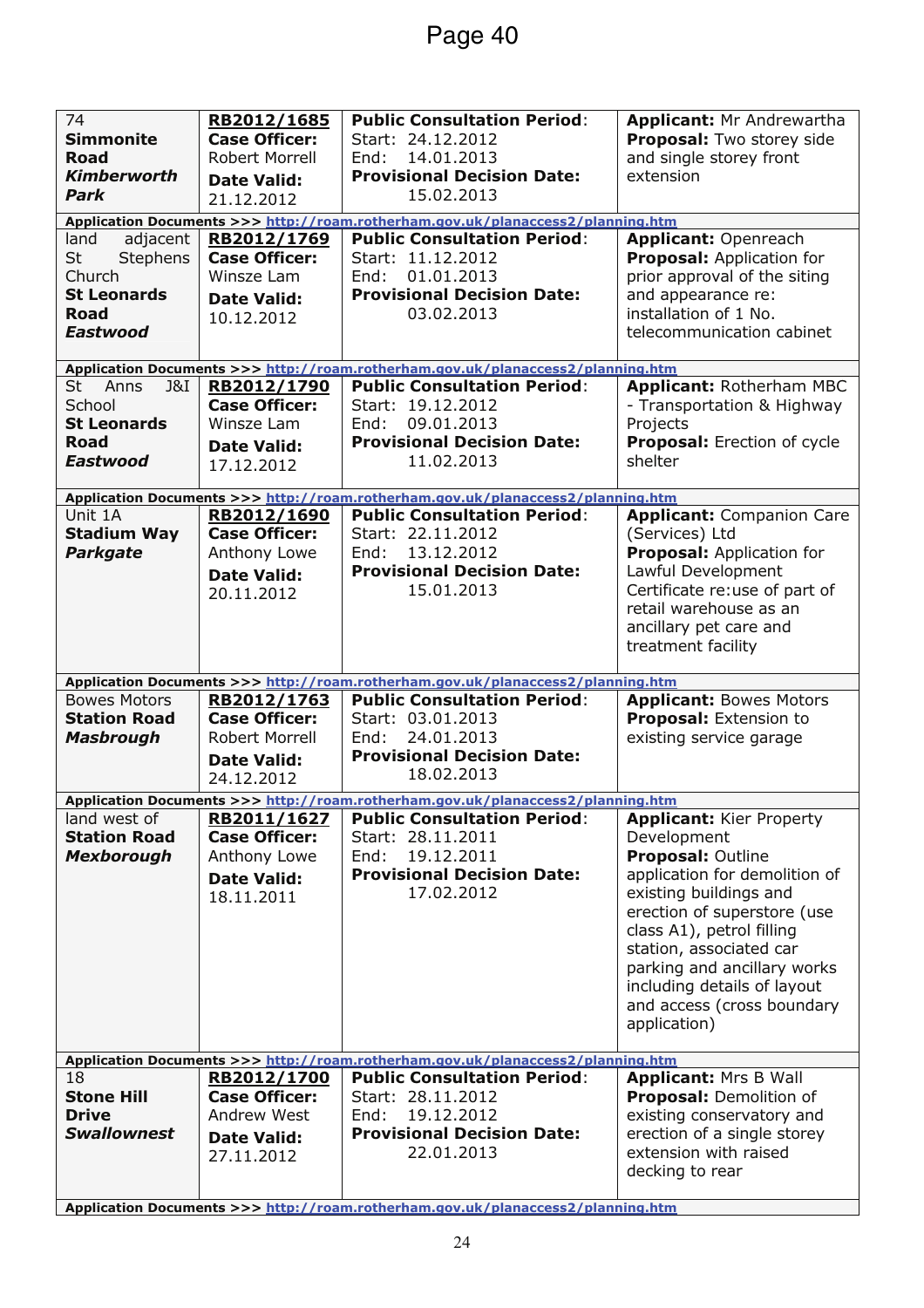| | | | |
|---|---|---|---|
| 74 **Simmonite Road** ***Kimberworth Park*** | **RB2012/1685** **Case Officer:** Robert Morrell **Date Valid:** 21.12.2012 | **Public Consultation Period**: Start: 24.12.2012 End: 14.01.2013 **Provisional Decision Date:** 15.02.2013 | **Applicant:** Mr Andrewartha **Proposal:** Two storey side and single storey front extension |
| **Application Documents >>>** http://roam.rotherham.gov.uk/planaccess2/planning.htm | | | |
| land adjacent St Stephens Church **St Leonards Road** ***Eastwood*** | **RB2012/1769** **Case Officer:** Winsze Lam **Date Valid:** 10.12.2012 | **Public Consultation Period**: Start: 11.12.2012 End: 01.01.2013 **Provisional Decision Date:** 03.02.2013 | **Applicant:** Openreach **Proposal:** Application for prior approval of the siting and appearance re: installation of 1 No. telecommunication cabinet |
| **Application Documents >>>** http://roam.rotherham.gov.uk/planaccess2/planning.htm | | | |
| St Anns J&I School **St Leonards Road** ***Eastwood*** | **RB2012/1790** **Case Officer:** Winsze Lam **Date Valid:** 17.12.2012 | **Public Consultation Period**: Start: 19.12.2012 End: 09.01.2013 **Provisional Decision Date:** 11.02.2013 | **Applicant:** Rotherham MBC - Transportation & Highway Projects **Proposal:** Erection of cycle shelter |
| **Application Documents >>>** http://roam.rotherham.gov.uk/planaccess2/planning.htm | | | |
| Unit 1A **Stadium Way** ***Parkgate*** | **RB2012/1690** **Case Officer:** Anthony Lowe **Date Valid:** 20.11.2012 | **Public Consultation Period**: Start: 22.11.2012 End: 13.12.2012 **Provisional Decision Date:** 15.01.2013 | **Applicant:** Companion Care (Services) Ltd **Proposal:** Application for Lawful Development Certificate re:use of part of retail warehouse as an ancillary pet care and treatment facility |
| **Application Documents >>>** http://roam.rotherham.gov.uk/planaccess2/planning.htm | | | |
| Bowes Motors **Station Road** ***Masbrough*** | **RB2012/1763** **Case Officer:** Robert Morrell **Date Valid:** 24.12.2012 | **Public Consultation Period**: Start: 03.01.2013 End: 24.01.2013 **Provisional Decision Date:** 18.02.2013 | **Applicant:** Bowes Motors **Proposal:** Extension to existing service garage |
| **Application Documents >>>** http://roam.rotherham.gov.uk/planaccess2/planning.htm | | | |
| land west of **Station Road** ***Mexborough*** | **RB2011/1627** **Case Officer:** Anthony Lowe **Date Valid:** 18.11.2011 | **Public Consultation Period**: Start: 28.11.2011 End: 19.12.2011 **Provisional Decision Date:** 17.02.2012 | **Applicant:** Kier Property Development **Proposal:** Outline application for demolition of existing buildings and erection of superstore (use class A1), petrol filling station, associated car parking and ancillary works including details of layout and access (cross boundary application) |
| **Application Documents >>>** http://roam.rotherham.gov.uk/planaccess2/planning.htm | | | |
| 18 **Stone Hill Drive** ***Swallownest*** | **RB2012/1700** **Case Officer:** Andrew West **Date Valid:** 27.11.2012 | **Public Consultation Period**: Start: 28.11.2012 End: 19.12.2012 **Provisional Decision Date:** 22.01.2013 | **Applicant:** Mrs B Wall **Proposal:** Demolition of existing conservatory and erection of a single storey extension with raised decking to rear |
| **Application Documents >>>** http://roam.rotherham.gov.uk/planaccess2/planning.htm | | | |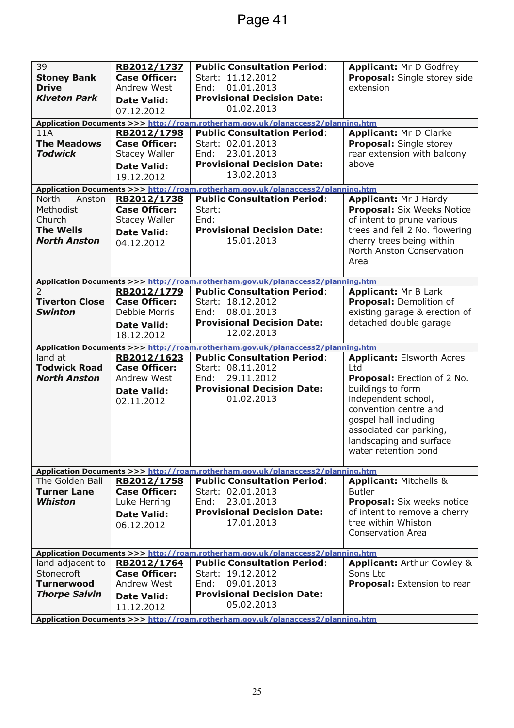| | | | |
|---|---|---|---|
| 39<br>**Stoney Bank Drive**<br>***Kiveton Park*** | **RB2012/1737**<br>**Case Officer:**<br>Andrew West<br>**Date Valid:**<br>07.12.2012 | **Public Consultation Period**:<br>Start: 11.12.2012<br>End: 01.01.2013<br>**Provisional Decision Date:**<br>01.02.2013 | **Applicant:** Mr D Godfrey<br>**Proposal:** Single storey side extension |
| **Application Documents >>> http://roam.rotherham.gov.uk/planaccess2/planning.htm** | | | |
| 11A<br>**The Meadows**<br>***Todwick*** | **RB2012/1798**<br>**Case Officer:**<br>Stacey Waller<br>**Date Valid:**<br>19.12.2012 | **Public Consultation Period**:<br>Start: 02.01.2013<br>End: 23.01.2013<br>**Provisional Decision Date:**<br>13.02.2013 | **Applicant:** Mr D Clarke<br>**Proposal:** Single storey rear extension with balcony above |
| **Application Documents >>> http://roam.rotherham.gov.uk/planaccess2/planning.htm** | | | |
| North Anston Methodist Church<br>**The Wells**<br>***North Anston*** | **RB2012/1738**<br>**Case Officer:**<br>Stacey Waller<br>**Date Valid:**<br>04.12.2012 | **Public Consultation Period**:<br>Start:<br>End:<br>**Provisional Decision Date:**<br>15.01.2013 | **Applicant:** Mr J Hardy<br>**Proposal:** Six Weeks Notice of intent to prune various trees and fell 2 No. flowering cherry trees being within North Anston Conservation Area |
| **Application Documents >>> http://roam.rotherham.gov.uk/planaccess2/planning.htm** | | | |
| 2<br>**Tiverton Close**<br>***Swinton*** | **RB2012/1779**<br>**Case Officer:**<br>Debbie Morris<br>**Date Valid:**<br>18.12.2012 | **Public Consultation Period**:<br>Start: 18.12.2012<br>End: 08.01.2013<br>**Provisional Decision Date:**<br>12.02.2013 | **Applicant:** Mr B Lark<br>**Proposal:** Demolition of existing garage & erection of detached double garage |
| **Application Documents >>> http://roam.rotherham.gov.uk/planaccess2/planning.htm** | | | |
| land at<br>**Todwick Road**<br>***North Anston*** | **RB2012/1623**<br>**Case Officer:**<br>Andrew West<br>**Date Valid:**<br>02.11.2012 | **Public Consultation Period**:<br>Start: 08.11.2012<br>End: 29.11.2012<br>**Provisional Decision Date:**<br>01.02.2013 | **Applicant:** Elsworth Acres Ltd<br>**Proposal:** Erection of 2 No. buildings to form independent school, convention centre and gospel hall including associated car parking, landscaping and surface water retention pond |
| **Application Documents >>> http://roam.rotherham.gov.uk/planaccess2/planning.htm** | | | |
| The Golden Ball<br>**Turner Lane**<br>***Whiston*** | **RB2012/1758**<br>**Case Officer:**<br>Luke Herring<br>**Date Valid:**<br>06.12.2012 | **Public Consultation Period**:<br>Start: 02.01.2013<br>End: 23.01.2013<br>**Provisional Decision Date:**<br>17.01.2013 | **Applicant:** Mitchells & Butler<br>**Proposal:** Six weeks notice of intent to remove a cherry tree within Whiston Conservation Area |
| **Application Documents >>> http://roam.rotherham.gov.uk/planaccess2/planning.htm** | | | |
| land adjacent to Stonecroft<br>**Turnerwood**<br>***Thorpe Salvin*** | **RB2012/1764**<br>**Case Officer:**<br>Andrew West<br>**Date Valid:**<br>11.12.2012 | **Public Consultation Period**:<br>Start: 19.12.2012<br>End: 09.01.2013<br>**Provisional Decision Date:**<br>05.02.2013 | **Applicant:** Arthur Cowley & Sons Ltd<br>**Proposal:** Extension to rear |
| **Application Documents >>> http://roam.rotherham.gov.uk/planaccess2/planning.htm** | | | |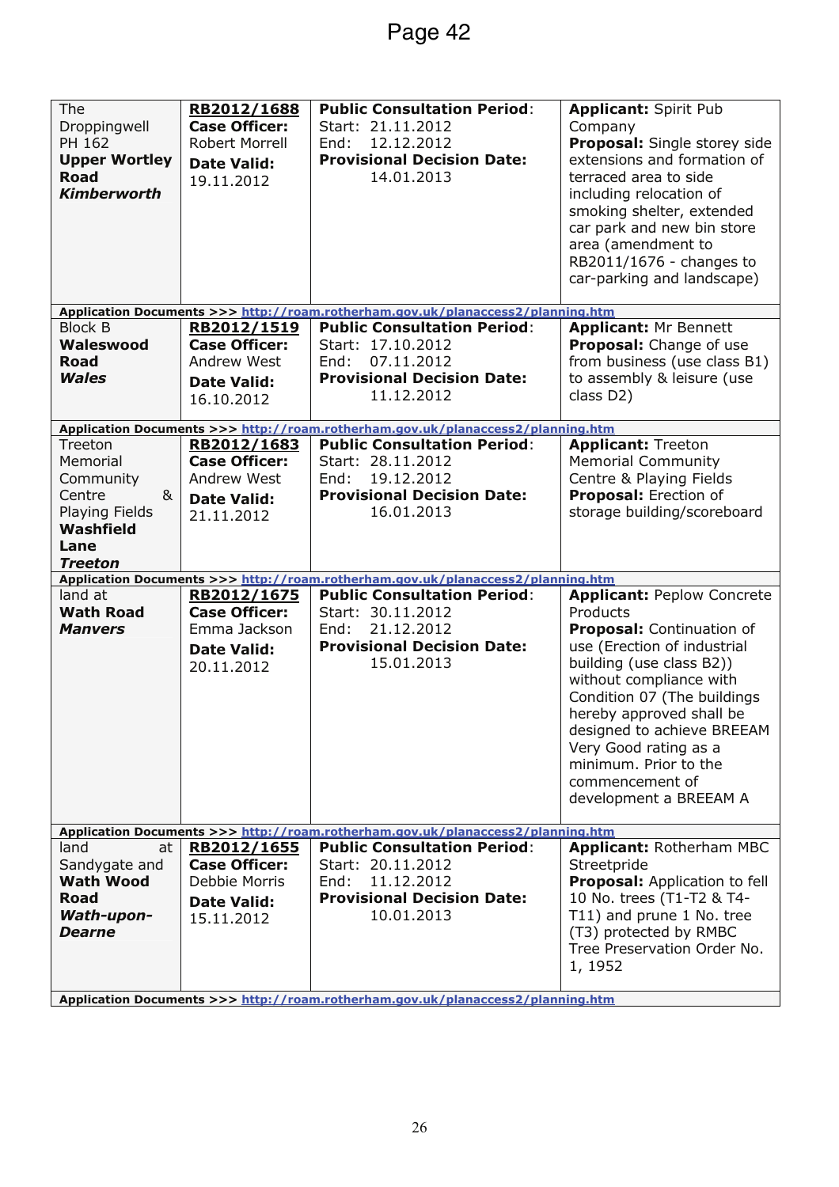| | | | |
|---|---|---|---|
| The Droppingwell PH 162 **Upper Wortley Road** ***Kimberworth*** | **RB2012/1688** **Case Officer:** Robert Morrell **Date Valid:** 19.11.2012 | **Public Consultation Period**: Start: 21.11.2012 End: 12.12.2012 **Provisional Decision Date:** 14.01.2013 | **Applicant:** Spirit Pub Company **Proposal:** Single storey side extensions and formation of terraced area to side including relocation of smoking shelter, extended car park and new bin store area (amendment to RB2011/1676 - changes to car-parking and landscape) |
| **Application Documents >>> http://roam.rotherham.gov.uk/planaccess2/planning.htm** | | | |
| Block B **Waleswood Road** ***Wales*** | **RB2012/1519** **Case Officer:** Andrew West **Date Valid:** 16.10.2012 | **Public Consultation Period**: Start: 17.10.2012 End: 07.11.2012 **Provisional Decision Date:** 11.12.2012 | **Applicant:** Mr Bennett **Proposal:** Change of use from business (use class B1) to assembly & leisure (use class D2) |
| **Application Documents >>> http://roam.rotherham.gov.uk/planaccess2/planning.htm** | | | |
| Treeton Memorial Community Centre & Playing Fields **Washfield Lane** ***Treeton*** | **RB2012/1683** **Case Officer:** Andrew West **Date Valid:** 21.11.2012 | **Public Consultation Period**: Start: 28.11.2012 End: 19.12.2012 **Provisional Decision Date:** 16.01.2013 | **Applicant:** Treeton Memorial Community Centre & Playing Fields **Proposal:** Erection of storage building/scoreboard |
| **Application Documents >>> http://roam.rotherham.gov.uk/planaccess2/planning.htm** | | | |
| land at **Wath Road** ***Manvers*** | **RB2012/1675** **Case Officer:** Emma Jackson **Date Valid:** 20.11.2012 | **Public Consultation Period**: Start: 30.11.2012 End: 21.12.2012 **Provisional Decision Date:** 15.01.2013 | **Applicant:** Peplow Concrete Products **Proposal:** Continuation of use (Erection of industrial building (use class B2)) without compliance with Condition 07 (The buildings hereby approved shall be designed to achieve BREEAM Very Good rating as a minimum. Prior to the commencement of development a BREEAM A |
| **Application Documents >>> http://roam.rotherham.gov.uk/planaccess2/planning.htm** | | | |
| land at Sandygate and **Wath Wood Road** ***Wath-upon-Dearne*** | **RB2012/1655** **Case Officer:** Debbie Morris **Date Valid:** 15.11.2012 | **Public Consultation Period**: Start: 20.11.2012 End: 11.12.2012 **Provisional Decision Date:** 10.01.2013 | **Applicant:** Rotherham MBC Streetpride **Proposal:** Application to fell 10 No. trees (T1-T2 & T4-T11) and prune 1 No. tree (T3) protected by RMBC Tree Preservation Order No. 1, 1952 |
| **Application Documents >>> http://roam.rotherham.gov.uk/planaccess2/planning.htm** | | | |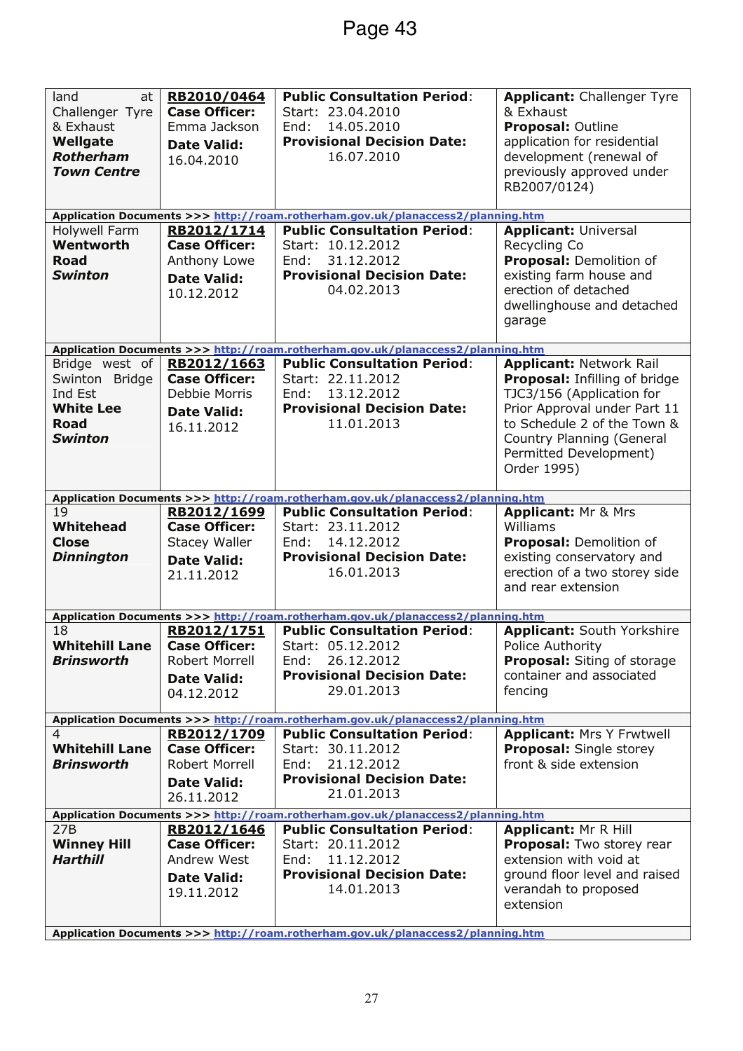| | | | |
|---|---|---|---|
| land at Challenger Tyre & Exhaust **Wellgate** ***Rotherham Town Centre*** | **RB2010/0464** **Case Officer:** Emma Jackson **Date Valid:** 16.04.2010 | **Public Consultation Period**: Start: 23.04.2010 End: 14.05.2010 **Provisional Decision Date:** 16.07.2010 | **Applicant:** Challenger Tyre & Exhaust **Proposal:** Outline application for residential development (renewal of previously approved under RB2007/0124) |
| **Application Documents >>> http://roam.rotherham.gov.uk/planaccess2/planning.htm** | | | |
| Holywell Farm **Wentworth Road** ***Swinton*** | **RB2012/1714** **Case Officer:** Anthony Lowe **Date Valid:** 10.12.2012 | **Public Consultation Period**: Start: 10.12.2012 End: 31.12.2012 **Provisional Decision Date:** 04.02.2013 | **Applicant:** Universal Recycling Co **Proposal:** Demolition of existing farm house and erection of detached dwellinghouse and detached garage |
| **Application Documents >>> http://roam.rotherham.gov.uk/planaccess2/planning.htm** | | | |
| Bridge west of Swinton Bridge Ind Est **White Lee Road** ***Swinton*** | **RB2012/1663** **Case Officer:** Debbie Morris **Date Valid:** 16.11.2012 | **Public Consultation Period**: Start: 22.11.2012 End: 13.12.2012 **Provisional Decision Date:** 11.01.2013 | **Applicant:** Network Rail **Proposal:** Infilling of bridge TJC3/156 (Application for Prior Approval under Part 11 to Schedule 2 of the Town & Country Planning (General Permitted Development) Order 1995) |
| **Application Documents >>> http://roam.rotherham.gov.uk/planaccess2/planning.htm** | | | |
| 19 **Whitehead Close** ***Dinnington*** | **RB2012/1699** **Case Officer:** Stacey Waller **Date Valid:** 21.11.2012 | **Public Consultation Period**: Start: 23.11.2012 End: 14.12.2012 **Provisional Decision Date:** 16.01.2013 | **Applicant:** Mr & Mrs Williams **Proposal:** Demolition of existing conservatory and erection of a two storey side and rear extension |
| **Application Documents >>> http://roam.rotherham.gov.uk/planaccess2/planning.htm** | | | |
| 18 **Whitehill Lane** ***Brinsworth*** | **RB2012/1751** **Case Officer:** Robert Morrell **Date Valid:** 04.12.2012 | **Public Consultation Period**: Start: 05.12.2012 End: 26.12.2012 **Provisional Decision Date:** 29.01.2013 | **Applicant:** South Yorkshire Police Authority **Proposal:** Siting of storage container and associated fencing |
| **Application Documents >>> http://roam.rotherham.gov.uk/planaccess2/planning.htm** | | | |
| 4 **Whitehill Lane** ***Brinsworth*** | **RB2012/1709** **Case Officer:** Robert Morrell **Date Valid:** 26.11.2012 | **Public Consultation Period**: Start: 30.11.2012 End: 21.12.2012 **Provisional Decision Date:** 21.01.2013 | **Applicant:** Mrs Y Frwtwell **Proposal:** Single storey front & side extension |
| **Application Documents >>> http://roam.rotherham.gov.uk/planaccess2/planning.htm** | | | |
| 27B **Winney Hill** ***Harthill*** | **RB2012/1646** **Case Officer:** Andrew West **Date Valid:** 19.11.2012 | **Public Consultation Period**: Start: 20.11.2012 End: 11.12.2012 **Provisional Decision Date:** 14.01.2013 | **Applicant:** Mr R Hill **Proposal:** Two storey rear extension with void at ground floor level and raised verandah to proposed extension |
| **Application Documents >>> http://roam.rotherham.gov.uk/planaccess2/planning.htm** | | | |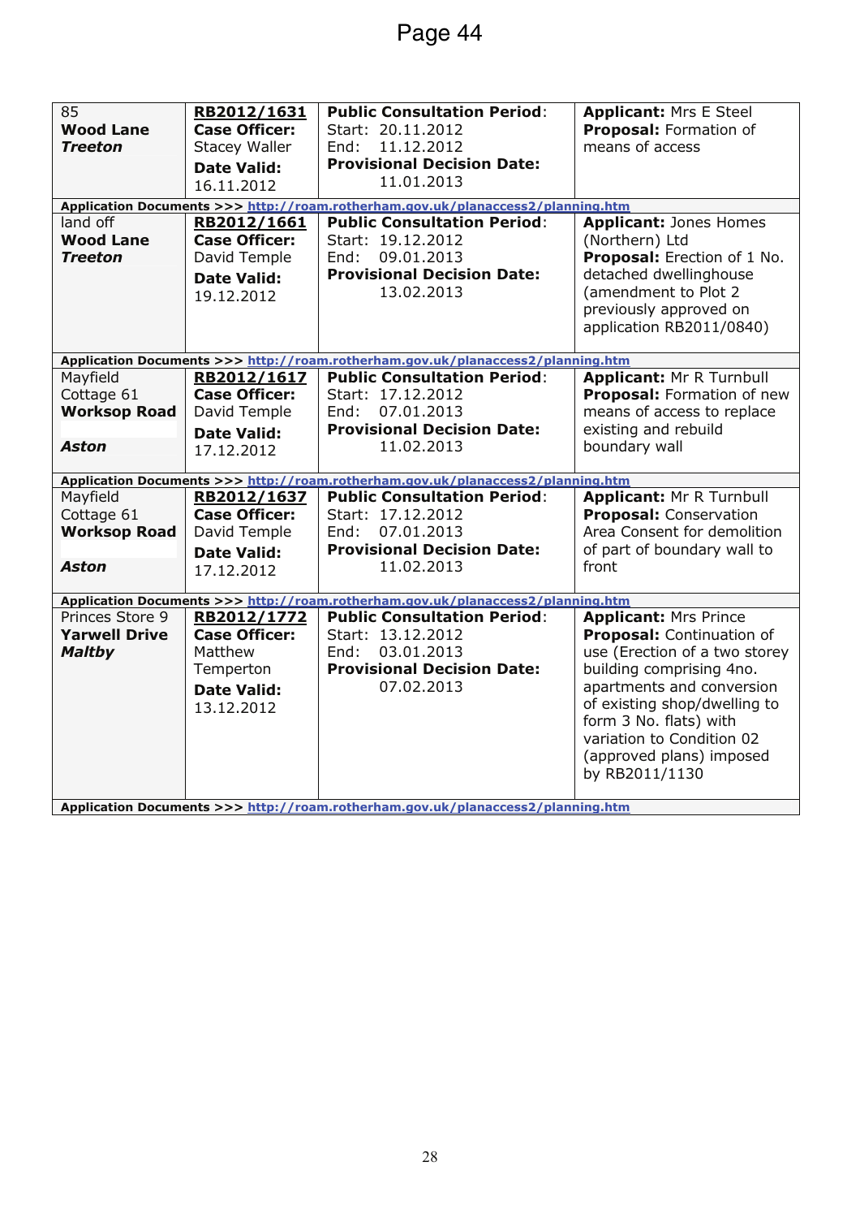| | | | |
|---|---|---|---|
| 85<br>**Wood Lane**<br>***Treeton*** | **RB2012/1631**<br>**Case Officer:**<br>Stacey Waller<br>**Date Valid:**<br>16.11.2012 | **Public Consultation Period**:<br>Start: 20.11.2012<br>End: 11.12.2012<br>**Provisional Decision Date:**<br>11.01.2013 | **Applicant:** Mrs E Steel<br>**Proposal:** Formation of means of access |
| **Application Documents >>>** http://roam.rotherham.gov.uk/planaccess2/planning.htm | | | |
| land off<br>**Wood Lane**<br>***Treeton*** | **RB2012/1661**<br>**Case Officer:**<br>David Temple<br>**Date Valid:**<br>19.12.2012 | **Public Consultation Period**:<br>Start: 19.12.2012<br>End: 09.01.2013<br>**Provisional Decision Date:**<br>13.02.2013 | **Applicant:** Jones Homes (Northern) Ltd<br>**Proposal:** Erection of 1 No. detached dwellinghouse (amendment to Plot 2 previously approved on application RB2011/0840) |
| **Application Documents >>>** http://roam.rotherham.gov.uk/planaccess2/planning.htm | | | |
| Mayfield Cottage 61<br>**Worksop Road**<br>***Aston*** | **RB2012/1617**<br>**Case Officer:**<br>David Temple<br>**Date Valid:**<br>17.12.2012 | **Public Consultation Period**:<br>Start: 17.12.2012<br>End: 07.01.2013<br>**Provisional Decision Date:**<br>11.02.2013 | **Applicant:** Mr R Turnbull<br>**Proposal:** Formation of new means of access to replace existing and rebuild boundary wall |
| **Application Documents >>>** http://roam.rotherham.gov.uk/planaccess2/planning.htm | | | |
| Mayfield Cottage 61<br>**Worksop Road**<br>***Aston*** | **RB2012/1637**<br>**Case Officer:**<br>David Temple<br>**Date Valid:**<br>17.12.2012 | **Public Consultation Period**:<br>Start: 17.12.2012<br>End: 07.01.2013<br>**Provisional Decision Date:**<br>11.02.2013 | **Applicant:** Mr R Turnbull<br>**Proposal:** Conservation Area Consent for demolition of part of boundary wall to front |
| **Application Documents >>>** http://roam.rotherham.gov.uk/planaccess2/planning.htm | | | |
| Princes Store 9<br>**Yarwell Drive**<br>***Maltby*** | **RB2012/1772**<br>**Case Officer:**<br>Matthew Temperton<br>**Date Valid:**<br>13.12.2012 | **Public Consultation Period**:<br>Start: 13.12.2012<br>End: 03.01.2013<br>**Provisional Decision Date:**<br>07.02.2013 | **Applicant:** Mrs Prince<br>**Proposal:** Continuation of use (Erection of a two storey building comprising 4no. apartments and conversion of existing shop/dwelling to form 3 No. flats) with variation to Condition 02 (approved plans) imposed by RB2011/1130 |
| **Application Documents >>>** http://roam.rotherham.gov.uk/planaccess2/planning.htm | | | |